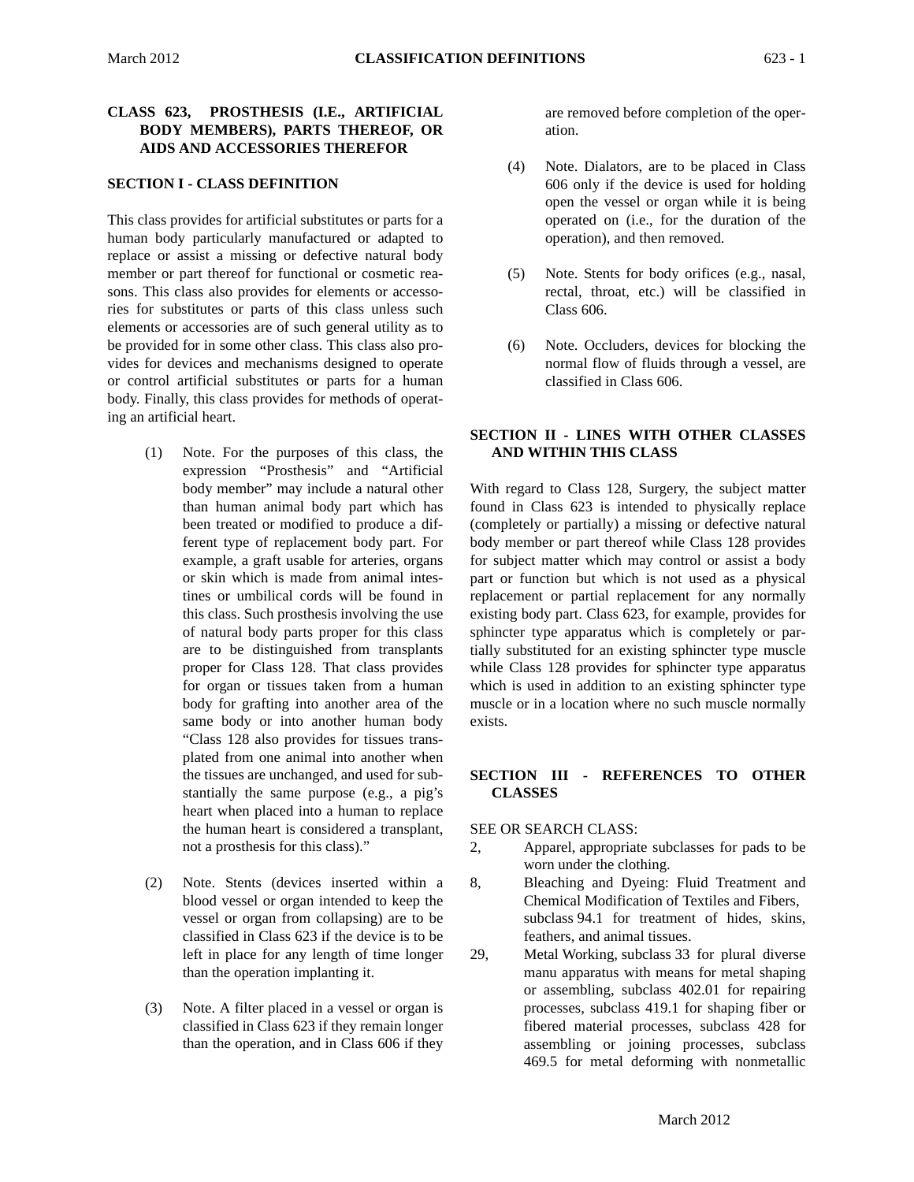# CLASS 623, PROSTHESIS (I.E., ARTIFICIAL BODY MEMBERS), PARTS THEREOF, OR AIDS AND ACCESSORIES THEREFOR

## SECTION I - CLASS DEFINITION

This class provides for artificial substitutes or parts for a human body particularly manufactured or adapted to replace or assist a missing or defective natural body member or part thereof for functional or cosmetic reasons. This class also provides for elements or accessories for substitutes or parts of this class unless such elements or accessories are of such general utility as to be provided for in some other class. This class also provides for devices and mechanisms designed to operate or control artificial substitutes or parts for a human body. Finally, this class provides for methods of operating an artificial heart.

(1) Note. For the purposes of this class, the expression "Prosthesis" and "Artificial body member" may include a natural other than human animal body part which has been treated or modified to produce a different type of replacement body part. For example, a graft usable for arteries, organs or skin which is made from animal intestines or umbilical cords will be found in this class. Such prosthesis involving the use of natural body parts proper for this class are to be distinguished from transplants proper for Class 128. That class provides for organ or tissues taken from a human body for grafting into another area of the same body or into another human body "Class 128 also provides for tissues transplanted from one animal into another when the tissues are unchanged, and used for substantially the same purpose (e.g., a pig's heart when placed into a human to replace the human heart is considered a transplant, not a prosthesis for this class)."

(2) Note. Stents (devices inserted within a blood vessel or organ intended to keep the vessel or organ from collapsing) are to be classified in Class 623 if the device is to be left in place for any length of time longer than the operation implanting it.

(3) Note. A filter placed in a vessel or organ is classified in Class 623 if they remain longer than the operation, and in Class 606 if they are removed before completion of the operation.

(4) Note. Dialators, are to be placed in Class 606 only if the device is used for holding open the vessel or organ while it is being operated on (i.e., for the duration of the operation), and then removed.

(5) Note. Stents for body orifices (e.g., nasal, rectal, throat, etc.) will be classified in Class 606.

(6) Note. Occluders, devices for blocking the normal flow of fluids through a vessel, are classified in Class 606.

## SECTION II - LINES WITH OTHER CLASSES AND WITHIN THIS CLASS

With regard to Class 128, Surgery, the subject matter found in Class 623 is intended to physically replace (completely or partially) a missing or defective natural body member or part thereof while Class 128 provides for subject matter which may control or assist a body part or function but which is not used as a physical replacement or partial replacement for any normally existing body part. Class 623, for example, provides for sphincter type apparatus which is completely or partially substituted for an existing sphincter type muscle while Class 128 provides for sphincter type apparatus which is used in addition to an existing sphincter type muscle or in a location where no such muscle normally exists.

## SECTION III - REFERENCES TO OTHER CLASSES

SEE OR SEARCH CLASS:

2, Apparel, appropriate subclasses for pads to be worn under the clothing.

8, Bleaching and Dyeing: Fluid Treatment and Chemical Modification of Textiles and Fibers, subclass 94.1 for treatment of hides, skins, feathers, and animal tissues.

29, Metal Working, subclass 33 for plural diverse manu apparatus with means for metal shaping or assembling, subclass 402.01 for repairing processes, subclass 419.1 for shaping fiber or fibered material processes, subclass 428 for assembling or joining processes, subclass 469.5 for metal deforming with nonmetallic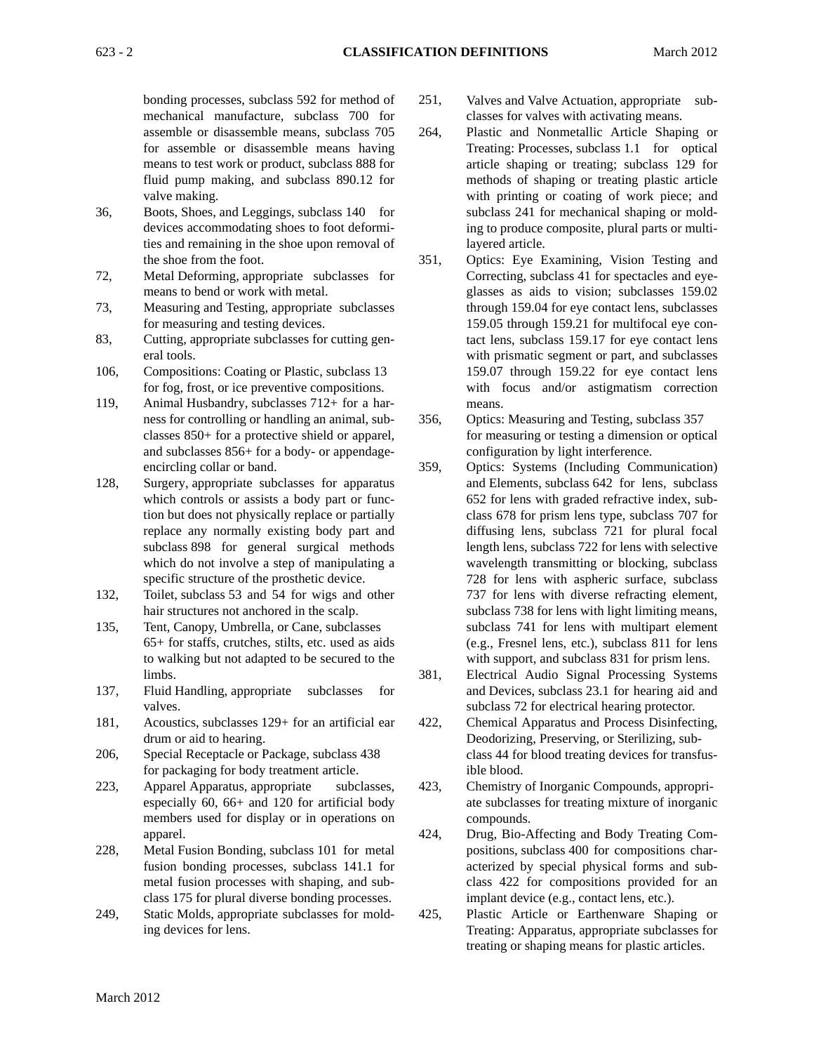bonding processes, subclass 592 for method of mechanical manufacture, subclass 700 for assemble or disassemble means, subclass 705 for assemble or disassemble means having means to test work or product, subclass 888 for fluid pump making, and subclass 890.12 for valve making.

36, Boots, Shoes, and Leggings, subclass 140 for devices accommodating shoes to foot deformities and remaining in the shoe upon removal of the shoe from the foot.

72, Metal Deforming, appropriate subclasses for means to bend or work with metal.

73, Measuring and Testing, appropriate subclasses for measuring and testing devices.

83, Cutting, appropriate subclasses for cutting general tools.

106, Compositions: Coating or Plastic, subclass 13 for fog, frost, or ice preventive compositions.

119, Animal Husbandry, subclasses 712+ for a harness for controlling or handling an animal, subclasses 850+ for a protective shield or apparel, and subclasses 856+ for a body- or appendage-encircling collar or band.

128, Surgery, appropriate subclasses for apparatus which controls or assists a body part or function but does not physically replace or partially replace any normally existing body part and subclass 898 for general surgical methods which do not involve a step of manipulating a specific structure of the prosthetic device.

132, Toilet, subclass 53 and 54 for wigs and other hair structures not anchored in the scalp.

135, Tent, Canopy, Umbrella, or Cane, subclasses 65+ for staffs, crutches, stilts, etc. used as aids to walking but not adapted to be secured to the limbs.

137, Fluid Handling, appropriate subclasses for valves.

181, Acoustics, subclasses 129+ for an artificial ear drum or aid to hearing.

206, Special Receptacle or Package, subclass 438 for packaging for body treatment article.

223, Apparel Apparatus, appropriate subclasses, especially 60, 66+ and 120 for artificial body members used for display or in operations on apparel.

228, Metal Fusion Bonding, subclass 101 for metal fusion bonding processes, subclass 141.1 for metal fusion processes with shaping, and subclass 175 for plural diverse bonding processes.

249, Static Molds, appropriate subclasses for molding devices for lens.

251, Valves and Valve Actuation, appropriate subclasses for valves with activating means.

264, Plastic and Nonmetallic Article Shaping or Treating: Processes, subclass 1.1 for optical article shaping or treating; subclass 129 for methods of shaping or treating plastic article with printing or coating of work piece; and subclass 241 for mechanical shaping or molding to produce composite, plural parts or multi-layered article.

351, Optics: Eye Examining, Vision Testing and Correcting, subclass 41 for spectacles and eyeglasses as aids to vision; subclasses 159.02 through 159.04 for eye contact lens, subclasses 159.05 through 159.21 for multifocal eye contact lens, subclass 159.17 for eye contact lens with prismatic segment or part, and subclasses 159.07 through 159.22 for eye contact lens with focus and/or astigmatism correction means.

356, Optics: Measuring and Testing, subclass 357 for measuring or testing a dimension or optical configuration by light interference.

359, Optics: Systems (Including Communication) and Elements, subclass 642 for lens, subclass 652 for lens with graded refractive index, subclass 678 for prism lens type, subclass 707 for diffusing lens, subclass 721 for plural focal length lens, subclass 722 for lens with selective wavelength transmitting or blocking, subclass 728 for lens with aspheric surface, subclass 737 for lens with diverse refracting element, subclass 738 for lens with light limiting means, subclass 741 for lens with multipart element (e.g., Fresnel lens, etc.), subclass 811 for lens with support, and subclass 831 for prism lens.

381, Electrical Audio Signal Processing Systems and Devices, subclass 23.1 for hearing aid and subclass 72 for electrical hearing protector.

422, Chemical Apparatus and Process Disinfecting, Deodorizing, Preserving, or Sterilizing, subclass 44 for blood treating devices for transfusible blood.

423, Chemistry of Inorganic Compounds, appropriate subclasses for treating mixture of inorganic compounds.

424, Drug, Bio-Affecting and Body Treating Compositions, subclass 400 for compositions characterized by special physical forms and subclass 422 for compositions provided for an implant device (e.g., contact lens, etc.).

425, Plastic Article or Earthenware Shaping or Treating: Apparatus, appropriate subclasses for treating or shaping means for plastic articles.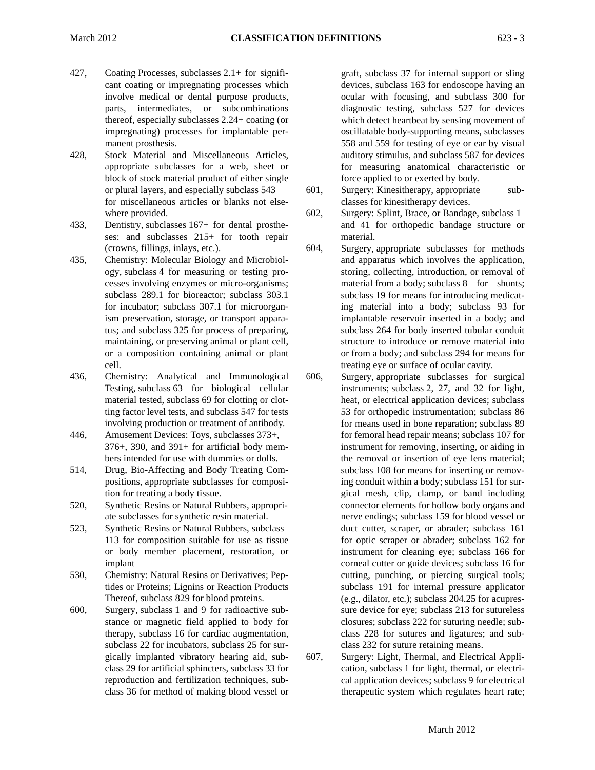427, Coating Processes, subclasses 2.1+ for significant coating or impregnating processes which involve medical or dental purpose products, parts, intermediates, or subcombinations thereof, especially subclasses 2.24+ coating (or impregnating) processes for implantable permanent prosthesis.

428, Stock Material and Miscellaneous Articles, appropriate subclasses for a web, sheet or block of stock material product of either single or plural layers, and especially subclass 543 for miscellaneous articles or blanks not elsewhere provided.

433, Dentistry, subclasses 167+ for dental prostheses: and subclasses 215+ for tooth repair (crowns, fillings, inlays, etc.).

435, Chemistry: Molecular Biology and Microbiology, subclass 4 for measuring or testing processes involving enzymes or micro-organisms; subclass 289.1 for bioreactor; subclass 303.1 for incubator; subclass 307.1 for microorganism preservation, storage, or transport apparatus; and subclass 325 for process of preparing, maintaining, or preserving animal or plant cell, or a composition containing animal or plant cell.

436, Chemistry: Analytical and Immunological Testing, subclass 63 for biological cellular material tested, subclass 69 for clotting or clotting factor level tests, and subclass 547 for tests involving production or treatment of antibody.

446, Amusement Devices: Toys, subclasses 373+, 376+, 390, and 391+ for artificial body members intended for use with dummies or dolls.

514, Drug, Bio-Affecting and Body Treating Compositions, appropriate subclasses for composition for treating a body tissue.

520, Synthetic Resins or Natural Rubbers, appropriate subclasses for synthetic resin material.

523, Synthetic Resins or Natural Rubbers, subclass 113 for composition suitable for use as tissue or body member placement, restoration, or implant

530, Chemistry: Natural Resins or Derivatives; Peptides or Proteins; Lignins or Reaction Products Thereof, subclass 829 for blood proteins.

600, Surgery, subclass 1 and 9 for radioactive substance or magnetic field applied to body for therapy, subclass 16 for cardiac augmentation, subclass 22 for incubators, subclass 25 for surgically implanted vibratory hearing aid, subclass 29 for artificial sphincters, subclass 33 for reproduction and fertilization techniques, subclass 36 for method of making blood vessel or graft, subclass 37 for internal support or sling devices, subclass 163 for endoscope having an ocular with focusing, and subclass 300 for diagnostic testing, subclass 527 for devices which detect heartbeat by sensing movement of oscillatable body-supporting means, subclasses 558 and 559 for testing of eye or ear by visual auditory stimulus, and subclass 587 for devices for measuring anatomical characteristic or force applied to or exerted by body.

601, Surgery: Kinesitherapy, appropriate subclasses for kinesitherapy devices.

602, Surgery: Splint, Brace, or Bandage, subclass 1 and 41 for orthopedic bandage structure or material.

604, Surgery, appropriate subclasses for methods and apparatus which involves the application, storing, collecting, introduction, or removal of material from a body; subclass 8 for shunts; subclass 19 for means for introducing medicating material into a body; subclass 93 for implantable reservoir inserted in a body; and subclass 264 for body inserted tubular conduit structure to introduce or remove material into or from a body; and subclass 294 for means for treating eye or surface of ocular cavity.

606, Surgery, appropriate subclasses for surgical instruments; subclass 2, 27, and 32 for light, heat, or electrical application devices; subclass 53 for orthopedic instrumentation; subclass 86 for means used in bone reparation; subclass 89 for femoral head repair means; subclass 107 for instrument for removing, inserting, or aiding in the removal or insertion of eye lens material; subclass 108 for means for inserting or removing conduit within a body; subclass 151 for surgical mesh, clip, clamp, or band including connector elements for hollow body organs and nerve endings; subclass 159 for blood vessel or duct cutter, scraper, or abrader; subclass 161 for optic scraper or abrader; subclass 162 for instrument for cleaning eye; subclass 166 for corneal cutter or guide devices; subclass 16 for cutting, punching, or piercing surgical tools; subclass 191 for internal pressure applicator (e.g., dilator, etc.); subclass 204.25 for acupressure device for eye; subclass 213 for sutureless closures; subclass 222 for suturing needle; subclass 228 for sutures and ligatures; and subclass 232 for suture retaining means.

607, Surgery: Light, Thermal, and Electrical Application, subclass 1 for light, thermal, or electrical application devices; subclass 9 for electrical therapeutic system which regulates heart rate;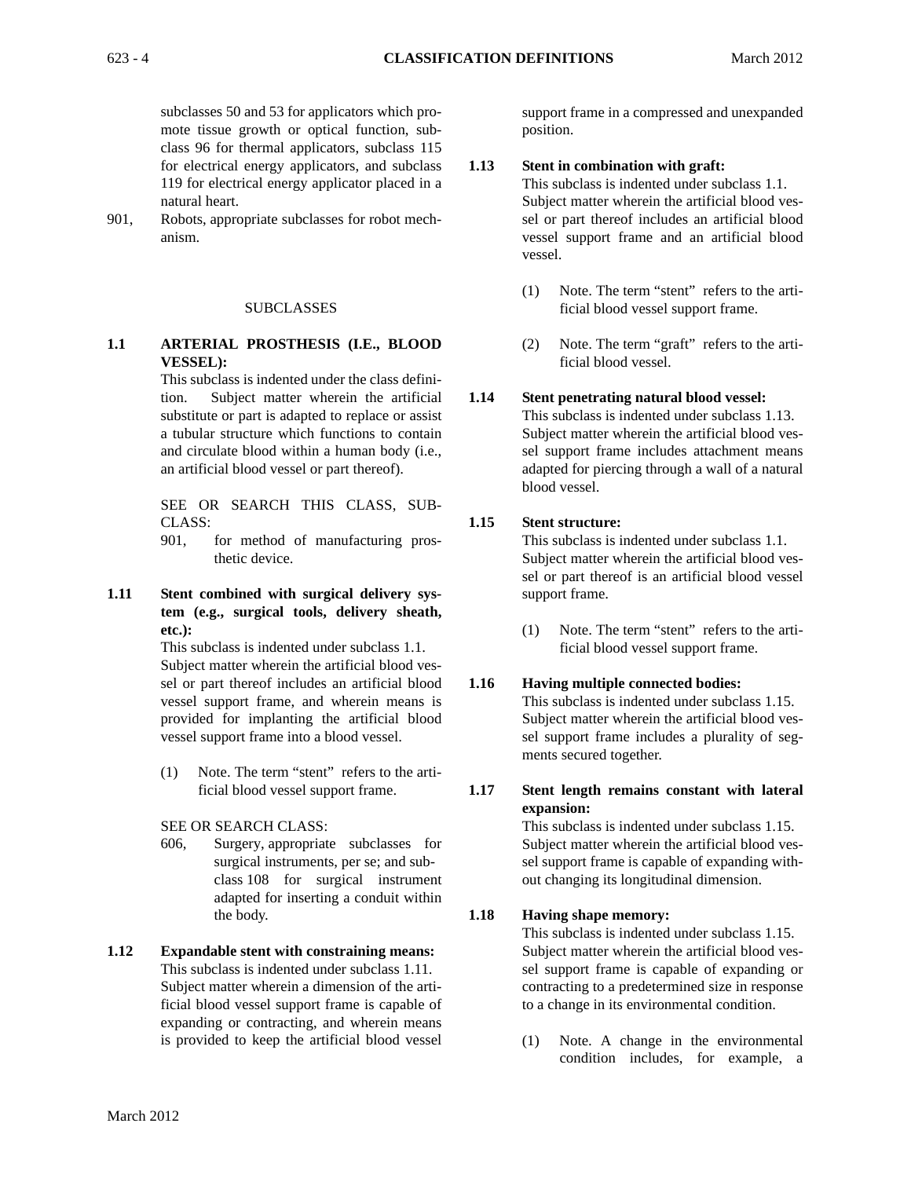subclasses 50 and 53 for applicators which promote tissue growth or optical function, subclass 96 for thermal applicators, subclass 115 for electrical energy applicators, and subclass 119 for electrical energy applicator placed in a natural heart.

901, Robots, appropriate subclasses for robot mechanism.

SUBCLASSES

**1.1 ARTERIAL PROSTHESIS (I.E., BLOOD VESSEL):**

This subclass is indented under the class definition. Subject matter wherein the artificial substitute or part is adapted to replace or assist a tubular structure which functions to contain and circulate blood within a human body (i.e., an artificial blood vessel or part thereof).

SEE OR SEARCH THIS CLASS, SUBCLASS:

901, for method of manufacturing prosthetic device.

**1.11 Stent combined with surgical delivery system (e.g., surgical tools, delivery sheath, etc.):**

This subclass is indented under subclass 1.1. Subject matter wherein the artificial blood vessel or part thereof includes an artificial blood vessel support frame, and wherein means is provided for implanting the artificial blood vessel support frame into a blood vessel.

(1) Note. The term "stent" refers to the artificial blood vessel support frame.

SEE OR SEARCH CLASS:

606, Surgery, appropriate subclasses for surgical instruments, per se; and subclass 108 for surgical instrument adapted for inserting a conduit within the body.

**1.12 Expandable stent with constraining means:**

This subclass is indented under subclass 1.11. Subject matter wherein a dimension of the artificial blood vessel support frame is capable of expanding or contracting, and wherein means is provided to keep the artificial blood vessel support frame in a compressed and unexpanded position.

**1.13 Stent in combination with graft:**

This subclass is indented under subclass 1.1. Subject matter wherein the artificial blood vessel or part thereof includes an artificial blood vessel support frame and an artificial blood vessel.

(1) Note. The term "stent" refers to the artificial blood vessel support frame.

(2) Note. The term "graft" refers to the artificial blood vessel.

**1.14 Stent penetrating natural blood vessel:**

This subclass is indented under subclass 1.13. Subject matter wherein the artificial blood vessel support frame includes attachment means adapted for piercing through a wall of a natural blood vessel.

**1.15 Stent structure:**

This subclass is indented under subclass 1.1. Subject matter wherein the artificial blood vessel or part thereof is an artificial blood vessel support frame.

(1) Note. The term "stent" refers to the artificial blood vessel support frame.

**1.16 Having multiple connected bodies:**

This subclass is indented under subclass 1.15. Subject matter wherein the artificial blood vessel support frame includes a plurality of segments secured together.

**1.17 Stent length remains constant with lateral expansion:**

This subclass is indented under subclass 1.15. Subject matter wherein the artificial blood vessel support frame is capable of expanding without changing its longitudinal dimension.

**1.18 Having shape memory:**

This subclass is indented under subclass 1.15. Subject matter wherein the artificial blood vessel support frame is capable of expanding or contracting to a predetermined size in response to a change in its environmental condition.

(1) Note. A change in the environmental condition includes, for example, a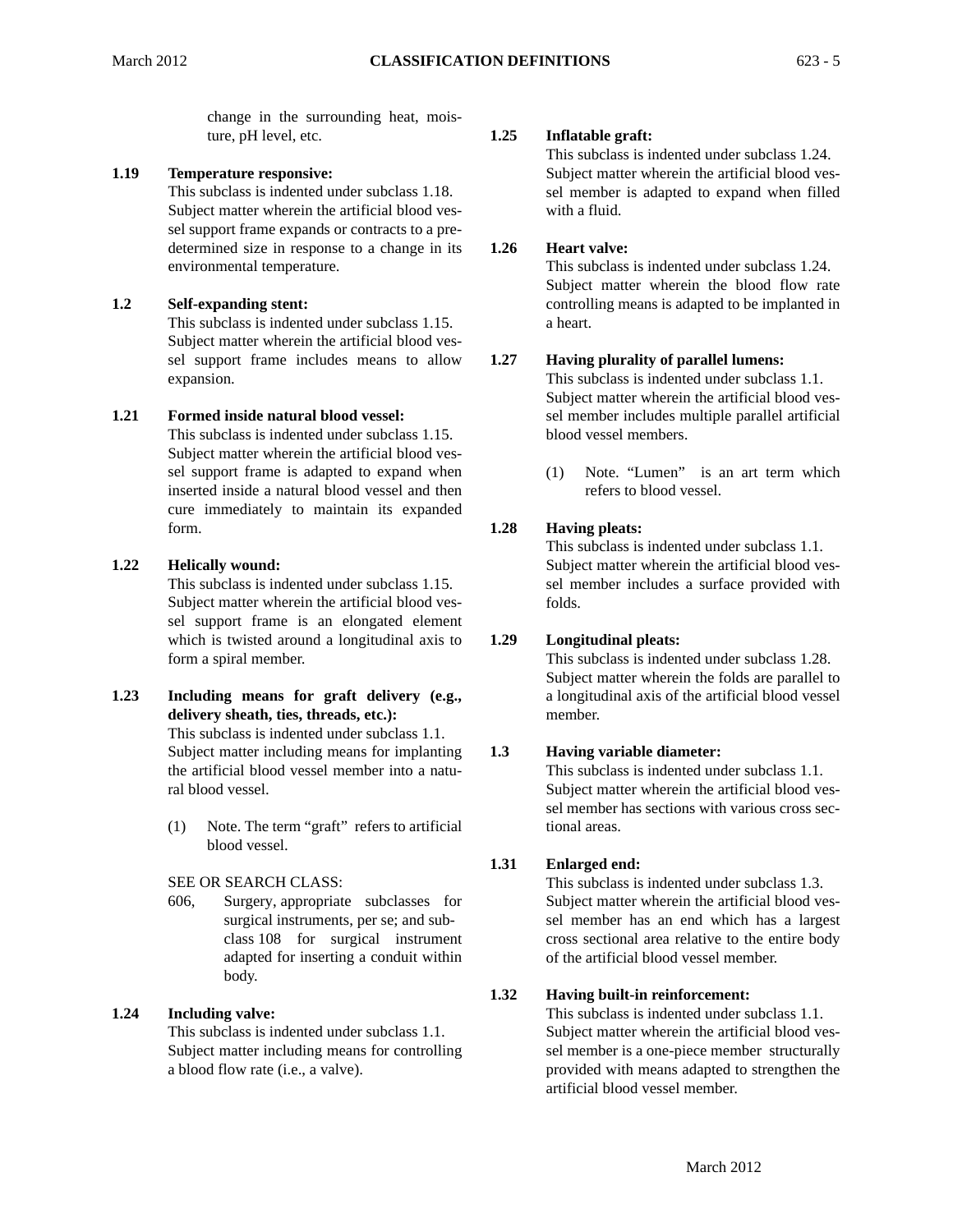change in the surrounding heat, moisture, pH level, etc.

**1.19 Temperature responsive:**
This subclass is indented under subclass 1.18. Subject matter wherein the artificial blood vessel support frame expands or contracts to a predetermined size in response to a change in its environmental temperature.

**1.2 Self-expanding stent:**
This subclass is indented under subclass 1.15. Subject matter wherein the artificial blood vessel support frame includes means to allow expansion.

**1.21 Formed inside natural blood vessel:**
This subclass is indented under subclass 1.15. Subject matter wherein the artificial blood vessel support frame is adapted to expand when inserted inside a natural blood vessel and then cure immediately to maintain its expanded form.

**1.22 Helically wound:**
This subclass is indented under subclass 1.15. Subject matter wherein the artificial blood vessel support frame is an elongated element which is twisted around a longitudinal axis to form a spiral member.

**1.23 Including means for graft delivery (e.g., delivery sheath, ties, threads, etc.):**
This subclass is indented under subclass 1.1. Subject matter including means for implanting the artificial blood vessel member into a natural blood vessel.

(1) Note. The term "graft" refers to artificial blood vessel.

SEE OR SEARCH CLASS:

606, Surgery, appropriate subclasses for surgical instruments, per se; and subclass 108 for surgical instrument adapted for inserting a conduit within body.

**1.24 Including valve:**
This subclass is indented under subclass 1.1. Subject matter including means for controlling a blood flow rate (i.e., a valve).

**1.25 Inflatable graft:**
This subclass is indented under subclass 1.24. Subject matter wherein the artificial blood vessel member is adapted to expand when filled with a fluid.

**1.26 Heart valve:**
This subclass is indented under subclass 1.24. Subject matter wherein the blood flow rate controlling means is adapted to be implanted in a heart.

**1.27 Having plurality of parallel lumens:**
This subclass is indented under subclass 1.1. Subject matter wherein the artificial blood vessel member includes multiple parallel artificial blood vessel members.

(1) Note. "Lumen" is an art term which refers to blood vessel.

**1.28 Having pleats:**
This subclass is indented under subclass 1.1. Subject matter wherein the artificial blood vessel member includes a surface provided with folds.

**1.29 Longitudinal pleats:**
This subclass is indented under subclass 1.28. Subject matter wherein the folds are parallel to a longitudinal axis of the artificial blood vessel member.

**1.3 Having variable diameter:**
This subclass is indented under subclass 1.1. Subject matter wherein the artificial blood vessel member has sections with various cross sectional areas.

**1.31 Enlarged end:**
This subclass is indented under subclass 1.3. Subject matter wherein the artificial blood vessel member has an end which has a largest cross sectional area relative to the entire body of the artificial blood vessel member.

**1.32 Having built-in reinforcement:**
This subclass is indented under subclass 1.1. Subject matter wherein the artificial blood vessel member is a one-piece member structurally provided with means adapted to strengthen the artificial blood vessel member.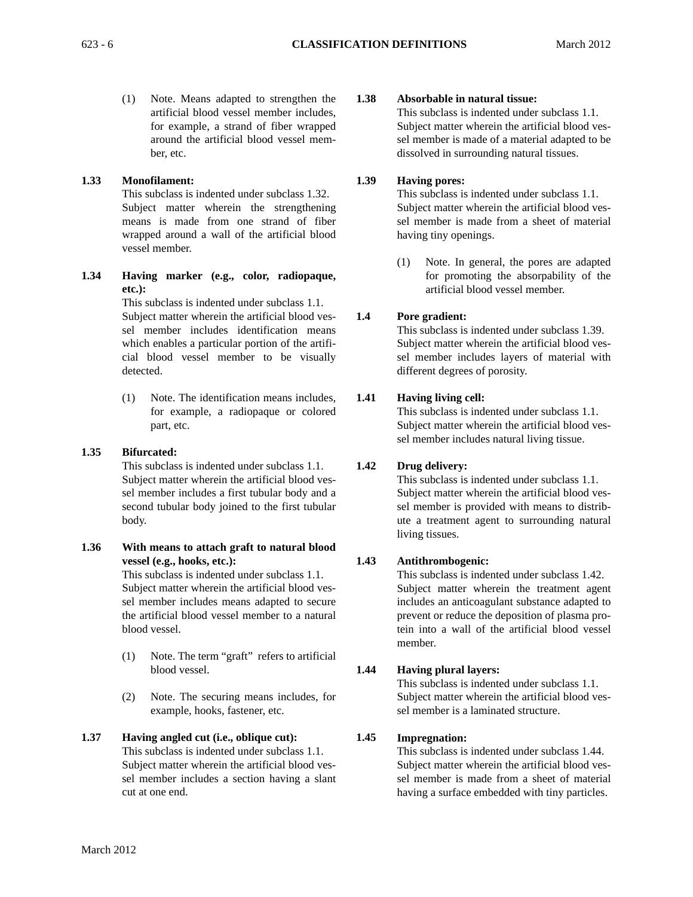(1) Note. Means adapted to strengthen the artificial blood vessel member includes, for example, a strand of fiber wrapped around the artificial blood vessel member, etc.

**1.33 Monofilament:**
This subclass is indented under subclass 1.32. Subject matter wherein the strengthening means is made from one strand of fiber wrapped around a wall of the artificial blood vessel member.

**1.34 Having marker (e.g., color, radiopaque, etc.):**
This subclass is indented under subclass 1.1. Subject matter wherein the artificial blood vessel member includes identification means which enables a particular portion of the artificial blood vessel member to be visually detected.

(1) Note. The identification means includes, for example, a radiopaque or colored part, etc.

**1.35 Bifurcated:**
This subclass is indented under subclass 1.1. Subject matter wherein the artificial blood vessel member includes a first tubular body and a second tubular body joined to the first tubular body.

**1.36 With means to attach graft to natural blood vessel (e.g., hooks, etc.):**
This subclass is indented under subclass 1.1. Subject matter wherein the artificial blood vessel member includes means adapted to secure the artificial blood vessel member to a natural blood vessel.

(1) Note. The term "graft" refers to artificial blood vessel.

(2) Note. The securing means includes, for example, hooks, fastener, etc.

**1.37 Having angled cut (i.e., oblique cut):**
This subclass is indented under subclass 1.1. Subject matter wherein the artificial blood vessel member includes a section having a slant cut at one end.

**1.38 Absorbable in natural tissue:**
This subclass is indented under subclass 1.1. Subject matter wherein the artificial blood vessel member is made of a material adapted to be dissolved in surrounding natural tissues.

**1.39 Having pores:**
This subclass is indented under subclass 1.1. Subject matter wherein the artificial blood vessel member is made from a sheet of material having tiny openings.

(1) Note. In general, the pores are adapted for promoting the absorpability of the artificial blood vessel member.

**1.4 Pore gradient:**
This subclass is indented under subclass 1.39. Subject matter wherein the artificial blood vessel member includes layers of material with different degrees of porosity.

**1.41 Having living cell:**
This subclass is indented under subclass 1.1. Subject matter wherein the artificial blood vessel member includes natural living tissue.

**1.42 Drug delivery:**
This subclass is indented under subclass 1.1. Subject matter wherein the artificial blood vessel member is provided with means to distribute a treatment agent to surrounding natural living tissues.

**1.43 Antithrombogenic:**
This subclass is indented under subclass 1.42. Subject matter wherein the treatment agent includes an anticoagulant substance adapted to prevent or reduce the deposition of plasma protein into a wall of the artificial blood vessel member.

**1.44 Having plural layers:**
This subclass is indented under subclass 1.1. Subject matter wherein the artificial blood vessel member is a laminated structure.

**1.45 Impregnation:**
This subclass is indented under subclass 1.44. Subject matter wherein the artificial blood vessel member is made from a sheet of material having a surface embedded with tiny particles.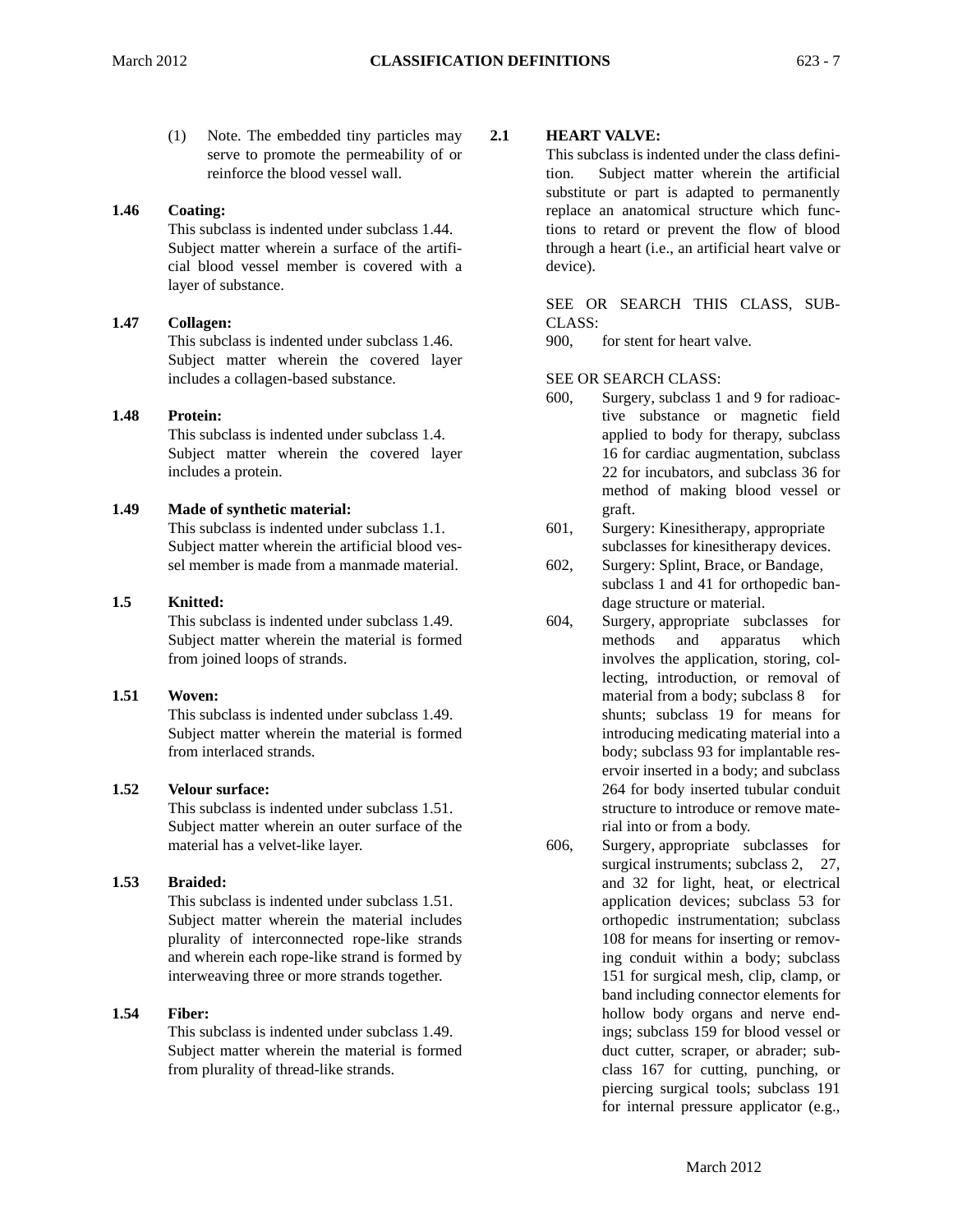(1) Note. The embedded tiny particles may serve to promote the permeability of or reinforce the blood vessel wall.

**1.46 Coating:**
This subclass is indented under subclass 1.44. Subject matter wherein a surface of the artificial blood vessel member is covered with a layer of substance.

**1.47 Collagen:**
This subclass is indented under subclass 1.46. Subject matter wherein the covered layer includes a collagen-based substance.

**1.48 Protein:**
This subclass is indented under subclass 1.4. Subject matter wherein the covered layer includes a protein.

**1.49 Made of synthetic material:**
This subclass is indented under subclass 1.1. Subject matter wherein the artificial blood vessel member is made from a manmade material.

**1.5 Knitted:**
This subclass is indented under subclass 1.49. Subject matter wherein the material is formed from joined loops of strands.

**1.51 Woven:**
This subclass is indented under subclass 1.49. Subject matter wherein the material is formed from interlaced strands.

**1.52 Velour surface:**
This subclass is indented under subclass 1.51. Subject matter wherein an outer surface of the material has a velvet-like layer.

**1.53 Braided:**
This subclass is indented under subclass 1.51. Subject matter wherein the material includes plurality of interconnected rope-like strands and wherein each rope-like strand is formed by interweaving three or more strands together.

**1.54 Fiber:**
This subclass is indented under subclass 1.49. Subject matter wherein the material is formed from plurality of thread-like strands.

**2.1 HEART VALVE:**
This subclass is indented under the class definition. Subject matter wherein the artificial substitute or part is adapted to permanently replace an anatomical structure which functions to retard or prevent the flow of blood through a heart (i.e., an artificial heart valve or device).

SEE OR SEARCH THIS CLASS, SUBCLASS:

900, for stent for heart valve.

SEE OR SEARCH CLASS:

600, Surgery, subclass 1 and 9 for radioactive substance or magnetic field applied to body for therapy, subclass 16 for cardiac augmentation, subclass 22 for incubators, and subclass 36 for method of making blood vessel or graft.

601, Surgery: Kinesitherapy, appropriate subclasses for kinesitherapy devices.

602, Surgery: Splint, Brace, or Bandage, subclass 1 and 41 for orthopedic bandage structure or material.

604, Surgery, appropriate subclasses for methods and apparatus which involves the application, storing, collecting, introduction, or removal of material from a body; subclass 8 for shunts; subclass 19 for means for introducing medicating material into a body; subclass 93 for implantable reservoir inserted in a body; and subclass 264 for body inserted tubular conduit structure to introduce or remove material into or from a body.

606, Surgery, appropriate subclasses for surgical instruments; subclass 2, 27, and 32 for light, heat, or electrical application devices; subclass 53 for orthopedic instrumentation; subclass 108 for means for inserting or removing conduit within a body; subclass 151 for surgical mesh, clip, clamp, or band including connector elements for hollow body organs and nerve endings; subclass 159 for blood vessel or duct cutter, scraper, or abrader; subclass 167 for cutting, punching, or piercing surgical tools; subclass 191 for internal pressure applicator (e.g.,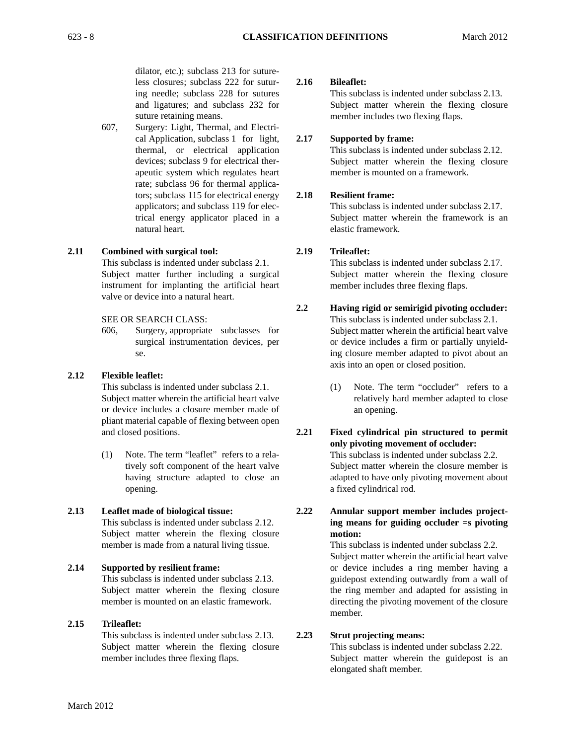dilator, etc.); subclass 213 for sutureless closures; subclass 222 for suturing needle; subclass 228 for sutures and ligatures; and subclass 232 for suture retaining means.

607, Surgery: Light, Thermal, and Electrical Application, subclass 1 for light, thermal, or electrical application devices; subclass 9 for electrical therapeutic system which regulates heart rate; subclass 96 for thermal applicators; subclass 115 for electrical energy applicators; and subclass 119 for electrical energy applicator placed in a natural heart.

**2.11 Combined with surgical tool:**

This subclass is indented under subclass 2.1. Subject matter further including a surgical instrument for implanting the artificial heart valve or device into a natural heart.

SEE OR SEARCH CLASS:

606, Surgery, appropriate subclasses for surgical instrumentation devices, per se.

**2.12 Flexible leaflet:**

This subclass is indented under subclass 2.1. Subject matter wherein the artificial heart valve or device includes a closure member made of pliant material capable of flexing between open and closed positions.

(1) Note. The term “leaflet” refers to a relatively soft component of the heart valve having structure adapted to close an opening.

**2.13 Leaflet made of biological tissue:**

This subclass is indented under subclass 2.12. Subject matter wherein the flexing closure member is made from a natural living tissue.

**2.14 Supported by resilient frame:**

This subclass is indented under subclass 2.13. Subject matter wherein the flexing closure member is mounted on an elastic framework.

**2.15 Trileaflet:**

This subclass is indented under subclass 2.13. Subject matter wherein the flexing closure member includes three flexing flaps.

**2.16 Bileaflet:**

This subclass is indented under subclass 2.13. Subject matter wherein the flexing closure member includes two flexing flaps.

**2.17 Supported by frame:**

This subclass is indented under subclass 2.12. Subject matter wherein the flexing closure member is mounted on a framework.

**2.18 Resilient frame:**

This subclass is indented under subclass 2.17. Subject matter wherein the framework is an elastic framework.

**2.19 Trileaflet:**

This subclass is indented under subclass 2.17. Subject matter wherein the flexing closure member includes three flexing flaps.

**2.2 Having rigid or semirigid pivoting occluder:**

This subclass is indented under subclass 2.1. Subject matter wherein the artificial heart valve or device includes a firm or partially unyielding closure member adapted to pivot about an axis into an open or closed position.

(1) Note. The term “occluder” refers to a relatively hard member adapted to close an opening.

**2.21 Fixed cylindrical pin structured to permit only pivoting movement of occluder:**

This subclass is indented under subclass 2.2. Subject matter wherein the closure member is adapted to have only pivoting movement about a fixed cylindrical rod.

**2.22 Annular support member includes projecting means for guiding occluder =s pivoting motion:**

This subclass is indented under subclass 2.2. Subject matter wherein the artificial heart valve or device includes a ring member having a guidepost extending outwardly from a wall of the ring member and adapted for assisting in directing the pivoting movement of the closure member.

**2.23 Strut projecting means:**

This subclass is indented under subclass 2.22. Subject matter wherein the guidepost is an elongated shaft member.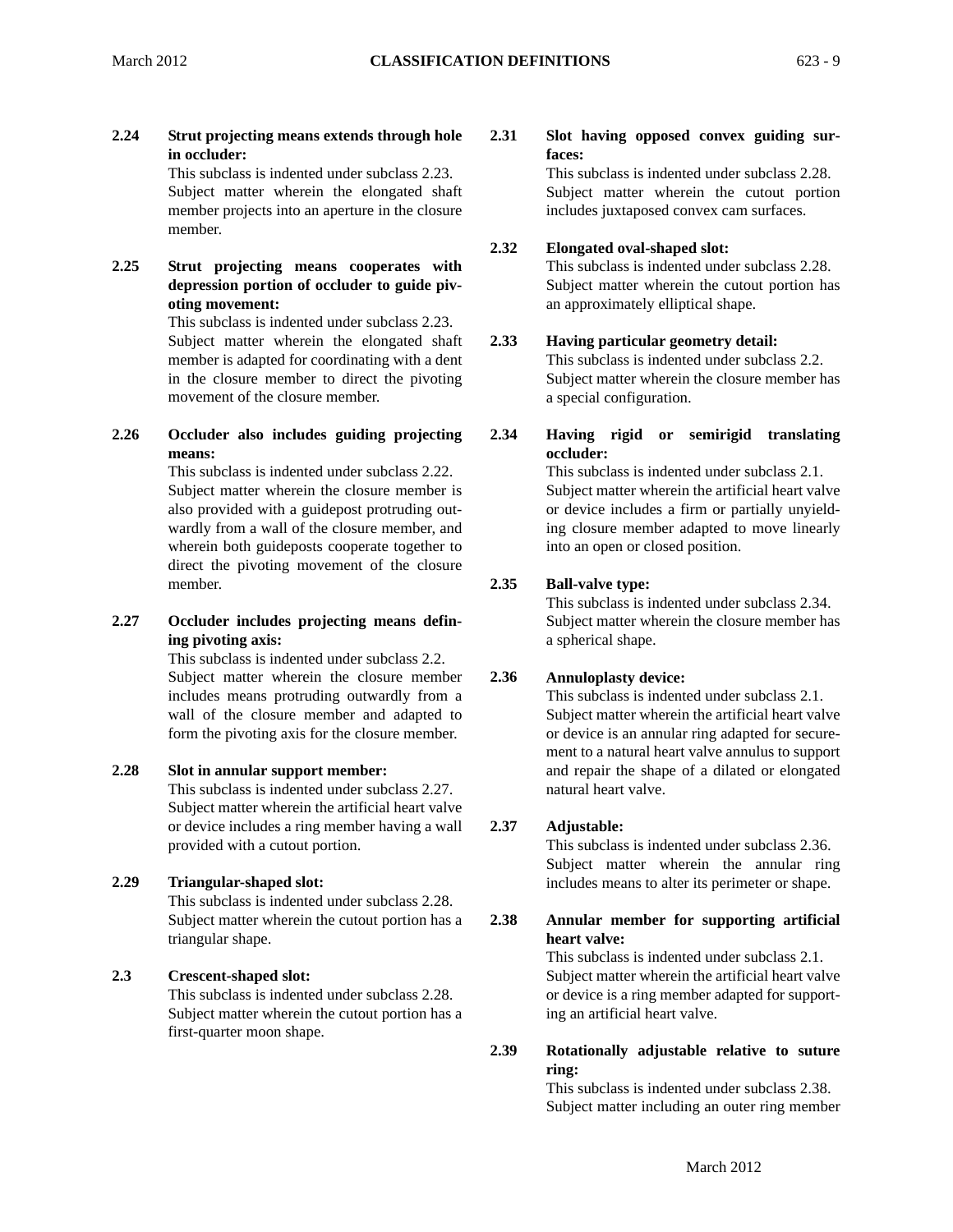**2.24 Strut projecting means extends through hole in occluder:**

This subclass is indented under subclass 2.23. Subject matter wherein the elongated shaft member projects into an aperture in the closure member.

**2.25 Strut projecting means cooperates with depression portion of occluder to guide pivoting movement:**

This subclass is indented under subclass 2.23. Subject matter wherein the elongated shaft member is adapted for coordinating with a dent in the closure member to direct the pivoting movement of the closure member.

**2.26 Occluder also includes guiding projecting means:**

This subclass is indented under subclass 2.22. Subject matter wherein the closure member is also provided with a guidepost protruding outwardly from a wall of the closure member, and wherein both guideposts cooperate together to direct the pivoting movement of the closure member.

**2.27 Occluder includes projecting means defining pivoting axis:**

This subclass is indented under subclass 2.2. Subject matter wherein the closure member includes means protruding outwardly from a wall of the closure member and adapted to form the pivoting axis for the closure member.

**2.28 Slot in annular support member:**

This subclass is indented under subclass 2.27. Subject matter wherein the artificial heart valve or device includes a ring member having a wall provided with a cutout portion.

**2.29 Triangular-shaped slot:**

This subclass is indented under subclass 2.28. Subject matter wherein the cutout portion has a triangular shape.

**2.3 Crescent-shaped slot:**

This subclass is indented under subclass 2.28. Subject matter wherein the cutout portion has a first-quarter moon shape.

**2.31 Slot having opposed convex guiding surfaces:**

This subclass is indented under subclass 2.28. Subject matter wherein the cutout portion includes juxtaposed convex cam surfaces.

**2.32 Elongated oval-shaped slot:**

This subclass is indented under subclass 2.28. Subject matter wherein the cutout portion has an approximately elliptical shape.

**2.33 Having particular geometry detail:**

This subclass is indented under subclass 2.2. Subject matter wherein the closure member has a special configuration.

**2.34 Having rigid or semirigid translating occluder:**

This subclass is indented under subclass 2.1. Subject matter wherein the artificial heart valve or device includes a firm or partially unyielding closure member adapted to move linearly into an open or closed position.

**2.35 Ball-valve type:**

This subclass is indented under subclass 2.34. Subject matter wherein the closure member has a spherical shape.

**2.36 Annuloplasty device:**

This subclass is indented under subclass 2.1. Subject matter wherein the artificial heart valve or device is an annular ring adapted for securement to a natural heart valve annulus to support and repair the shape of a dilated or elongated natural heart valve.

**2.37 Adjustable:**

This subclass is indented under subclass 2.36. Subject matter wherein the annular ring includes means to alter its perimeter or shape.

**2.38 Annular member for supporting artificial heart valve:**

This subclass is indented under subclass 2.1. Subject matter wherein the artificial heart valve or device is a ring member adapted for supporting an artificial heart valve.

**2.39 Rotationally adjustable relative to suture ring:**

This subclass is indented under subclass 2.38. Subject matter including an outer ring member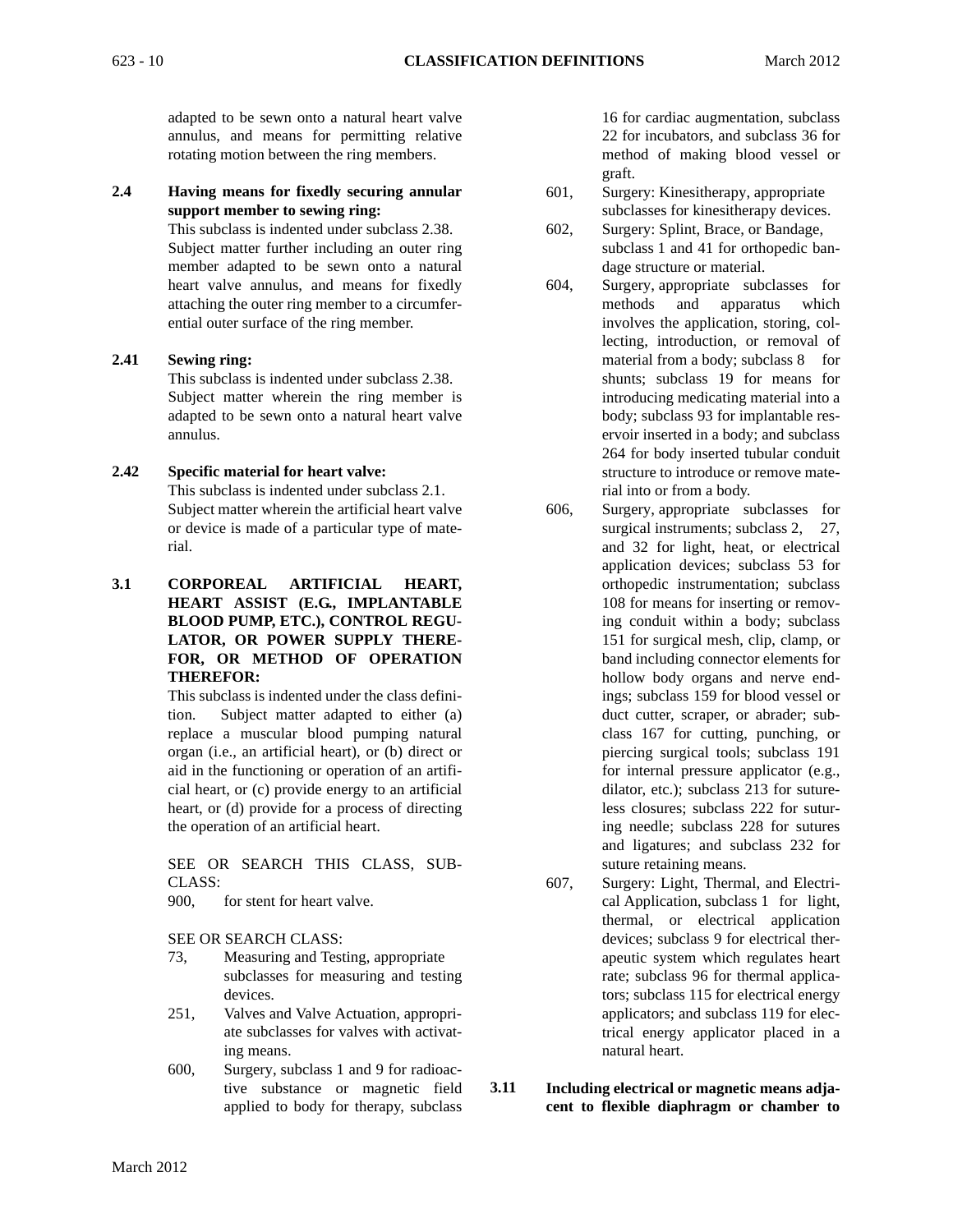adapted to be sewn onto a natural heart valve annulus, and means for permitting relative rotating motion between the ring members.

**2.4 Having means for fixedly securing annular support member to sewing ring:**

This subclass is indented under subclass 2.38. Subject matter further including an outer ring member adapted to be sewn onto a natural heart valve annulus, and means for fixedly attaching the outer ring member to a circumferential outer surface of the ring member.

**2.41 Sewing ring:**

This subclass is indented under subclass 2.38. Subject matter wherein the ring member is adapted to be sewn onto a natural heart valve annulus.

**2.42 Specific material for heart valve:**

This subclass is indented under subclass 2.1. Subject matter wherein the artificial heart valve or device is made of a particular type of material.

**3.1 CORPOREAL ARTIFICIAL HEART, HEART ASSIST (E.G., IMPLANTABLE BLOOD PUMP, ETC.), CONTROL REGULATOR, OR POWER SUPPLY THEREFOR, OR METHOD OF OPERATION THEREFOR:**

This subclass is indented under the class definition. Subject matter adapted to either (a) replace a muscular blood pumping natural organ (i.e., an artificial heart), or (b) direct or aid in the functioning or operation of an artificial heart, or (c) provide energy to an artificial heart, or (d) provide for a process of directing the operation of an artificial heart.

SEE OR SEARCH THIS CLASS, SUBCLASS:

900, for stent for heart valve.

SEE OR SEARCH CLASS:

73, Measuring and Testing, appropriate subclasses for measuring and testing devices.

251, Valves and Valve Actuation, appropriate subclasses for valves with activating means.

600, Surgery, subclass 1 and 9 for radioactive substance or magnetic field applied to body for therapy, subclass 16 for cardiac augmentation, subclass 22 for incubators, and subclass 36 for method of making blood vessel or graft.

601, Surgery: Kinesitherapy, appropriate subclasses for kinesitherapy devices.

602, Surgery: Splint, Brace, or Bandage, subclass 1 and 41 for orthopedic bandage structure or material.

604, Surgery, appropriate subclasses for methods and apparatus which involves the application, storing, collecting, introduction, or removal of material from a body; subclass 8 for shunts; subclass 19 for means for introducing medicating material into a body; subclass 93 for implantable reservoir inserted in a body; and subclass 264 for body inserted tubular conduit structure to introduce or remove material into or from a body.

606, Surgery, appropriate subclasses for surgical instruments; subclass 2, 27, and 32 for light, heat, or electrical application devices; subclass 53 for orthopedic instrumentation; subclass 108 for means for inserting or removing conduit within a body; subclass 151 for surgical mesh, clip, clamp, or band including connector elements for hollow body organs and nerve endings; subclass 159 for blood vessel or duct cutter, scraper, or abrader; subclass 167 for cutting, punching, or piercing surgical tools; subclass 191 for internal pressure applicator (e.g., dilator, etc.); subclass 213 for sutureless closures; subclass 222 for suturing needle; subclass 228 for sutures and ligatures; and subclass 232 for suture retaining means.

607, Surgery: Light, Thermal, and Electrical Application, subclass 1 for light, thermal, or electrical application devices; subclass 9 for electrical therapeutic system which regulates heart rate; subclass 96 for thermal applicators; subclass 115 for electrical energy applicators; and subclass 119 for electrical energy applicator placed in a natural heart.

**3.11 Including electrical or magnetic means adjacent to flexible diaphragm or chamber to**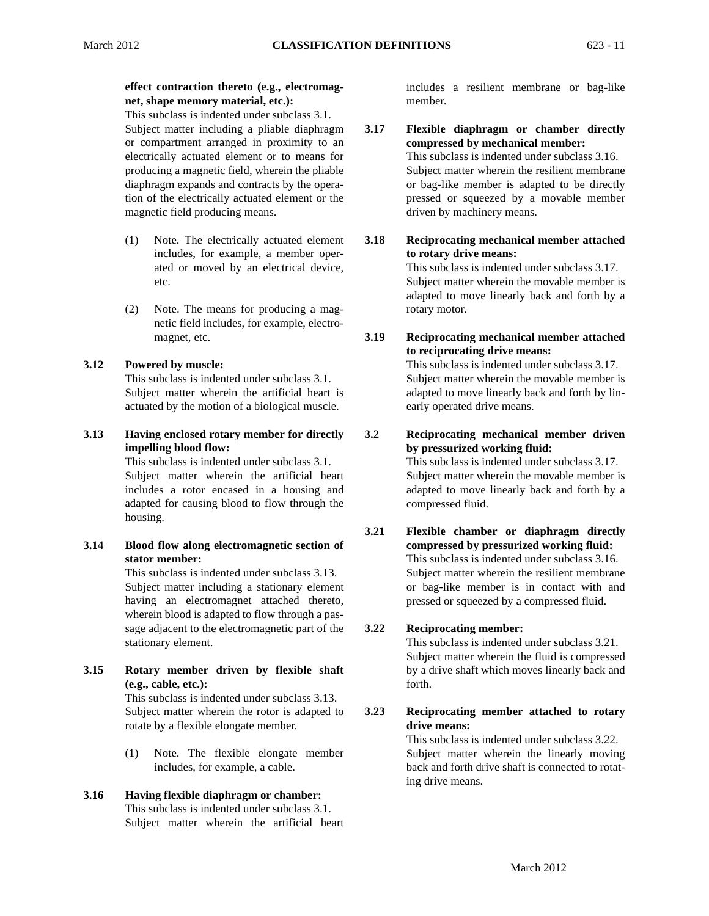**effect contraction thereto (e.g., electromagnet, shape memory material, etc.):**

This subclass is indented under subclass 3.1. Subject matter including a pliable diaphragm or compartment arranged in proximity to an electrically actuated element or to means for producing a magnetic field, wherein the pliable diaphragm expands and contracts by the operation of the electrically actuated element or the magnetic field producing means.

(1) Note. The electrically actuated element includes, for example, a member operated or moved by an electrical device, etc.

(2) Note. The means for producing a magnetic field includes, for example, electromagnet, etc.

**3.12 Powered by muscle:**

This subclass is indented under subclass 3.1. Subject matter wherein the artificial heart is actuated by the motion of a biological muscle.

**3.13 Having enclosed rotary member for directly impelling blood flow:**

This subclass is indented under subclass 3.1. Subject matter wherein the artificial heart includes a rotor encased in a housing and adapted for causing blood to flow through the housing.

**3.14 Blood flow along electromagnetic section of stator member:**

This subclass is indented under subclass 3.13. Subject matter including a stationary element having an electromagnet attached thereto, wherein blood is adapted to flow through a passage adjacent to the electromagnetic part of the stationary element.

**3.15 Rotary member driven by flexible shaft (e.g., cable, etc.):**

This subclass is indented under subclass 3.13. Subject matter wherein the rotor is adapted to rotate by a flexible elongate member.

(1) Note. The flexible elongate member includes, for example, a cable.

**3.16 Having flexible diaphragm or chamber:**

This subclass is indented under subclass 3.1. Subject matter wherein the artificial heart includes a resilient membrane or bag-like member.

**3.17 Flexible diaphragm or chamber directly compressed by mechanical member:**

This subclass is indented under subclass 3.16. Subject matter wherein the resilient membrane or bag-like member is adapted to be directly pressed or squeezed by a movable member driven by machinery means.

**3.18 Reciprocating mechanical member attached to rotary drive means:**

This subclass is indented under subclass 3.17. Subject matter wherein the movable member is adapted to move linearly back and forth by a rotary motor.

**3.19 Reciprocating mechanical member attached to reciprocating drive means:**

This subclass is indented under subclass 3.17. Subject matter wherein the movable member is adapted to move linearly back and forth by linearly operated drive means.

**3.2 Reciprocating mechanical member driven by pressurized working fluid:**

This subclass is indented under subclass 3.17. Subject matter wherein the movable member is adapted to move linearly back and forth by a compressed fluid.

**3.21 Flexible chamber or diaphragm directly compressed by pressurized working fluid:**

This subclass is indented under subclass 3.16. Subject matter wherein the resilient membrane or bag-like member is in contact with and pressed or squeezed by a compressed fluid.

**3.22 Reciprocating member:**

This subclass is indented under subclass 3.21. Subject matter wherein the fluid is compressed by a drive shaft which moves linearly back and forth.

**3.23 Reciprocating member attached to rotary drive means:**

This subclass is indented under subclass 3.22. Subject matter wherein the linearly moving back and forth drive shaft is connected to rotating drive means.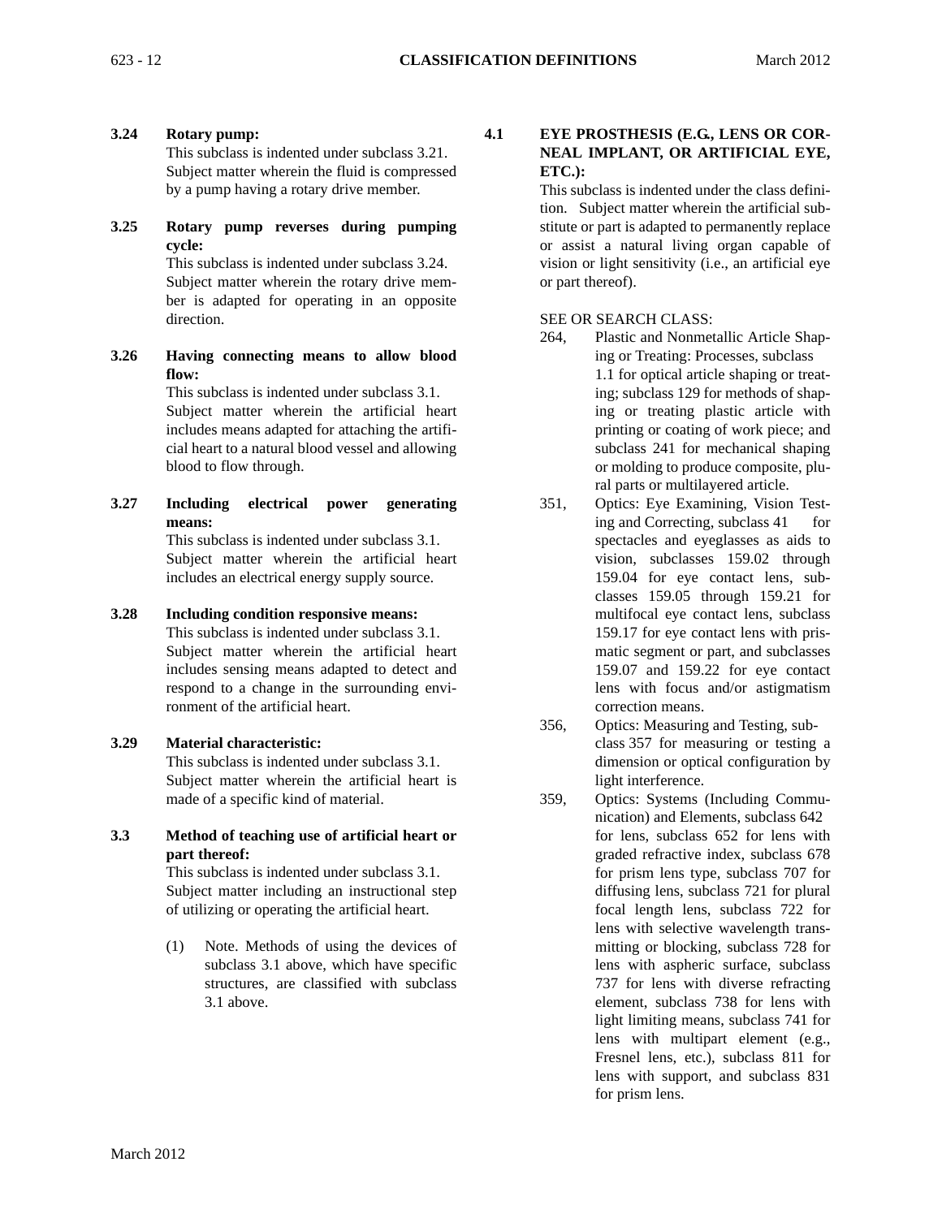**3.24 Rotary pump:**

This subclass is indented under subclass 3.21. Subject matter wherein the fluid is compressed by a pump having a rotary drive member.

**3.25 Rotary pump reverses during pumping cycle:**

This subclass is indented under subclass 3.24. Subject matter wherein the rotary drive member is adapted for operating in an opposite direction.

**3.26 Having connecting means to allow blood flow:**

This subclass is indented under subclass 3.1. Subject matter wherein the artificial heart includes means adapted for attaching the artificial heart to a natural blood vessel and allowing blood to flow through.

**3.27 Including electrical power generating means:**

This subclass is indented under subclass 3.1. Subject matter wherein the artificial heart includes an electrical energy supply source.

**3.28 Including condition responsive means:**

This subclass is indented under subclass 3.1. Subject matter wherein the artificial heart includes sensing means adapted to detect and respond to a change in the surrounding environment of the artificial heart.

**3.29 Material characteristic:**

This subclass is indented under subclass 3.1. Subject matter wherein the artificial heart is made of a specific kind of material.

**3.3 Method of teaching use of artificial heart or part thereof:**

This subclass is indented under subclass 3.1. Subject matter including an instructional step of utilizing or operating the artificial heart.

(1) Note. Methods of using the devices of subclass 3.1 above, which have specific structures, are classified with subclass 3.1 above.

**4.1 EYE PROSTHESIS (E.G., LENS OR CORNEAL IMPLANT, OR ARTIFICIAL EYE, ETC.):**

This subclass is indented under the class definition. Subject matter wherein the artificial substitute or part is adapted to permanently replace or assist a natural living organ capable of vision or light sensitivity (i.e., an artificial eye or part thereof).

SEE OR SEARCH CLASS:

- 264, Plastic and Nonmetallic Article Shaping or Treating: Processes, subclass 1.1 for optical article shaping or treating; subclass 129 for methods of shaping or treating plastic article with printing or coating of work piece; and subclass 241 for mechanical shaping or molding to produce composite, plural parts or multilayered article.
- 351, Optics: Eye Examining, Vision Testing and Correcting, subclass 41 for spectacles and eyeglasses as aids to vision, subclasses 159.02 through 159.04 for eye contact lens, subclasses 159.05 through 159.21 for multifocal eye contact lens, subclass 159.17 for eye contact lens with prismatic segment or part, and subclasses 159.07 and 159.22 for eye contact lens with focus and/or astigmatism correction means.
- 356, Optics: Measuring and Testing, subclass 357 for measuring or testing a dimension or optical configuration by light interference.
- 359, Optics: Systems (Including Communication) and Elements, subclass 642 for lens, subclass 652 for lens with graded refractive index, subclass 678 for prism lens type, subclass 707 for diffusing lens, subclass 721 for plural focal length lens, subclass 722 for lens with selective wavelength transmitting or blocking, subclass 728 for lens with aspheric surface, subclass 737 for lens with diverse refracting element, subclass 738 for lens with light limiting means, subclass 741 for lens with multipart element (e.g., Fresnel lens, etc.), subclass 811 for lens with support, and subclass 831 for prism lens.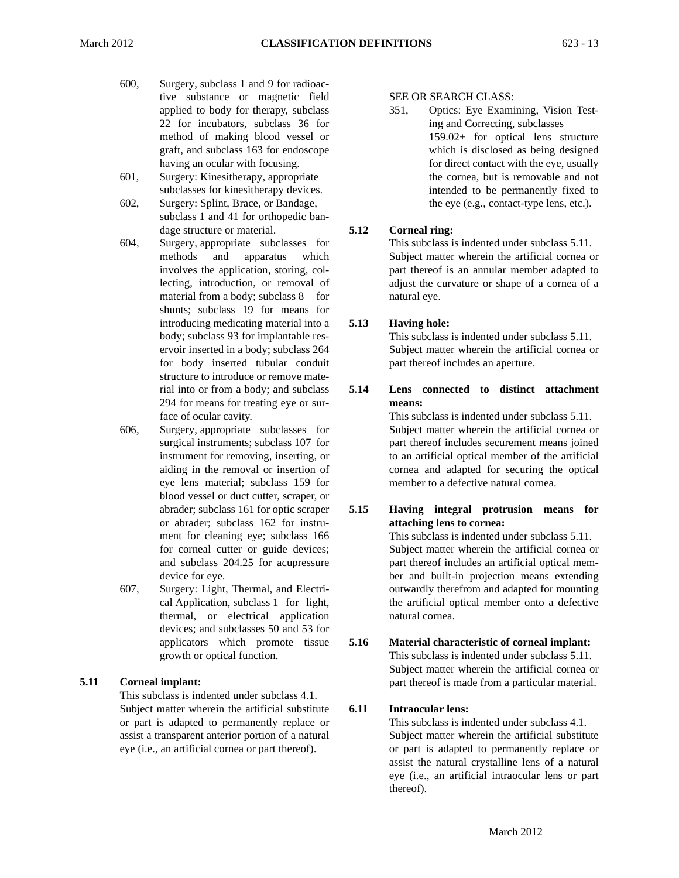600, Surgery, subclass 1 and 9 for radioactive substance or magnetic field applied to body for therapy, subclass 22 for incubators, subclass 36 for method of making blood vessel or graft, and subclass 163 for endoscope having an ocular with focusing.

601, Surgery: Kinesitherapy, appropriate subclasses for kinesitherapy devices.

602, Surgery: Splint, Brace, or Bandage, subclass 1 and 41 for orthopedic bandage structure or material.

604, Surgery, appropriate subclasses for methods and apparatus which involves the application, storing, collecting, introduction, or removal of material from a body; subclass 8 for shunts; subclass 19 for means for introducing medicating material into a body; subclass 93 for implantable reservoir inserted in a body; subclass 264 for body inserted tubular conduit structure to introduce or remove material into or from a body; and subclass 294 for means for treating eye or surface of ocular cavity.

606, Surgery, appropriate subclasses for surgical instruments; subclass 107 for instrument for removing, inserting, or aiding in the removal or insertion of eye lens material; subclass 159 for blood vessel or duct cutter, scraper, or abrader; subclass 161 for optic scraper or abrader; subclass 162 for instrument for cleaning eye; subclass 166 for corneal cutter or guide devices; and subclass 204.25 for acupressure device for eye.

607, Surgery: Light, Thermal, and Electrical Application, subclass 1 for light, thermal, or electrical application devices; and subclasses 50 and 53 for applicators which promote tissue growth or optical function.

**5.11 Corneal implant:**

This subclass is indented under subclass 4.1. Subject matter wherein the artificial substitute or part is adapted to permanently replace or assist a transparent anterior portion of a natural eye (i.e., an artificial cornea or part thereof).

SEE OR SEARCH CLASS:

351, Optics: Eye Examining, Vision Testing and Correcting, subclasses 159.02+ for optical lens structure which is disclosed as being designed for direct contact with the eye, usually the cornea, but is removable and not intended to be permanently fixed to the eye (e.g., contact-type lens, etc.).

**5.12 Corneal ring:**

This subclass is indented under subclass 5.11. Subject matter wherein the artificial cornea or part thereof is an annular member adapted to adjust the curvature or shape of a cornea of a natural eye.

**5.13 Having hole:**

This subclass is indented under subclass 5.11. Subject matter wherein the artificial cornea or part thereof includes an aperture.

**5.14 Lens connected to distinct attachment means:**

This subclass is indented under subclass 5.11. Subject matter wherein the artificial cornea or part thereof includes securement means joined to an artificial optical member of the artificial cornea and adapted for securing the optical member to a defective natural cornea.

**5.15 Having integral protrusion means for attaching lens to cornea:**

This subclass is indented under subclass 5.11. Subject matter wherein the artificial cornea or part thereof includes an artificial optical member and built-in projection means extending outwardly therefrom and adapted for mounting the artificial optical member onto a defective natural cornea.

**5.16 Material characteristic of corneal implant:**

This subclass is indented under subclass 5.11. Subject matter wherein the artificial cornea or part thereof is made from a particular material.

**6.11 Intraocular lens:**

This subclass is indented under subclass 4.1. Subject matter wherein the artificial substitute or part is adapted to permanently replace or assist the natural crystalline lens of a natural eye (i.e., an artificial intraocular lens or part thereof).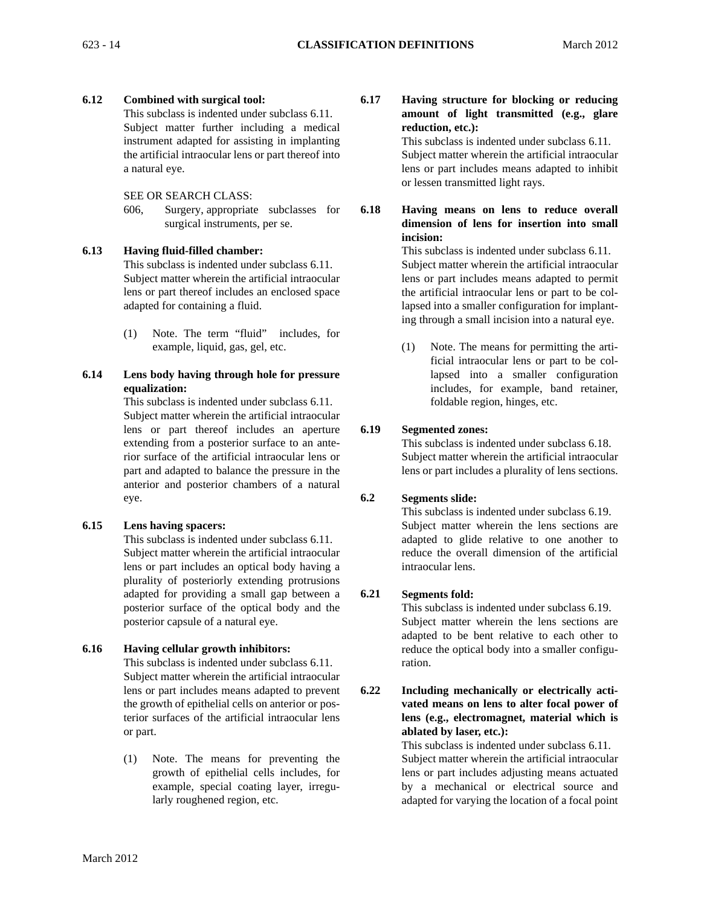**6.12 Combined with surgical tool:**

This subclass is indented under subclass 6.11. Subject matter further including a medical instrument adapted for assisting in implanting the artificial intraocular lens or part thereof into a natural eye.

SEE OR SEARCH CLASS:

606, Surgery, appropriate subclasses for surgical instruments, per se.

**6.13 Having fluid-filled chamber:**

This subclass is indented under subclass 6.11. Subject matter wherein the artificial intraocular lens or part thereof includes an enclosed space adapted for containing a fluid.

(1) Note. The term "fluid" includes, for example, liquid, gas, gel, etc.

**6.14 Lens body having through hole for pressure equalization:**

This subclass is indented under subclass 6.11. Subject matter wherein the artificial intraocular lens or part thereof includes an aperture extending from a posterior surface to an anterior surface of the artificial intraocular lens or part and adapted to balance the pressure in the anterior and posterior chambers of a natural eye.

**6.15 Lens having spacers:**

This subclass is indented under subclass 6.11. Subject matter wherein the artificial intraocular lens or part includes an optical body having a plurality of posteriorly extending protrusions adapted for providing a small gap between a posterior surface of the optical body and the posterior capsule of a natural eye.

**6.16 Having cellular growth inhibitors:**

This subclass is indented under subclass 6.11. Subject matter wherein the artificial intraocular lens or part includes means adapted to prevent the growth of epithelial cells on anterior or posterior surfaces of the artificial intraocular lens or part.

(1) Note. The means for preventing the growth of epithelial cells includes, for example, special coating layer, irregularly roughened region, etc.

**6.17 Having structure for blocking or reducing amount of light transmitted (e.g., glare reduction, etc.):**

This subclass is indented under subclass 6.11. Subject matter wherein the artificial intraocular lens or part includes means adapted to inhibit or lessen transmitted light rays.

**6.18 Having means on lens to reduce overall dimension of lens for insertion into small incision:**

This subclass is indented under subclass 6.11. Subject matter wherein the artificial intraocular lens or part includes means adapted to permit the artificial intraocular lens or part to be collapsed into a smaller configuration for implanting through a small incision into a natural eye.

(1) Note. The means for permitting the artificial intraocular lens or part to be collapsed into a smaller configuration includes, for example, band retainer, foldable region, hinges, etc.

**6.19 Segmented zones:**

This subclass is indented under subclass 6.18. Subject matter wherein the artificial intraocular lens or part includes a plurality of lens sections.

**6.2 Segments slide:**

This subclass is indented under subclass 6.19. Subject matter wherein the lens sections are adapted to glide relative to one another to reduce the overall dimension of the artificial intraocular lens.

**6.21 Segments fold:**

This subclass is indented under subclass 6.19. Subject matter wherein the lens sections are adapted to be bent relative to each other to reduce the optical body into a smaller configuration.

**6.22 Including mechanically or electrically activated means on lens to alter focal power of lens (e.g., electromagnet, material which is ablated by laser, etc.):**

This subclass is indented under subclass 6.11. Subject matter wherein the artificial intraocular lens or part includes adjusting means actuated by a mechanical or electrical source and adapted for varying the location of a focal point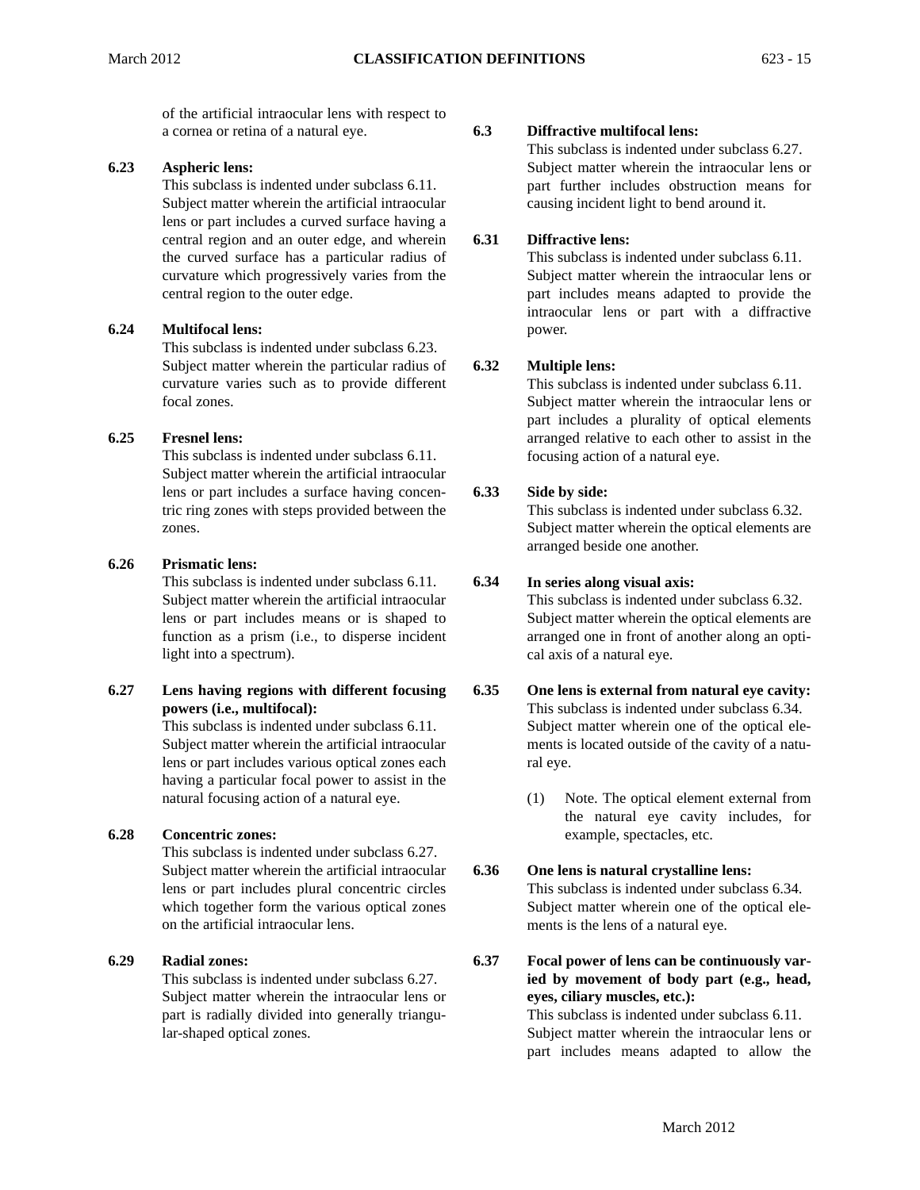of the artificial intraocular lens with respect to a cornea or retina of a natural eye.

**6.23 Aspheric lens:**

This subclass is indented under subclass 6.11. Subject matter wherein the artificial intraocular lens or part includes a curved surface having a central region and an outer edge, and wherein the curved surface has a particular radius of curvature which progressively varies from the central region to the outer edge.

**6.24 Multifocal lens:**

This subclass is indented under subclass 6.23. Subject matter wherein the particular radius of curvature varies such as to provide different focal zones.

**6.25 Fresnel lens:**

This subclass is indented under subclass 6.11. Subject matter wherein the artificial intraocular lens or part includes a surface having concentric ring zones with steps provided between the zones.

**6.26 Prismatic lens:**

This subclass is indented under subclass 6.11. Subject matter wherein the artificial intraocular lens or part includes means or is shaped to function as a prism (i.e., to disperse incident light into a spectrum).

**6.27 Lens having regions with different focusing powers (i.e., multifocal):**

This subclass is indented under subclass 6.11. Subject matter wherein the artificial intraocular lens or part includes various optical zones each having a particular focal power to assist in the natural focusing action of a natural eye.

**6.28 Concentric zones:**

This subclass is indented under subclass 6.27. Subject matter wherein the artificial intraocular lens or part includes plural concentric circles which together form the various optical zones on the artificial intraocular lens.

**6.29 Radial zones:**

This subclass is indented under subclass 6.27. Subject matter wherein the intraocular lens or part is radially divided into generally triangular-shaped optical zones.

**6.3 Diffractive multifocal lens:**

This subclass is indented under subclass 6.27. Subject matter wherein the intraocular lens or part further includes obstruction means for causing incident light to bend around it.

**6.31 Diffractive lens:**

This subclass is indented under subclass 6.11. Subject matter wherein the intraocular lens or part includes means adapted to provide the intraocular lens or part with a diffractive power.

**6.32 Multiple lens:**

This subclass is indented under subclass 6.11. Subject matter wherein the intraocular lens or part includes a plurality of optical elements arranged relative to each other to assist in the focusing action of a natural eye.

**6.33 Side by side:**

This subclass is indented under subclass 6.32. Subject matter wherein the optical elements are arranged beside one another.

**6.34 In series along visual axis:**

This subclass is indented under subclass 6.32. Subject matter wherein the optical elements are arranged one in front of another along an optical axis of a natural eye.

**6.35 One lens is external from natural eye cavity:**

This subclass is indented under subclass 6.34. Subject matter wherein one of the optical elements is located outside of the cavity of a natural eye.

(1) Note. The optical element external from the natural eye cavity includes, for example, spectacles, etc.

**6.36 One lens is natural crystalline lens:**

This subclass is indented under subclass 6.34. Subject matter wherein one of the optical elements is the lens of a natural eye.

**6.37 Focal power of lens can be continuously varied by movement of body part (e.g., head, eyes, ciliary muscles, etc.):**

This subclass is indented under subclass 6.11. Subject matter wherein the intraocular lens or part includes means adapted to allow the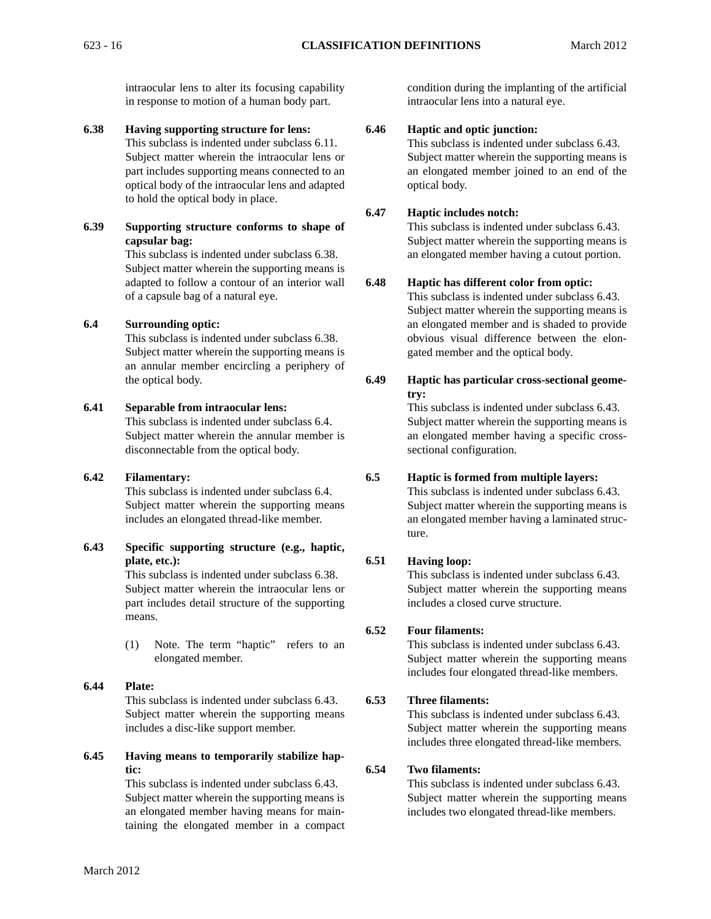intraocular lens to alter its focusing capability in response to motion of a human body part.

**6.38 Having supporting structure for lens:**
This subclass is indented under subclass 6.11. Subject matter wherein the intraocular lens or part includes supporting means connected to an optical body of the intraocular lens and adapted to hold the optical body in place.

**6.39 Supporting structure conforms to shape of capsular bag:**
This subclass is indented under subclass 6.38. Subject matter wherein the supporting means is adapted to follow a contour of an interior wall of a capsule bag of a natural eye.

**6.4 Surrounding optic:**
This subclass is indented under subclass 6.38. Subject matter wherein the supporting means is an annular member encircling a periphery of the optical body.

**6.41 Separable from intraocular lens:**
This subclass is indented under subclass 6.4. Subject matter wherein the annular member is disconnectable from the optical body.

**6.42 Filamentary:**
This subclass is indented under subclass 6.4. Subject matter wherein the supporting means includes an elongated thread-like member.

**6.43 Specific supporting structure (e.g., haptic, plate, etc.):**
This subclass is indented under subclass 6.38. Subject matter wherein the intraocular lens or part includes detail structure of the supporting means.

(1) Note. The term “haptic” refers to an elongated member.

**6.44 Plate:**
This subclass is indented under subclass 6.43. Subject matter wherein the supporting means includes a disc-like support member.

**6.45 Having means to temporarily stabilize haptic:**
This subclass is indented under subclass 6.43. Subject matter wherein the supporting means is an elongated member having means for maintaining the elongated member in a compact condition during the implanting of the artificial intraocular lens into a natural eye.

**6.46 Haptic and optic junction:**
This subclass is indented under subclass 6.43. Subject matter wherein the supporting means is an elongated member joined to an end of the optical body.

**6.47 Haptic includes notch:**
This subclass is indented under subclass 6.43. Subject matter wherein the supporting means is an elongated member having a cutout portion.

**6.48 Haptic has different color from optic:**
This subclass is indented under subclass 6.43. Subject matter wherein the supporting means is an elongated member and is shaded to provide obvious visual difference between the elongated member and the optical body.

**6.49 Haptic has particular cross-sectional geometry:**
This subclass is indented under subclass 6.43. Subject matter wherein the supporting means is an elongated member having a specific cross-sectional configuration.

**6.5 Haptic is formed from multiple layers:**
This subclass is indented under subclass 6.43. Subject matter wherein the supporting means is an elongated member having a laminated structure.

**6.51 Having loop:**
This subclass is indented under subclass 6.43. Subject matter wherein the supporting means includes a closed curve structure.

**6.52 Four filaments:**
This subclass is indented under subclass 6.43. Subject matter wherein the supporting means includes four elongated thread-like members.

**6.53 Three filaments:**
This subclass is indented under subclass 6.43. Subject matter wherein the supporting means includes three elongated thread-like members.

**6.54 Two filaments:**
This subclass is indented under subclass 6.43. Subject matter wherein the supporting means includes two elongated thread-like members.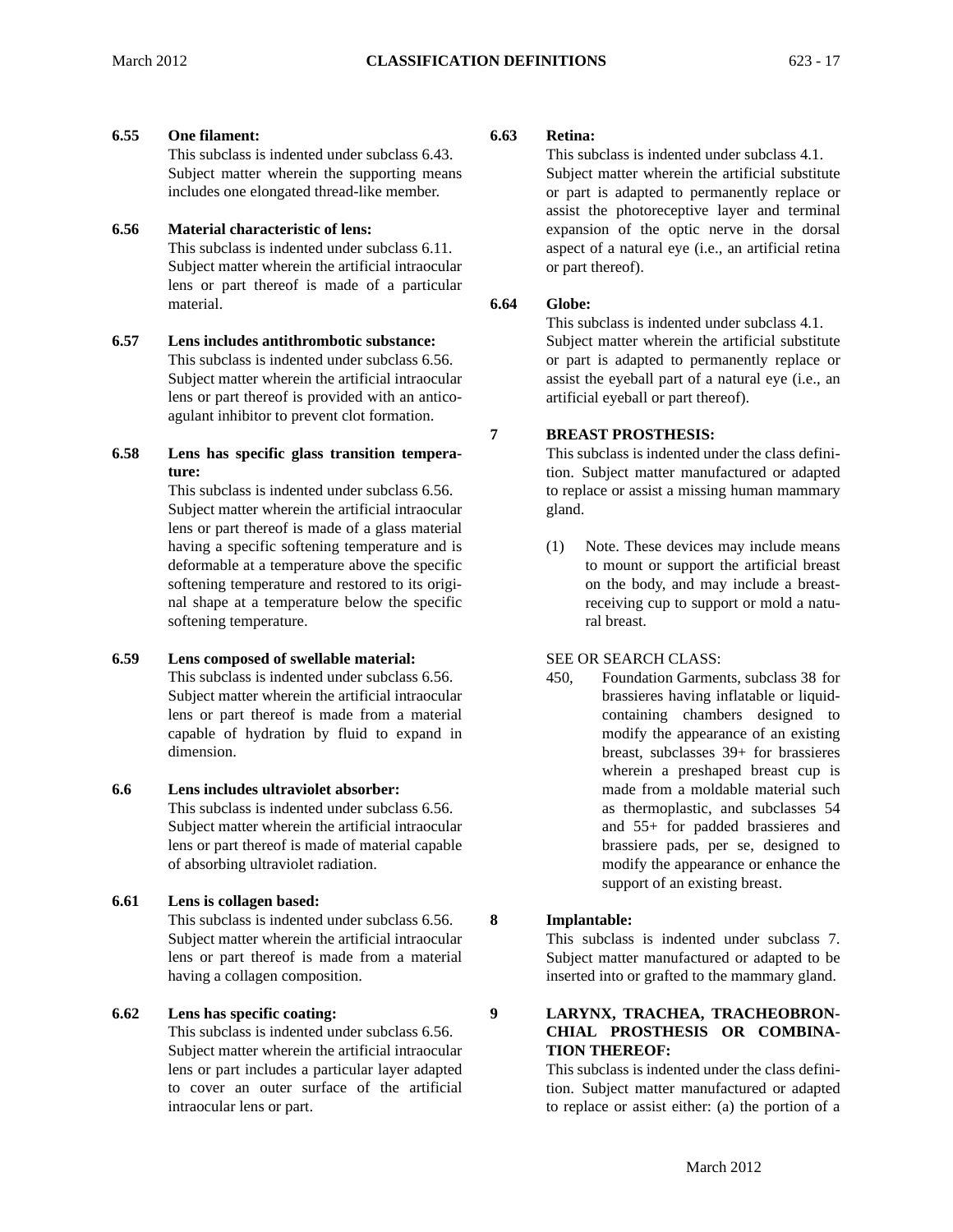**6.55 One filament:**
This subclass is indented under subclass 6.43. Subject matter wherein the supporting means includes one elongated thread-like member.

**6.56 Material characteristic of lens:**
This subclass is indented under subclass 6.11. Subject matter wherein the artificial intraocular lens or part thereof is made of a particular material.

**6.57 Lens includes antithrombotic substance:**
This subclass is indented under subclass 6.56. Subject matter wherein the artificial intraocular lens or part thereof is provided with an anticoagulant inhibitor to prevent clot formation.

**6.58 Lens has specific glass transition temperature:**
This subclass is indented under subclass 6.56. Subject matter wherein the artificial intraocular lens or part thereof is made of a glass material having a specific softening temperature and is deformable at a temperature above the specific softening temperature and restored to its original shape at a temperature below the specific softening temperature.

**6.59 Lens composed of swellable material:**
This subclass is indented under subclass 6.56. Subject matter wherein the artificial intraocular lens or part thereof is made from a material capable of hydration by fluid to expand in dimension.

**6.6 Lens includes ultraviolet absorber:**
This subclass is indented under subclass 6.56. Subject matter wherein the artificial intraocular lens or part thereof is made of material capable of absorbing ultraviolet radiation.

**6.61 Lens is collagen based:**
This subclass is indented under subclass 6.56. Subject matter wherein the artificial intraocular lens or part thereof is made from a material having a collagen composition.

**6.62 Lens has specific coating:**
This subclass is indented under subclass 6.56. Subject matter wherein the artificial intraocular lens or part includes a particular layer adapted to cover an outer surface of the artificial intraocular lens or part.

**6.63 Retina:**
This subclass is indented under subclass 4.1. Subject matter wherein the artificial substitute or part is adapted to permanently replace or assist the photoreceptive layer and terminal expansion of the optic nerve in the dorsal aspect of a natural eye (i.e., an artificial retina or part thereof).

**6.64 Globe:**
This subclass is indented under subclass 4.1. Subject matter wherein the artificial substitute or part is adapted to permanently replace or assist the eyeball part of a natural eye (i.e., an artificial eyeball or part thereof).

**7 BREAST PROSTHESIS:**
This subclass is indented under the class definition. Subject matter manufactured or adapted to replace or assist a missing human mammary gland.

(1) Note. These devices may include means to mount or support the artificial breast on the body, and may include a breast-receiving cup to support or mold a natural breast.

SEE OR SEARCH CLASS:

450, Foundation Garments, subclass 38 for brassieres having inflatable or liquid-containing chambers designed to modify the appearance of an existing breast, subclasses 39+ for brassieres wherein a preshaped breast cup is made from a moldable material such as thermoplastic, and subclasses 54 and 55+ for padded brassieres and brassiere pads, per se, designed to modify the appearance or enhance the support of an existing breast.

**8 Implantable:**
This subclass is indented under subclass 7. Subject matter manufactured or adapted to be inserted into or grafted to the mammary gland.

**9 LARYNX, TRACHEA, TRACHEOBRONCHIAL PROSTHESIS OR COMBINATION THEREOF:**
This subclass is indented under the class definition. Subject matter manufactured or adapted to replace or assist either: (a) the portion of a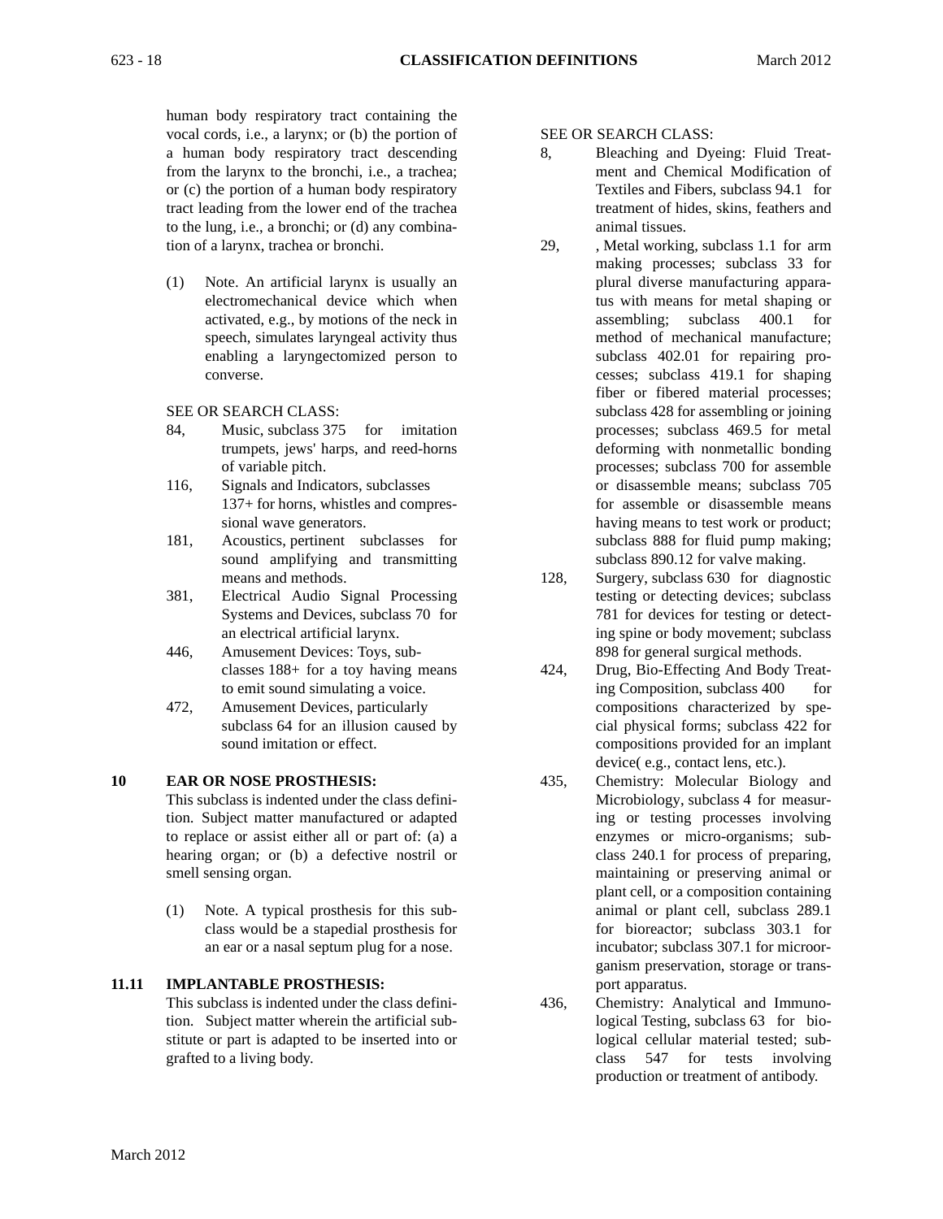human body respiratory tract containing the vocal cords, i.e., a larynx; or (b) the portion of a human body respiratory tract descending from the larynx to the bronchi, i.e., a trachea; or (c) the portion of a human body respiratory tract leading from the lower end of the trachea to the lung, i.e., a bronchi; or (d) any combination of a larynx, trachea or bronchi.

(1) Note. An artificial larynx is usually an electromechanical device which when activated, e.g., by motions of the neck in speech, simulates laryngeal activity thus enabling a laryngectomized person to converse.

SEE OR SEARCH CLASS:

- 84, Music, subclass 375 for imitation trumpets, jews' harps, and reed-horns of variable pitch.
- 116, Signals and Indicators, subclasses 137+ for horns, whistles and compressional wave generators.
- 181, Acoustics, pertinent subclasses for sound amplifying and transmitting means and methods.
- 381, Electrical Audio Signal Processing Systems and Devices, subclass 70 for an electrical artificial larynx.
- 446, Amusement Devices: Toys, subclasses 188+ for a toy having means to emit sound simulating a voice.
- 472, Amusement Devices, particularly subclass 64 for an illusion caused by sound imitation or effect.

## 10 EAR OR NOSE PROSTHESIS:

This subclass is indented under the class definition. Subject matter manufactured or adapted to replace or assist either all or part of: (a) a hearing organ; or (b) a defective nostril or smell sensing organ.

(1) Note. A typical prosthesis for this subclass would be a stapedial prosthesis for an ear or a nasal septum plug for a nose.

## 11.11 IMPLANTABLE PROSTHESIS:

This subclass is indented under the class definition. Subject matter wherein the artificial substitute or part is adapted to be inserted into or grafted to a living body.

SEE OR SEARCH CLASS:

- 8, Bleaching and Dyeing: Fluid Treatment and Chemical Modification of Textiles and Fibers, subclass 94.1 for treatment of hides, skins, feathers and animal tissues.
- 29, , Metal working, subclass 1.1 for arm making processes; subclass 33 for plural diverse manufacturing apparatus with means for metal shaping or assembling; subclass 400.1 for method of mechanical manufacture; subclass 402.01 for repairing processes; subclass 419.1 for shaping fiber or fibered material processes; subclass 428 for assembling or joining processes; subclass 469.5 for metal deforming with nonmetallic bonding processes; subclass 700 for assemble or disassemble means; subclass 705 for assemble or disassemble means having means to test work or product; subclass 888 for fluid pump making; subclass 890.12 for valve making.
- 128, Surgery, subclass 630 for diagnostic testing or detecting devices; subclass 781 for devices for testing or detecting spine or body movement; subclass 898 for general surgical methods.
- 424, Drug, Bio-Effecting And Body Treating Composition, subclass 400 for compositions characterized by special physical forms; subclass 422 for compositions provided for an implant device( e.g., contact lens, etc.).
- 435, Chemistry: Molecular Biology and Microbiology, subclass 4 for measuring or testing processes involving enzymes or micro-organisms; subclass 240.1 for process of preparing, maintaining or preserving animal or plant cell, or a composition containing animal or plant cell, subclass 289.1 for bioreactor; subclass 303.1 for incubator; subclass 307.1 for microorganism preservation, storage or transport apparatus.
- 436, Chemistry: Analytical and Immunological Testing, subclass 63 for biological cellular material tested; subclass 547 for tests involving production or treatment of antibody.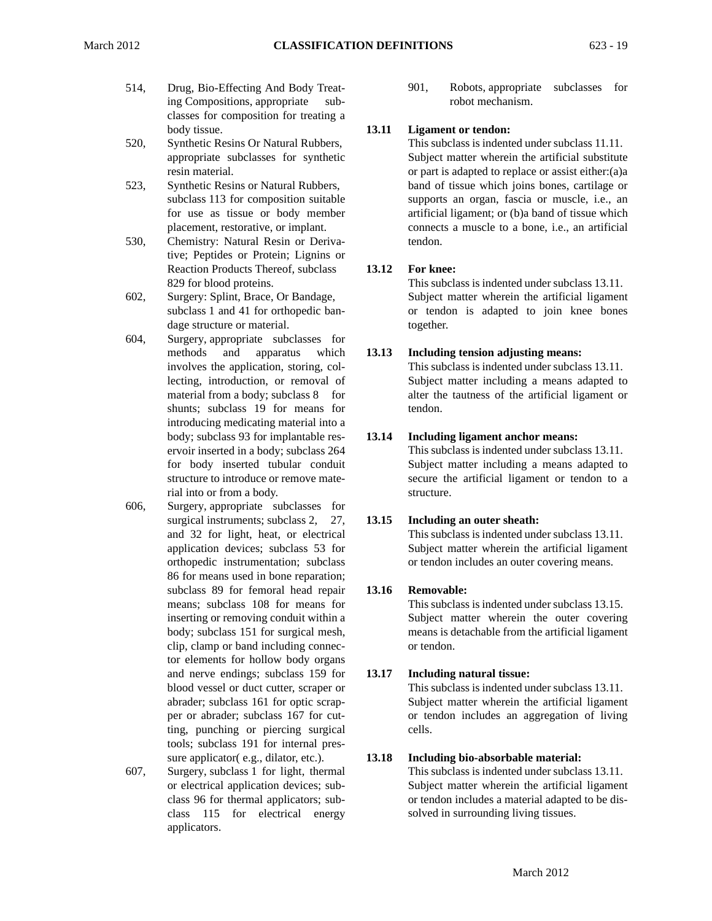514, Drug, Bio-Effecting And Body Treating Compositions, appropriate subclasses for composition for treating a body tissue.

520, Synthetic Resins Or Natural Rubbers, appropriate subclasses for synthetic resin material.

523, Synthetic Resins or Natural Rubbers, subclass 113 for composition suitable for use as tissue or body member placement, restorative, or implant.

530, Chemistry: Natural Resin or Derivative; Peptides or Protein; Lignins or Reaction Products Thereof, subclass 829 for blood proteins.

602, Surgery: Splint, Brace, Or Bandage, subclass 1 and 41 for orthopedic bandage structure or material.

604, Surgery, appropriate subclasses for methods and apparatus which involves the application, storing, collecting, introduction, or removal of material from a body; subclass 8 for shunts; subclass 19 for means for introducing medicating material into a body; subclass 93 for implantable reservoir inserted in a body; subclass 264 for body inserted tubular conduit structure to introduce or remove material into or from a body.

606, Surgery, appropriate subclasses for surgical instruments; subclass 2, 27, and 32 for light, heat, or electrical application devices; subclass 53 for orthopedic instrumentation; subclass 86 for means used in bone reparation; subclass 89 for femoral head repair means; subclass 108 for means for inserting or removing conduit within a body; subclass 151 for surgical mesh, clip, clamp or band including connector elements for hollow body organs and nerve endings; subclass 159 for blood vessel or duct cutter, scraper or abrader; subclass 161 for optic scrapper or abrader; subclass 167 for cutting, punching or piercing surgical tools; subclass 191 for internal pressure applicator( e.g., dilator, etc.).

607, Surgery, subclass 1 for light, thermal or electrical application devices; subclass 96 for thermal applicators; subclass 115 for electrical energy applicators.

901, Robots, appropriate subclasses for robot mechanism.

**13.11 Ligament or tendon:**

This subclass is indented under subclass 11.11. Subject matter wherein the artificial substitute or part is adapted to replace or assist either:(a)a band of tissue which joins bones, cartilage or supports an organ, fascia or muscle, i.e., an artificial ligament; or (b)a band of tissue which connects a muscle to a bone, i.e., an artificial tendon.

**13.12 For knee:**

This subclass is indented under subclass 13.11. Subject matter wherein the artificial ligament or tendon is adapted to join knee bones together.

**13.13 Including tension adjusting means:**

This subclass is indented under subclass 13.11. Subject matter including a means adapted to alter the tautness of the artificial ligament or tendon.

**13.14 Including ligament anchor means:**

This subclass is indented under subclass 13.11. Subject matter including a means adapted to secure the artificial ligament or tendon to a structure.

**13.15 Including an outer sheath:**

This subclass is indented under subclass 13.11. Subject matter wherein the artificial ligament or tendon includes an outer covering means.

**13.16 Removable:**

This subclass is indented under subclass 13.15. Subject matter wherein the outer covering means is detachable from the artificial ligament or tendon.

**13.17 Including natural tissue:**

This subclass is indented under subclass 13.11. Subject matter wherein the artificial ligament or tendon includes an aggregation of living cells.

**13.18 Including bio-absorbable material:**

This subclass is indented under subclass 13.11. Subject matter wherein the artificial ligament or tendon includes a material adapted to be dissolved in surrounding living tissues.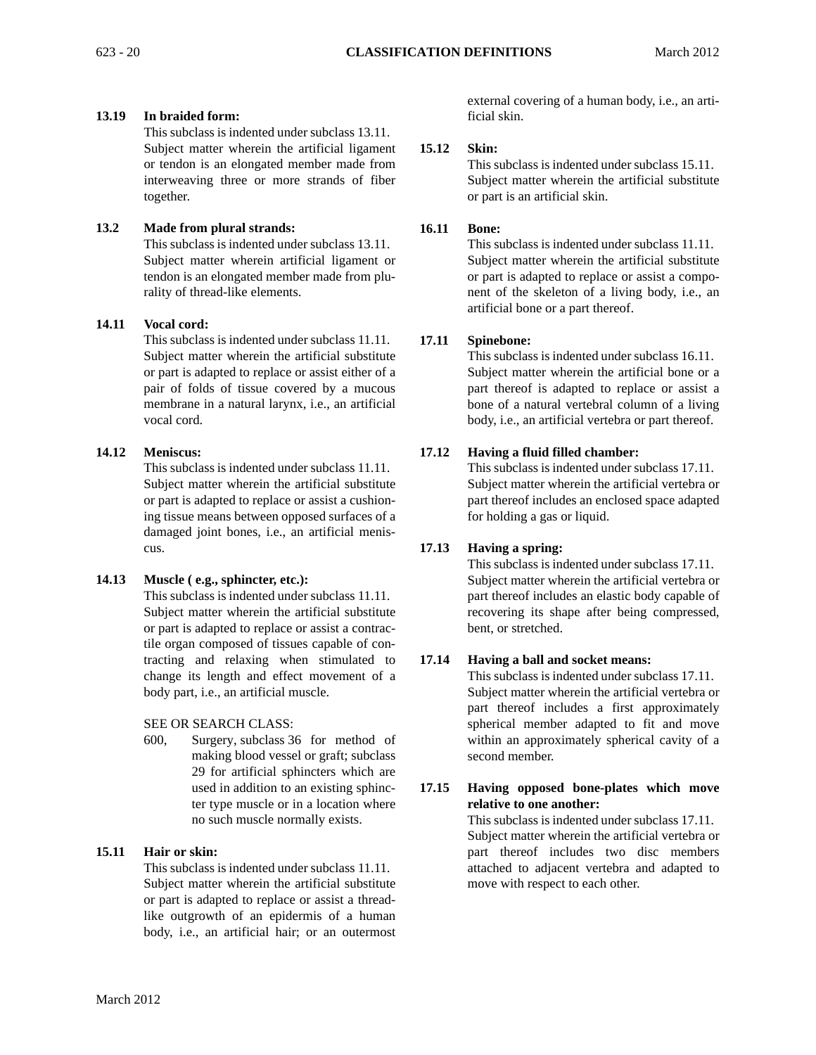**13.19 In braided form:**

This subclass is indented under subclass 13.11. Subject matter wherein the artificial ligament or tendon is an elongated member made from interweaving three or more strands of fiber together.

**13.2 Made from plural strands:**

This subclass is indented under subclass 13.11. Subject matter wherein artificial ligament or tendon is an elongated member made from plurality of thread-like elements.

**14.11 Vocal cord:**

This subclass is indented under subclass 11.11. Subject matter wherein the artificial substitute or part is adapted to replace or assist either of a pair of folds of tissue covered by a mucous membrane in a natural larynx, i.e., an artificial vocal cord.

**14.12 Meniscus:**

This subclass is indented under subclass 11.11. Subject matter wherein the artificial substitute or part is adapted to replace or assist a cushioning tissue means between opposed surfaces of a damaged joint bones, i.e., an artificial meniscus.

**14.13 Muscle ( e.g., sphincter, etc.):**

This subclass is indented under subclass 11.11. Subject matter wherein the artificial substitute or part is adapted to replace or assist a contractile organ composed of tissues capable of contracting and relaxing when stimulated to change its length and effect movement of a body part, i.e., an artificial muscle.

SEE OR SEARCH CLASS:

600, Surgery, subclass 36 for method of making blood vessel or graft; subclass 29 for artificial sphincters which are used in addition to an existing sphincter type muscle or in a location where no such muscle normally exists.

**15.11 Hair or skin:**

This subclass is indented under subclass 11.11. Subject matter wherein the artificial substitute or part is adapted to replace or assist a thread-like outgrowth of an epidermis of a human body, i.e., an artificial hair; or an outermost external covering of a human body, i.e., an artificial skin.

**15.12 Skin:**

This subclass is indented under subclass 15.11. Subject matter wherein the artificial substitute or part is an artificial skin.

**16.11 Bone:**

This subclass is indented under subclass 11.11. Subject matter wherein the artificial substitute or part is adapted to replace or assist a component of the skeleton of a living body, i.e., an artificial bone or a part thereof.

**17.11 Spinebone:**

This subclass is indented under subclass 16.11. Subject matter wherein the artificial bone or a part thereof is adapted to replace or assist a bone of a natural vertebral column of a living body, i.e., an artificial vertebra or part thereof.

**17.12 Having a fluid filled chamber:**

This subclass is indented under subclass 17.11. Subject matter wherein the artificial vertebra or part thereof includes an enclosed space adapted for holding a gas or liquid.

**17.13 Having a spring:**

This subclass is indented under subclass 17.11. Subject matter wherein the artificial vertebra or part thereof includes an elastic body capable of recovering its shape after being compressed, bent, or stretched.

**17.14 Having a ball and socket means:**

This subclass is indented under subclass 17.11. Subject matter wherein the artificial vertebra or part thereof includes a first approximately spherical member adapted to fit and move within an approximately spherical cavity of a second member.

**17.15 Having opposed bone-plates which move relative to one another:**

This subclass is indented under subclass 17.11. Subject matter wherein the artificial vertebra or part thereof includes two disc members attached to adjacent vertebra and adapted to move with respect to each other.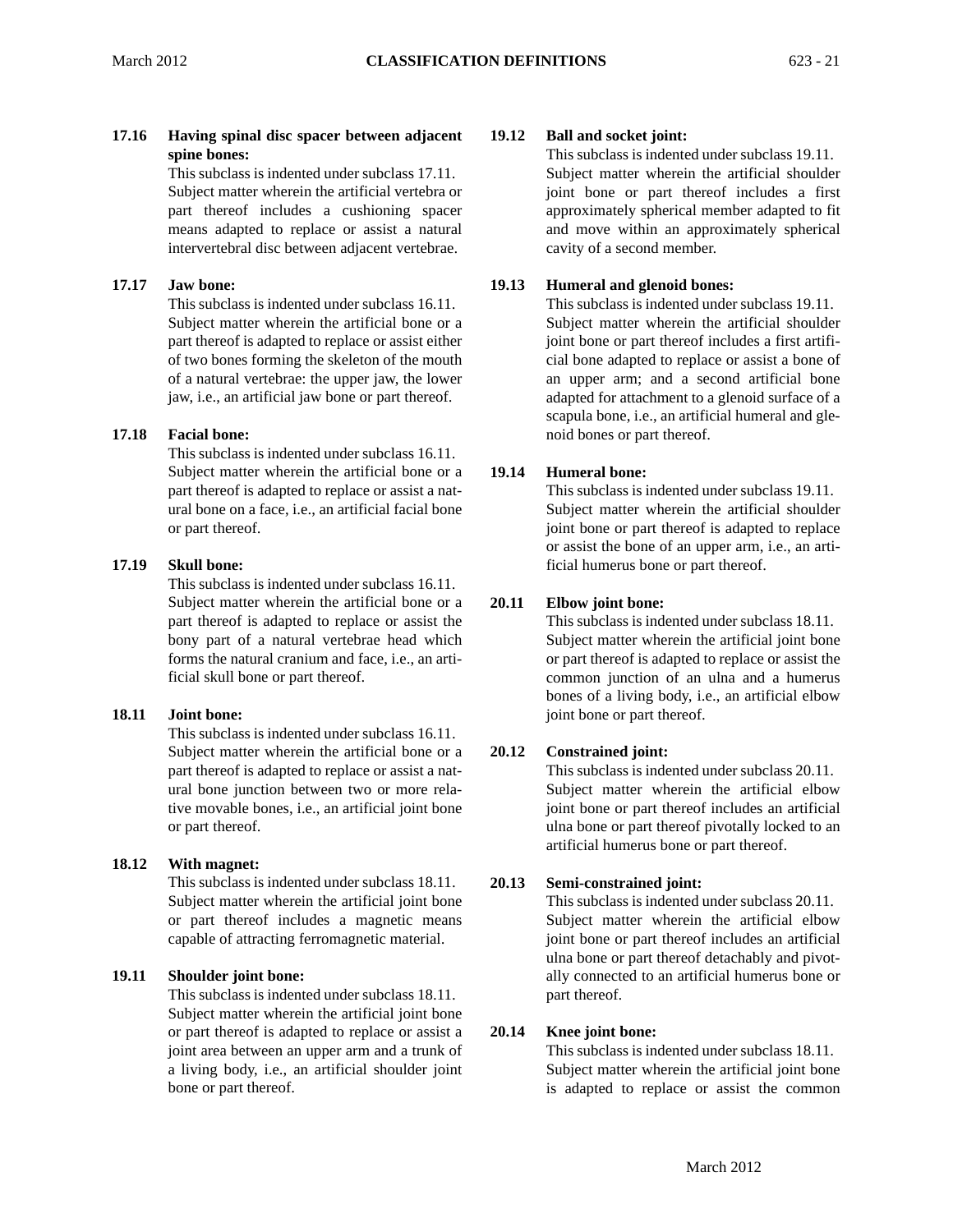**17.16 Having spinal disc spacer between adjacent spine bones:**

This subclass is indented under subclass 17.11. Subject matter wherein the artificial vertebra or part thereof includes a cushioning spacer means adapted to replace or assist a natural intervertebral disc between adjacent vertebrae.

**17.17 Jaw bone:**

This subclass is indented under subclass 16.11. Subject matter wherein the artificial bone or a part thereof is adapted to replace or assist either of two bones forming the skeleton of the mouth of a natural vertebrae: the upper jaw, the lower jaw, i.e., an artificial jaw bone or part thereof.

**17.18 Facial bone:**

This subclass is indented under subclass 16.11. Subject matter wherein the artificial bone or a part thereof is adapted to replace or assist a natural bone on a face, i.e., an artificial facial bone or part thereof.

**17.19 Skull bone:**

This subclass is indented under subclass 16.11. Subject matter wherein the artificial bone or a part thereof is adapted to replace or assist the bony part of a natural vertebrae head which forms the natural cranium and face, i.e., an artificial skull bone or part thereof.

**18.11 Joint bone:**

This subclass is indented under subclass 16.11. Subject matter wherein the artificial bone or a part thereof is adapted to replace or assist a natural bone junction between two or more relative movable bones, i.e., an artificial joint bone or part thereof.

**18.12 With magnet:**

This subclass is indented under subclass 18.11. Subject matter wherein the artificial joint bone or part thereof includes a magnetic means capable of attracting ferromagnetic material.

**19.11 Shoulder joint bone:**

This subclass is indented under subclass 18.11. Subject matter wherein the artificial joint bone or part thereof is adapted to replace or assist a joint area between an upper arm and a trunk of a living body, i.e., an artificial shoulder joint bone or part thereof.

**19.12 Ball and socket joint:**

This subclass is indented under subclass 19.11. Subject matter wherein the artificial shoulder joint bone or part thereof includes a first approximately spherical member adapted to fit and move within an approximately spherical cavity of a second member.

**19.13 Humeral and glenoid bones:**

This subclass is indented under subclass 19.11. Subject matter wherein the artificial shoulder joint bone or part thereof includes a first artificial bone adapted to replace or assist a bone of an upper arm; and a second artificial bone adapted for attachment to a glenoid surface of a scapula bone, i.e., an artificial humeral and glenoid bones or part thereof.

**19.14 Humeral bone:**

This subclass is indented under subclass 19.11. Subject matter wherein the artificial shoulder joint bone or part thereof is adapted to replace or assist the bone of an upper arm, i.e., an artificial humerus bone or part thereof.

**20.11 Elbow joint bone:**

This subclass is indented under subclass 18.11. Subject matter wherein the artificial joint bone or part thereof is adapted to replace or assist the common junction of an ulna and a humerus bones of a living body, i.e., an artificial elbow joint bone or part thereof.

**20.12 Constrained joint:**

This subclass is indented under subclass 20.11. Subject matter wherein the artificial elbow joint bone or part thereof includes an artificial ulna bone or part thereof pivotally locked to an artificial humerus bone or part thereof.

**20.13 Semi-constrained joint:**

This subclass is indented under subclass 20.11. Subject matter wherein the artificial elbow joint bone or part thereof includes an artificial ulna bone or part thereof detachably and pivotally connected to an artificial humerus bone or part thereof.

**20.14 Knee joint bone:**

This subclass is indented under subclass 18.11. Subject matter wherein the artificial joint bone is adapted to replace or assist the common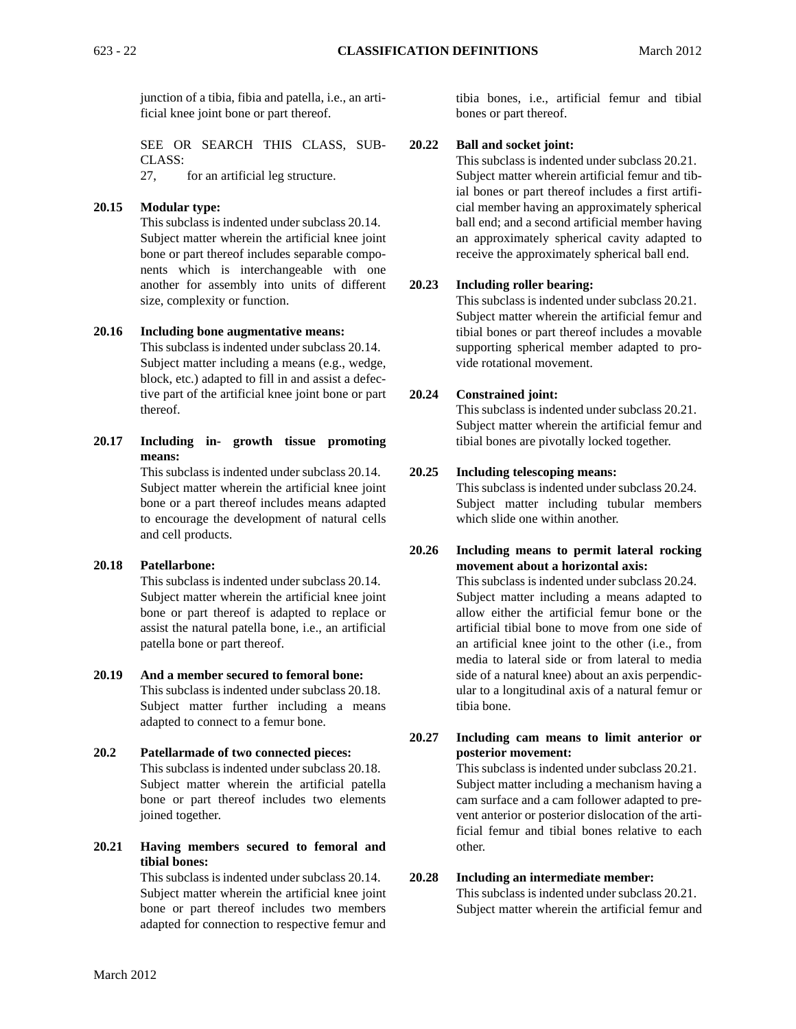junction of a tibia, fibia and patella, i.e., an artificial knee joint bone or part thereof.

SEE OR SEARCH THIS CLASS, SUBCLASS:

27, for an artificial leg structure.

**20.15 Modular type:**
This subclass is indented under subclass 20.14. Subject matter wherein the artificial knee joint bone or part thereof includes separable components which is interchangeable with one another for assembly into units of different size, complexity or function.

**20.16 Including bone augmentative means:**
This subclass is indented under subclass 20.14. Subject matter including a means (e.g., wedge, block, etc.) adapted to fill in and assist a defective part of the artificial knee joint bone or part thereof.

**20.17 Including in- growth tissue promoting means:**
This subclass is indented under subclass 20.14. Subject matter wherein the artificial knee joint bone or a part thereof includes means adapted to encourage the development of natural cells and cell products.

**20.18 Patellarbone:**
This subclass is indented under subclass 20.14. Subject matter wherein the artificial knee joint bone or part thereof is adapted to replace or assist the natural patella bone, i.e., an artificial patella bone or part thereof.

**20.19 And a member secured to femoral bone:**
This subclass is indented under subclass 20.18. Subject matter further including a means adapted to connect to a femur bone.

**20.2 Patellarmade of two connected pieces:**
This subclass is indented under subclass 20.18. Subject matter wherein the artificial patella bone or part thereof includes two elements joined together.

**20.21 Having members secured to femoral and tibial bones:**
This subclass is indented under subclass 20.14. Subject matter wherein the artificial knee joint bone or part thereof includes two members adapted for connection to respective femur and tibia bones, i.e., artificial femur and tibial bones or part thereof.

**20.22 Ball and socket joint:**
This subclass is indented under subclass 20.21. Subject matter wherein artificial femur and tibial bones or part thereof includes a first artificial member having an approximately spherical ball end; and a second artificial member having an approximately spherical cavity adapted to receive the approximately spherical ball end.

**20.23 Including roller bearing:**
This subclass is indented under subclass 20.21. Subject matter wherein the artificial femur and tibial bones or part thereof includes a movable supporting spherical member adapted to provide rotational movement.

**20.24 Constrained joint:**
This subclass is indented under subclass 20.21. Subject matter wherein the artificial femur and tibial bones are pivotally locked together.

**20.25 Including telescoping means:**
This subclass is indented under subclass 20.24. Subject matter including tubular members which slide one within another.

**20.26 Including means to permit lateral rocking movement about a horizontal axis:**
This subclass is indented under subclass 20.24. Subject matter including a means adapted to allow either the artificial femur bone or the artificial tibial bone to move from one side of an artificial knee joint to the other (i.e., from media to lateral side or from lateral to media side of a natural knee) about an axis perpendicular to a longitudinal axis of a natural femur or tibia bone.

**20.27 Including cam means to limit anterior or posterior movement:**
This subclass is indented under subclass 20.21. Subject matter including a mechanism having a cam surface and a cam follower adapted to prevent anterior or posterior dislocation of the artificial femur and tibial bones relative to each other.

**20.28 Including an intermediate member:**
This subclass is indented under subclass 20.21. Subject matter wherein the artificial femur and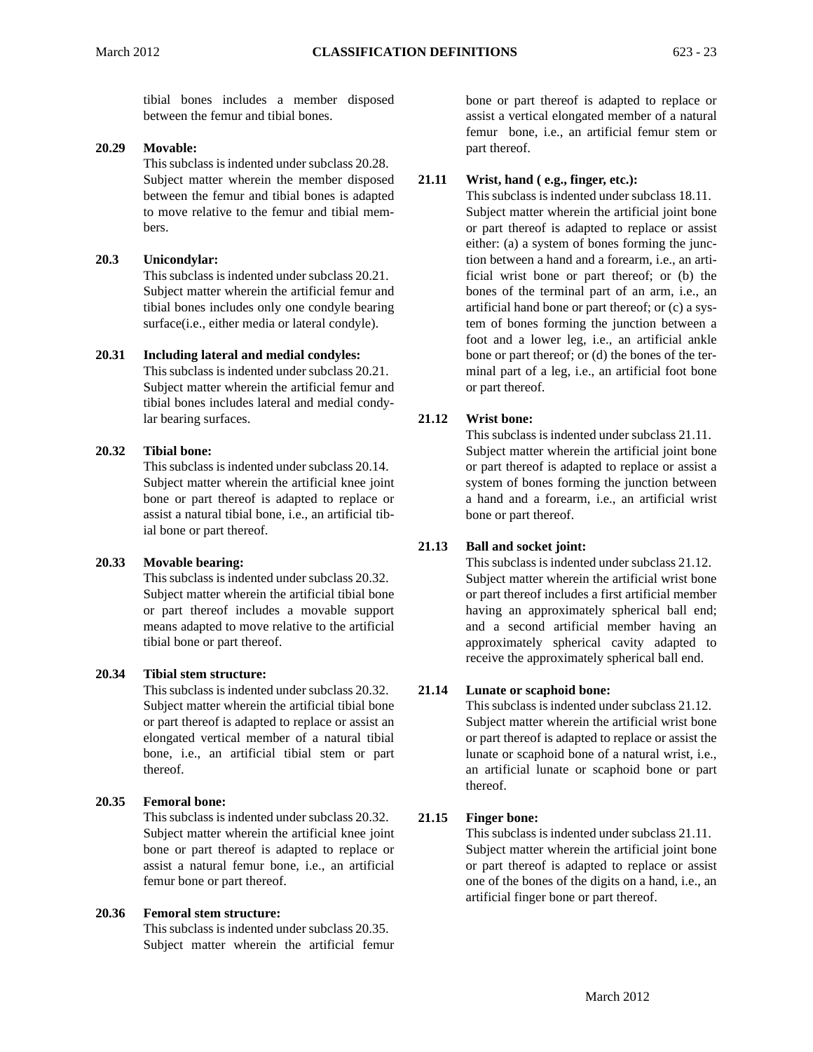tibial bones includes a member disposed between the femur and tibial bones.

**20.29 Movable:**

This subclass is indented under subclass 20.28. Subject matter wherein the member disposed between the femur and tibial bones is adapted to move relative to the femur and tibial members.

**20.3 Unicondylar:**

This subclass is indented under subclass 20.21. Subject matter wherein the artificial femur and tibial bones includes only one condyle bearing surface(i.e., either media or lateral condyle).

**20.31 Including lateral and medial condyles:**

This subclass is indented under subclass 20.21. Subject matter wherein the artificial femur and tibial bones includes lateral and medial condylar bearing surfaces.

**20.32 Tibial bone:**

This subclass is indented under subclass 20.14. Subject matter wherein the artificial knee joint bone or part thereof is adapted to replace or assist a natural tibial bone, i.e., an artificial tibial bone or part thereof.

**20.33 Movable bearing:**

This subclass is indented under subclass 20.32. Subject matter wherein the artificial tibial bone or part thereof includes a movable support means adapted to move relative to the artificial tibial bone or part thereof.

**20.34 Tibial stem structure:**

This subclass is indented under subclass 20.32. Subject matter wherein the artificial tibial bone or part thereof is adapted to replace or assist an elongated vertical member of a natural tibial bone, i.e., an artificial tibial stem or part thereof.

**20.35 Femoral bone:**

This subclass is indented under subclass 20.32. Subject matter wherein the artificial knee joint bone or part thereof is adapted to replace or assist a natural femur bone, i.e., an artificial femur bone or part thereof.

**20.36 Femoral stem structure:**

This subclass is indented under subclass 20.35. Subject matter wherein the artificial femur bone or part thereof is adapted to replace or assist a vertical elongated member of a natural femur bone, i.e., an artificial femur stem or part thereof.

**21.11 Wrist, hand ( e.g., finger, etc.):**

This subclass is indented under subclass 18.11. Subject matter wherein the artificial joint bone or part thereof is adapted to replace or assist either: (a) a system of bones forming the junction between a hand and a forearm, i.e., an artificial wrist bone or part thereof; or (b) the bones of the terminal part of an arm, i.e., an artificial hand bone or part thereof; or (c) a system of bones forming the junction between a foot and a lower leg, i.e., an artificial ankle bone or part thereof; or (d) the bones of the terminal part of a leg, i.e., an artificial foot bone or part thereof.

**21.12 Wrist bone:**

This subclass is indented under subclass 21.11. Subject matter wherein the artificial joint bone or part thereof is adapted to replace or assist a system of bones forming the junction between a hand and a forearm, i.e., an artificial wrist bone or part thereof.

**21.13 Ball and socket joint:**

This subclass is indented under subclass 21.12. Subject matter wherein the artificial wrist bone or part thereof includes a first artificial member having an approximately spherical ball end; and a second artificial member having an approximately spherical cavity adapted to receive the approximately spherical ball end.

**21.14 Lunate or scaphoid bone:**

This subclass is indented under subclass 21.12. Subject matter wherein the artificial wrist bone or part thereof is adapted to replace or assist the lunate or scaphoid bone of a natural wrist, i.e., an artificial lunate or scaphoid bone or part thereof.

**21.15 Finger bone:**

This subclass is indented under subclass 21.11. Subject matter wherein the artificial joint bone or part thereof is adapted to replace or assist one of the bones of the digits on a hand, i.e., an artificial finger bone or part thereof.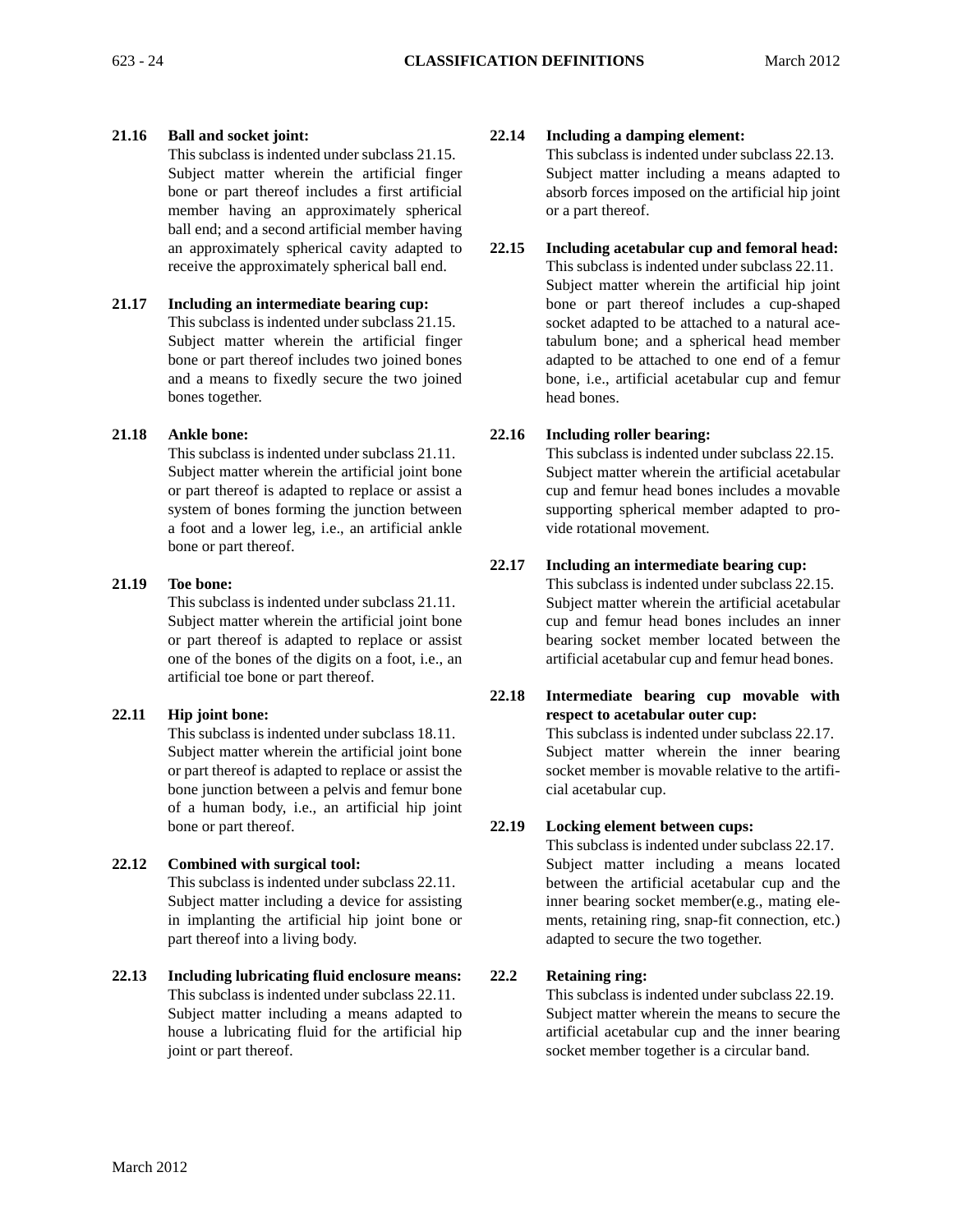**21.16 Ball and socket joint:**
This subclass is indented under subclass 21.15. Subject matter wherein the artificial finger bone or part thereof includes a first artificial member having an approximately spherical ball end; and a second artificial member having an approximately spherical cavity adapted to receive the approximately spherical ball end.

**21.17 Including an intermediate bearing cup:**
This subclass is indented under subclass 21.15. Subject matter wherein the artificial finger bone or part thereof includes two joined bones and a means to fixedly secure the two joined bones together.

**21.18 Ankle bone:**
This subclass is indented under subclass 21.11. Subject matter wherein the artificial joint bone or part thereof is adapted to replace or assist a system of bones forming the junction between a foot and a lower leg, i.e., an artificial ankle bone or part thereof.

**21.19 Toe bone:**
This subclass is indented under subclass 21.11. Subject matter wherein the artificial joint bone or part thereof is adapted to replace or assist one of the bones of the digits on a foot, i.e., an artificial toe bone or part thereof.

**22.11 Hip joint bone:**
This subclass is indented under subclass 18.11. Subject matter wherein the artificial joint bone or part thereof is adapted to replace or assist the bone junction between a pelvis and femur bone of a human body, i.e., an artificial hip joint bone or part thereof.

**22.12 Combined with surgical tool:**
This subclass is indented under subclass 22.11. Subject matter including a device for assisting in implanting the artificial hip joint bone or part thereof into a living body.

**22.13 Including lubricating fluid enclosure means:**
This subclass is indented under subclass 22.11. Subject matter including a means adapted to house a lubricating fluid for the artificial hip joint or part thereof.

**22.14 Including a damping element:**
This subclass is indented under subclass 22.13. Subject matter including a means adapted to absorb forces imposed on the artificial hip joint or a part thereof.

**22.15 Including acetabular cup and femoral head:**
This subclass is indented under subclass 22.11. Subject matter wherein the artificial hip joint bone or part thereof includes a cup-shaped socket adapted to be attached to a natural acetabulum bone; and a spherical head member adapted to be attached to one end of a femur bone, i.e., artificial acetabular cup and femur head bones.

**22.16 Including roller bearing:**
This subclass is indented under subclass 22.15. Subject matter wherein the artificial acetabular cup and femur head bones includes a movable supporting spherical member adapted to provide rotational movement.

**22.17 Including an intermediate bearing cup:**
This subclass is indented under subclass 22.15. Subject matter wherein the artificial acetabular cup and femur head bones includes an inner bearing socket member located between the artificial acetabular cup and femur head bones.

**22.18 Intermediate bearing cup movable with respect to acetabular outer cup:**
This subclass is indented under subclass 22.17. Subject matter wherein the inner bearing socket member is movable relative to the artificial acetabular cup.

**22.19 Locking element between cups:**
This subclass is indented under subclass 22.17. Subject matter including a means located between the artificial acetabular cup and the inner bearing socket member(e.g., mating elements, retaining ring, snap-fit connection, etc.) adapted to secure the two together.

**22.2 Retaining ring:**
This subclass is indented under subclass 22.19. Subject matter wherein the means to secure the artificial acetabular cup and the inner bearing socket member together is a circular band.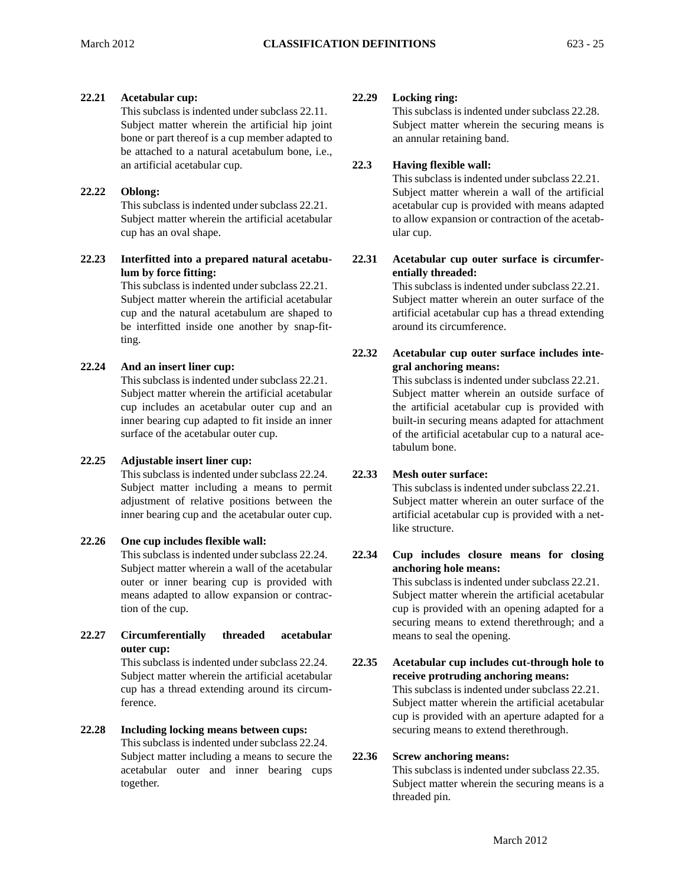**22.21 Acetabular cup:**
This subclass is indented under subclass 22.11. Subject matter wherein the artificial hip joint bone or part thereof is a cup member adapted to be attached to a natural acetabulum bone, i.e., an artificial acetabular cup.

**22.22 Oblong:**
This subclass is indented under subclass 22.21. Subject matter wherein the artificial acetabular cup has an oval shape.

**22.23 Interfitted into a prepared natural acetabulum by force fitting:**
This subclass is indented under subclass 22.21. Subject matter wherein the artificial acetabular cup and the natural acetabulum are shaped to be interfitted inside one another by snap-fitting.

**22.24 And an insert liner cup:**
This subclass is indented under subclass 22.21. Subject matter wherein the artificial acetabular cup includes an acetabular outer cup and an inner bearing cup adapted to fit inside an inner surface of the acetabular outer cup.

**22.25 Adjustable insert liner cup:**
This subclass is indented under subclass 22.24. Subject matter including a means to permit adjustment of relative positions between the inner bearing cup and the acetabular outer cup.

**22.26 One cup includes flexible wall:**
This subclass is indented under subclass 22.24. Subject matter wherein a wall of the acetabular outer or inner bearing cup is provided with means adapted to allow expansion or contraction of the cup.

**22.27 Circumferentially threaded acetabular outer cup:**
This subclass is indented under subclass 22.24. Subject matter wherein the artificial acetabular cup has a thread extending around its circumference.

**22.28 Including locking means between cups:**
This subclass is indented under subclass 22.24. Subject matter including a means to secure the acetabular outer and inner bearing cups together.

**22.29 Locking ring:**
This subclass is indented under subclass 22.28. Subject matter wherein the securing means is an annular retaining band.

**22.3 Having flexible wall:**
This subclass is indented under subclass 22.21. Subject matter wherein a wall of the artificial acetabular cup is provided with means adapted to allow expansion or contraction of the acetabular cup.

**22.31 Acetabular cup outer surface is circumferentially threaded:**
This subclass is indented under subclass 22.21. Subject matter wherein an outer surface of the artificial acetabular cup has a thread extending around its circumference.

**22.32 Acetabular cup outer surface includes integral anchoring means:**
This subclass is indented under subclass 22.21. Subject matter wherein an outside surface of the artificial acetabular cup is provided with built-in securing means adapted for attachment of the artificial acetabular cup to a natural acetabulum bone.

**22.33 Mesh outer surface:**
This subclass is indented under subclass 22.21. Subject matter wherein an outer surface of the artificial acetabular cup is provided with a net-like structure.

**22.34 Cup includes closure means for closing anchoring hole means:**
This subclass is indented under subclass 22.21. Subject matter wherein the artificial acetabular cup is provided with an opening adapted for a securing means to extend therethrough; and a means to seal the opening.

**22.35 Acetabular cup includes cut-through hole to receive protruding anchoring means:**
This subclass is indented under subclass 22.21. Subject matter wherein the artificial acetabular cup is provided with an aperture adapted for a securing means to extend therethrough.

**22.36 Screw anchoring means:**
This subclass is indented under subclass 22.35. Subject matter wherein the securing means is a threaded pin.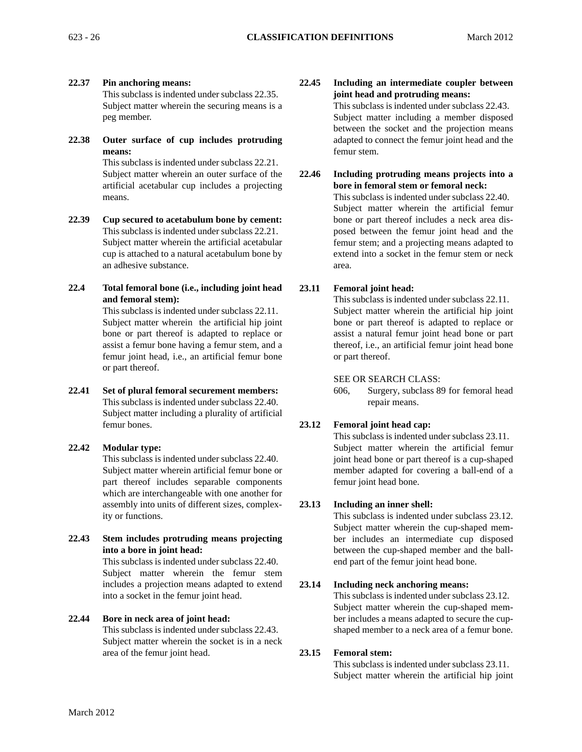**22.37 Pin anchoring means:**
This subclass is indented under subclass 22.35. Subject matter wherein the securing means is a peg member.

**22.38 Outer surface of cup includes protruding means:**
This subclass is indented under subclass 22.21. Subject matter wherein an outer surface of the artificial acetabular cup includes a projecting means.

**22.39 Cup secured to acetabulum bone by cement:**
This subclass is indented under subclass 22.21. Subject matter wherein the artificial acetabular cup is attached to a natural acetabulum bone by an adhesive substance.

**22.4 Total femoral bone (i.e., including joint head and femoral stem):**
This subclass is indented under subclass 22.11. Subject matter wherein the artificial hip joint bone or part thereof is adapted to replace or assist a femur bone having a femur stem, and a femur joint head, i.e., an artificial femur bone or part thereof.

**22.41 Set of plural femoral securement members:**
This subclass is indented under subclass 22.40. Subject matter including a plurality of artificial femur bones.

**22.42 Modular type:**
This subclass is indented under subclass 22.40. Subject matter wherein artificial femur bone or part thereof includes separable components which are interchangeable with one another for assembly into units of different sizes, complexity or functions.

**22.43 Stem includes protruding means projecting into a bore in joint head:**
This subclass is indented under subclass 22.40. Subject matter wherein the femur stem includes a projection means adapted to extend into a socket in the femur joint head.

**22.44 Bore in neck area of joint head:**
This subclass is indented under subclass 22.43. Subject matter wherein the socket is in a neck area of the femur joint head.

**22.45 Including an intermediate coupler between joint head and protruding means:**
This subclass is indented under subclass 22.43. Subject matter including a member disposed between the socket and the projection means adapted to connect the femur joint head and the femur stem.

**22.46 Including protruding means projects into a bore in femoral stem or femoral neck:**
This subclass is indented under subclass 22.40. Subject matter wherein the artificial femur bone or part thereof includes a neck area disposed between the femur joint head and the femur stem; and a projecting means adapted to extend into a socket in the femur stem or neck area.

**23.11 Femoral joint head:**
This subclass is indented under subclass 22.11. Subject matter wherein the artificial hip joint bone or part thereof is adapted to replace or assist a natural femur joint head bone or part thereof, i.e., an artificial femur joint head bone or part thereof.

SEE OR SEARCH CLASS:

606, Surgery, subclass 89 for femoral head repair means.

**23.12 Femoral joint head cap:**
This subclass is indented under subclass 23.11. Subject matter wherein the artificial femur joint head bone or part thereof is a cup-shaped member adapted for covering a ball-end of a femur joint head bone.

**23.13 Including an inner shell:**
This subclass is indented under subclass 23.12. Subject matter wherein the cup-shaped member includes an intermediate cup disposed between the cup-shaped member and the ball-end part of the femur joint head bone.

**23.14 Including neck anchoring means:**
This subclass is indented under subclass 23.12. Subject matter wherein the cup-shaped member includes a means adapted to secure the cup-shaped member to a neck area of a femur bone.

**23.15 Femoral stem:**
This subclass is indented under subclass 23.11. Subject matter wherein the artificial hip joint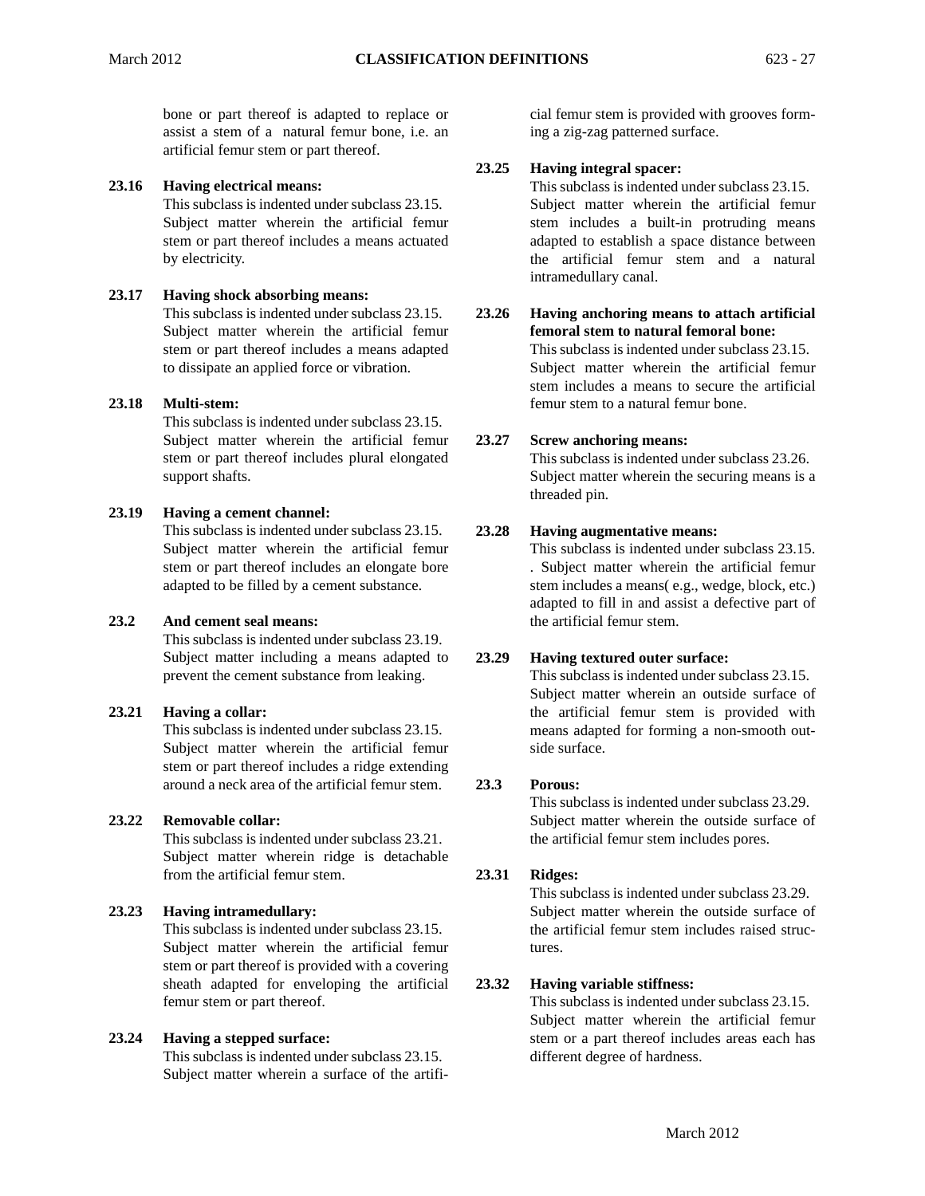bone or part thereof is adapted to replace or assist a stem of a natural femur bone, i.e. an artificial femur stem or part thereof.

**23.16 Having electrical means:**
This subclass is indented under subclass 23.15. Subject matter wherein the artificial femur stem or part thereof includes a means actuated by electricity.

**23.17 Having shock absorbing means:**
This subclass is indented under subclass 23.15. Subject matter wherein the artificial femur stem or part thereof includes a means adapted to dissipate an applied force or vibration.

**23.18 Multi-stem:**
This subclass is indented under subclass 23.15. Subject matter wherein the artificial femur stem or part thereof includes plural elongated support shafts.

**23.19 Having a cement channel:**
This subclass is indented under subclass 23.15. Subject matter wherein the artificial femur stem or part thereof includes an elongate bore adapted to be filled by a cement substance.

**23.2 And cement seal means:**
This subclass is indented under subclass 23.19. Subject matter including a means adapted to prevent the cement substance from leaking.

**23.21 Having a collar:**
This subclass is indented under subclass 23.15. Subject matter wherein the artificial femur stem or part thereof includes a ridge extending around a neck area of the artificial femur stem.

**23.22 Removable collar:**
This subclass is indented under subclass 23.21. Subject matter wherein ridge is detachable from the artificial femur stem.

**23.23 Having intramedullary:**
This subclass is indented under subclass 23.15. Subject matter wherein the artificial femur stem or part thereof is provided with a covering sheath adapted for enveloping the artificial femur stem or part thereof.

**23.24 Having a stepped surface:**
This subclass is indented under subclass 23.15. Subject matter wherein a surface of the artificial femur stem is provided with grooves forming a zig-zag patterned surface.

**23.25 Having integral spacer:**
This subclass is indented under subclass 23.15. Subject matter wherein the artificial femur stem includes a built-in protruding means adapted to establish a space distance between the artificial femur stem and a natural intramedullary canal.

**23.26 Having anchoring means to attach artificial femoral stem to natural femoral bone:**
This subclass is indented under subclass 23.15. Subject matter wherein the artificial femur stem includes a means to secure the artificial femur stem to a natural femur bone.

**23.27 Screw anchoring means:**
This subclass is indented under subclass 23.26. Subject matter wherein the securing means is a threaded pin.

**23.28 Having augmentative means:**
This subclass is indented under subclass 23.15. . Subject matter wherein the artificial femur stem includes a means( e.g., wedge, block, etc.) adapted to fill in and assist a defective part of the artificial femur stem.

**23.29 Having textured outer surface:**
This subclass is indented under subclass 23.15. Subject matter wherein an outside surface of the artificial femur stem is provided with means adapted for forming a non-smooth outside surface.

**23.3 Porous:**
This subclass is indented under subclass 23.29. Subject matter wherein the outside surface of the artificial femur stem includes pores.

**23.31 Ridges:**
This subclass is indented under subclass 23.29. Subject matter wherein the outside surface of the artificial femur stem includes raised structures.

**23.32 Having variable stiffness:**
This subclass is indented under subclass 23.15. Subject matter wherein the artificial femur stem or a part thereof includes areas each has different degree of hardness.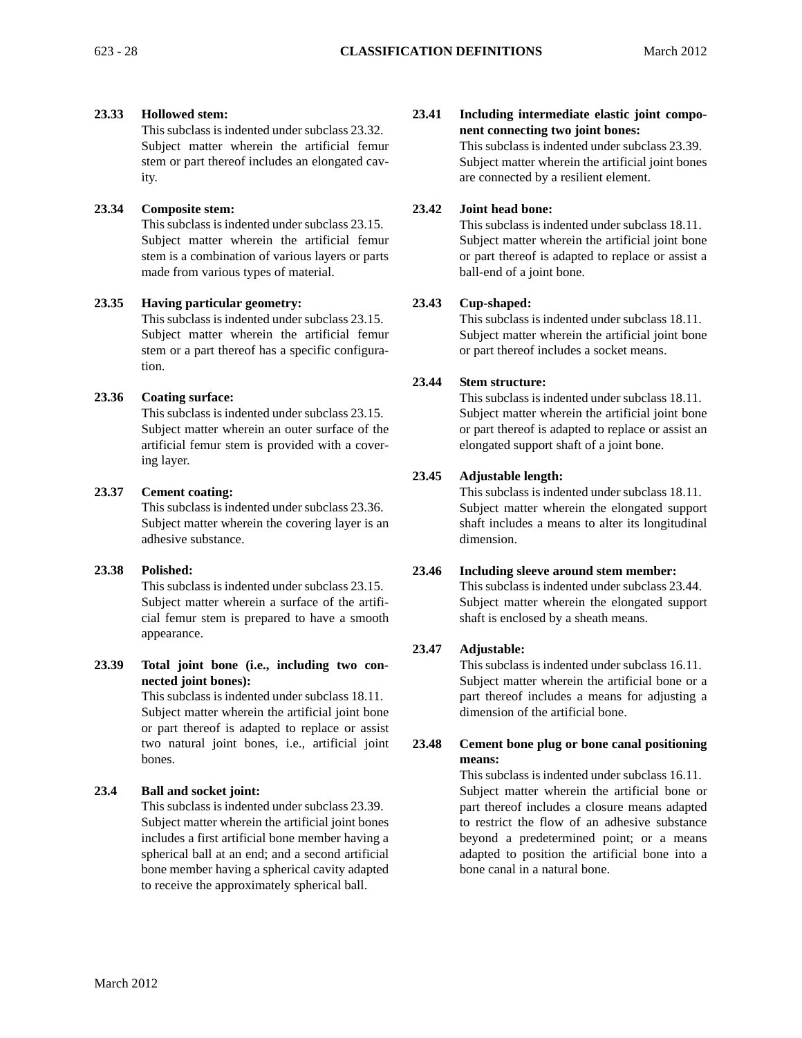**23.33 Hollowed stem:**
This subclass is indented under subclass 23.32. Subject matter wherein the artificial femur stem or part thereof includes an elongated cavity.

**23.34 Composite stem:**
This subclass is indented under subclass 23.15. Subject matter wherein the artificial femur stem is a combination of various layers or parts made from various types of material.

**23.35 Having particular geometry:**
This subclass is indented under subclass 23.15. Subject matter wherein the artificial femur stem or a part thereof has a specific configuration.

**23.36 Coating surface:**
This subclass is indented under subclass 23.15. Subject matter wherein an outer surface of the artificial femur stem is provided with a covering layer.

**23.37 Cement coating:**
This subclass is indented under subclass 23.36. Subject matter wherein the covering layer is an adhesive substance.

**23.38 Polished:**
This subclass is indented under subclass 23.15. Subject matter wherein a surface of the artificial femur stem is prepared to have a smooth appearance.

**23.39 Total joint bone (i.e., including two connected joint bones):**
This subclass is indented under subclass 18.11. Subject matter wherein the artificial joint bone or part thereof is adapted to replace or assist two natural joint bones, i.e., artificial joint bones.

**23.4 Ball and socket joint:**
This subclass is indented under subclass 23.39. Subject matter wherein the artificial joint bones includes a first artificial bone member having a spherical ball at an end; and a second artificial bone member having a spherical cavity adapted to receive the approximately spherical ball.

**23.41 Including intermediate elastic joint component connecting two joint bones:**
This subclass is indented under subclass 23.39. Subject matter wherein the artificial joint bones are connected by a resilient element.

**23.42 Joint head bone:**
This subclass is indented under subclass 18.11. Subject matter wherein the artificial joint bone or part thereof is adapted to replace or assist a ball-end of a joint bone.

**23.43 Cup-shaped:**
This subclass is indented under subclass 18.11. Subject matter wherein the artificial joint bone or part thereof includes a socket means.

**23.44 Stem structure:**
This subclass is indented under subclass 18.11. Subject matter wherein the artificial joint bone or part thereof is adapted to replace or assist an elongated support shaft of a joint bone.

**23.45 Adjustable length:**
This subclass is indented under subclass 18.11. Subject matter wherein the elongated support shaft includes a means to alter its longitudinal dimension.

**23.46 Including sleeve around stem member:**
This subclass is indented under subclass 23.44. Subject matter wherein the elongated support shaft is enclosed by a sheath means.

**23.47 Adjustable:**
This subclass is indented under subclass 16.11. Subject matter wherein the artificial bone or a part thereof includes a means for adjusting a dimension of the artificial bone.

**23.48 Cement bone plug or bone canal positioning means:**
This subclass is indented under subclass 16.11. Subject matter wherein the artificial bone or part thereof includes a closure means adapted to restrict the flow of an adhesive substance beyond a predetermined point; or a means adapted to position the artificial bone into a bone canal in a natural bone.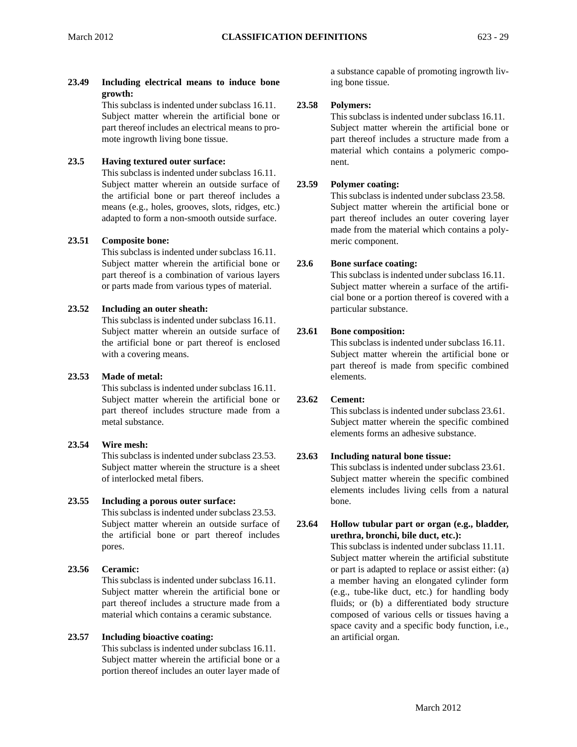a substance capable of promoting ingrowth living bone tissue.

**23.49 Including electrical means to induce bone growth:**
This subclass is indented under subclass 16.11. Subject matter wherein the artificial bone or part thereof includes an electrical means to promote ingrowth living bone tissue.

**23.5 Having textured outer surface:**
This subclass is indented under subclass 16.11. Subject matter wherein an outside surface of the artificial bone or part thereof includes a means (e.g., holes, grooves, slots, ridges, etc.) adapted to form a non-smooth outside surface.

**23.51 Composite bone:**
This subclass is indented under subclass 16.11. Subject matter wherein the artificial bone or part thereof is a combination of various layers or parts made from various types of material.

**23.52 Including an outer sheath:**
This subclass is indented under subclass 16.11. Subject matter wherein an outside surface of the artificial bone or part thereof is enclosed with a covering means.

**23.53 Made of metal:**
This subclass is indented under subclass 16.11. Subject matter wherein the artificial bone or part thereof includes structure made from a metal substance.

**23.54 Wire mesh:**
This subclass is indented under subclass 23.53. Subject matter wherein the structure is a sheet of interlocked metal fibers.

**23.55 Including a porous outer surface:**
This subclass is indented under subclass 23.53. Subject matter wherein an outside surface of the artificial bone or part thereof includes pores.

**23.56 Ceramic:**
This subclass is indented under subclass 16.11. Subject matter wherein the artificial bone or part thereof includes a structure made from a material which contains a ceramic substance.

**23.57 Including bioactive coating:**
This subclass is indented under subclass 16.11. Subject matter wherein the artificial bone or a portion thereof includes an outer layer made of a substance capable of promoting ingrowth living bone tissue.

**23.58 Polymers:**
This subclass is indented under subclass 16.11. Subject matter wherein the artificial bone or part thereof includes a structure made from a material which contains a polymeric component.

**23.59 Polymer coating:**
This subclass is indented under subclass 23.58. Subject matter wherein the artificial bone or part thereof includes an outer covering layer made from the material which contains a polymeric component.

**23.6 Bone surface coating:**
This subclass is indented under subclass 16.11. Subject matter wherein a surface of the artificial bone or a portion thereof is covered with a particular substance.

**23.61 Bone composition:**
This subclass is indented under subclass 16.11. Subject matter wherein the artificial bone or part thereof is made from specific combined elements.

**23.62 Cement:**
This subclass is indented under subclass 23.61. Subject matter wherein the specific combined elements forms an adhesive substance.

**23.63 Including natural bone tissue:**
This subclass is indented under subclass 23.61. Subject matter wherein the specific combined elements includes living cells from a natural bone.

**23.64 Hollow tubular part or organ (e.g., bladder, urethra, bronchi, bile duct, etc.):**
This subclass is indented under subclass 11.11. Subject matter wherein the artificial substitute or part is adapted to replace or assist either: (a) a member having an elongated cylinder form (e.g., tube-like duct, etc.) for handling body fluids; or (b) a differentiated body structure composed of various cells or tissues having a space cavity and a specific body function, i.e., an artificial organ.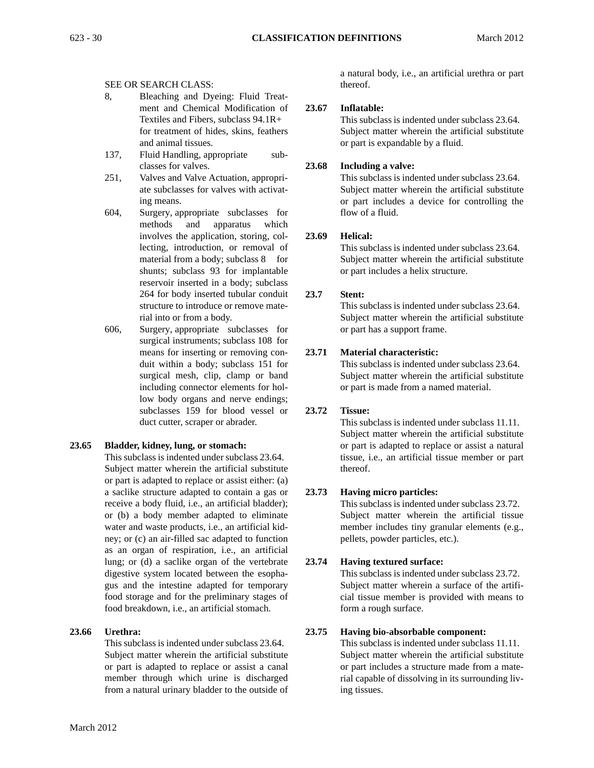SEE OR SEARCH CLASS:

- 8, Bleaching and Dyeing: Fluid Treatment and Chemical Modification of Textiles and Fibers, subclass 94.1R+ for treatment of hides, skins, feathers and animal tissues.
- 137, Fluid Handling, appropriate subclasses for valves.
- 251, Valves and Valve Actuation, appropriate subclasses for valves with activating means.
- 604, Surgery, appropriate subclasses for methods and apparatus which involves the application, storing, collecting, introduction, or removal of material from a body; subclass 8 for shunts; subclass 93 for implantable reservoir inserted in a body; subclass 264 for body inserted tubular conduit structure to introduce or remove material into or from a body.
- 606, Surgery, appropriate subclasses for surgical instruments; subclass 108 for means for inserting or removing conduit within a body; subclass 151 for surgical mesh, clip, clamp or band including connector elements for hollow body organs and nerve endings; subclasses 159 for blood vessel or duct cutter, scraper or abrader.

**23.65 Bladder, kidney, lung, or stomach:**
This subclass is indented under subclass 23.64. Subject matter wherein the artificial substitute or part is adapted to replace or assist either: (a) a saclike structure adapted to contain a gas or receive a body fluid, i.e., an artificial bladder); or (b) a body member adapted to eliminate water and waste products, i.e., an artificial kidney; or (c) an air-filled sac adapted to function as an organ of respiration, i.e., an artificial lung; or (d) a saclike organ of the vertebrate digestive system located between the esophagus and the intestine adapted for temporary food storage and for the preliminary stages of food breakdown, i.e., an artificial stomach.

**23.66 Urethra:**
This subclass is indented under subclass 23.64. Subject matter wherein the artificial substitute or part is adapted to replace or assist a canal member through which urine is discharged from a natural urinary bladder to the outside of a natural body, i.e., an artificial urethra or part thereof.

**23.67 Inflatable:**
This subclass is indented under subclass 23.64. Subject matter wherein the artificial substitute or part is expandable by a fluid.

**23.68 Including a valve:**
This subclass is indented under subclass 23.64. Subject matter wherein the artificial substitute or part includes a device for controlling the flow of a fluid.

**23.69 Helical:**
This subclass is indented under subclass 23.64. Subject matter wherein the artificial substitute or part includes a helix structure.

**23.7 Stent:**
This subclass is indented under subclass 23.64. Subject matter wherein the artificial substitute or part has a support frame.

**23.71 Material characteristic:**
This subclass is indented under subclass 23.64. Subject matter wherein the artificial substitute or part is made from a named material.

**23.72 Tissue:**
This subclass is indented under subclass 11.11. Subject matter wherein the artificial substitute or part is adapted to replace or assist a natural tissue, i.e., an artificial tissue member or part thereof.

**23.73 Having micro particles:**
This subclass is indented under subclass 23.72. Subject matter wherein the artificial tissue member includes tiny granular elements (e.g., pellets, powder particles, etc.).

**23.74 Having textured surface:**
This subclass is indented under subclass 23.72. Subject matter wherein a surface of the artificial tissue member is provided with means to form a rough surface.

**23.75 Having bio-absorbable component:**
This subclass is indented under subclass 11.11. Subject matter wherein the artificial substitute or part includes a structure made from a material capable of dissolving in its surrounding living tissues.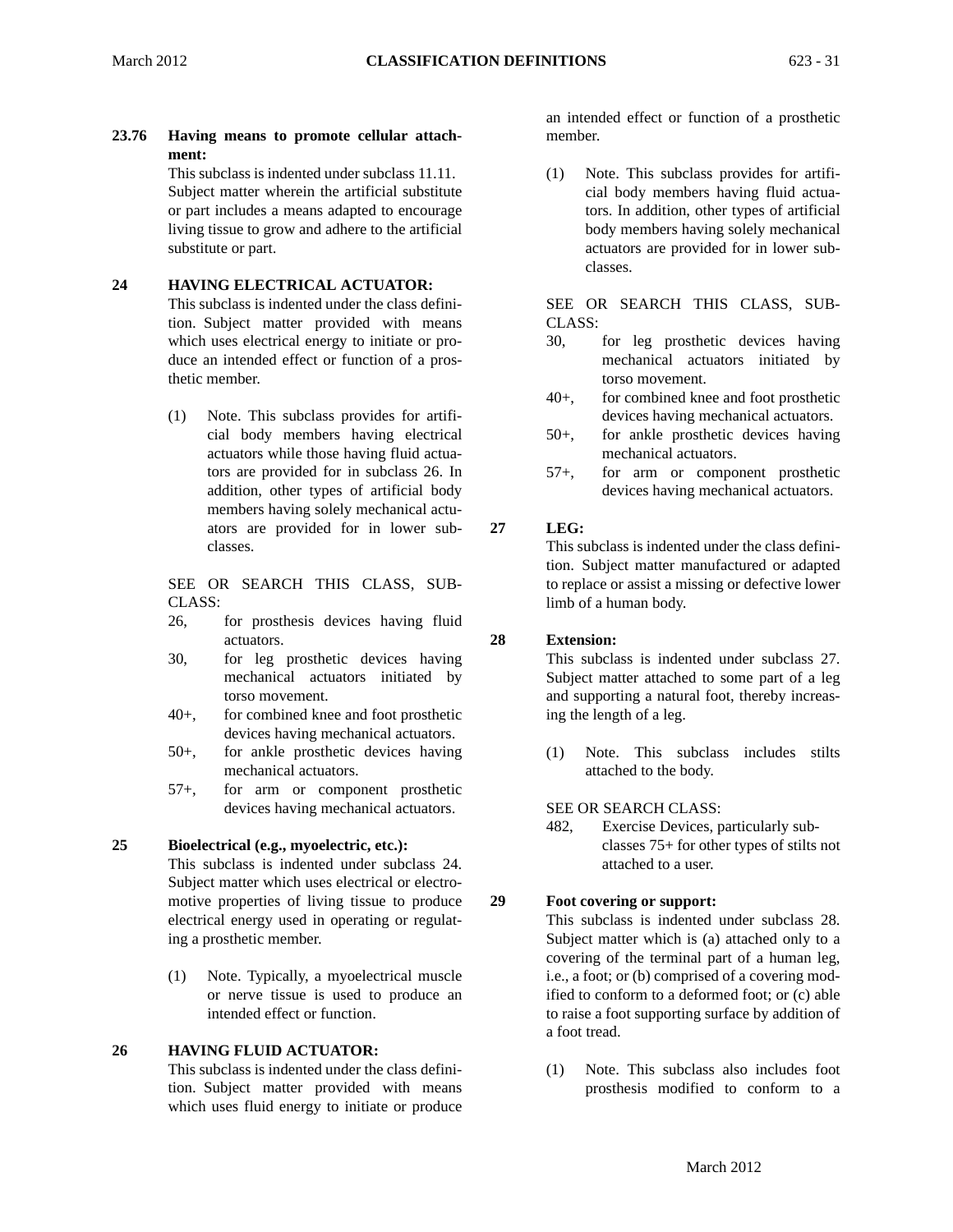**23.76 Having means to promote cellular attachment:**

This subclass is indented under subclass 11.11. Subject matter wherein the artificial substitute or part includes a means adapted to encourage living tissue to grow and adhere to the artificial substitute or part.

**24 HAVING ELECTRICAL ACTUATOR:**

This subclass is indented under the class definition. Subject matter provided with means which uses electrical energy to initiate or produce an intended effect or function of a prosthetic member.

(1) Note. This subclass provides for artificial body members having electrical actuators while those having fluid actuators are provided for in subclass 26. In addition, other types of artificial body members having solely mechanical actuators are provided for in lower subclasses.

SEE OR SEARCH THIS CLASS, SUBCLASS:

- 26, for prosthesis devices having fluid actuators.
- 30, for leg prosthetic devices having mechanical actuators initiated by torso movement.
- 40+, for combined knee and foot prosthetic devices having mechanical actuators.
- 50+, for ankle prosthetic devices having mechanical actuators.
- 57+, for arm or component prosthetic devices having mechanical actuators.

**25 Bioelectrical (e.g., myoelectric, etc.):**

This subclass is indented under subclass 24. Subject matter which uses electrical or electromotive properties of living tissue to produce electrical energy used in operating or regulating a prosthetic member.

(1) Note. Typically, a myoelectrical muscle or nerve tissue is used to produce an intended effect or function.

**26 HAVING FLUID ACTUATOR:**

This subclass is indented under the class definition. Subject matter provided with means which uses fluid energy to initiate or produce an intended effect or function of a prosthetic member.

(1) Note. This subclass provides for artificial body members having fluid actuators. In addition, other types of artificial body members having solely mechanical actuators are provided for in lower subclasses.

SEE OR SEARCH THIS CLASS, SUBCLASS:

- 30, for leg prosthetic devices having mechanical actuators initiated by torso movement.
- 40+, for combined knee and foot prosthetic devices having mechanical actuators.
- 50+, for ankle prosthetic devices having mechanical actuators.
- 57+, for arm or component prosthetic devices having mechanical actuators.

**27 LEG:**

This subclass is indented under the class definition. Subject matter manufactured or adapted to replace or assist a missing or defective lower limb of a human body.

**28 Extension:**

This subclass is indented under subclass 27. Subject matter attached to some part of a leg and supporting a natural foot, thereby increasing the length of a leg.

(1) Note. This subclass includes stilts attached to the body.

SEE OR SEARCH CLASS:

- 482, Exercise Devices, particularly subclasses 75+ for other types of stilts not attached to a user.

**29 Foot covering or support:**

This subclass is indented under subclass 28. Subject matter which is (a) attached only to a covering of the terminal part of a human leg, i.e., a foot; or (b) comprised of a covering modified to conform to a deformed foot; or (c) able to raise a foot supporting surface by addition of a foot tread.

(1) Note. This subclass also includes foot prosthesis modified to conform to a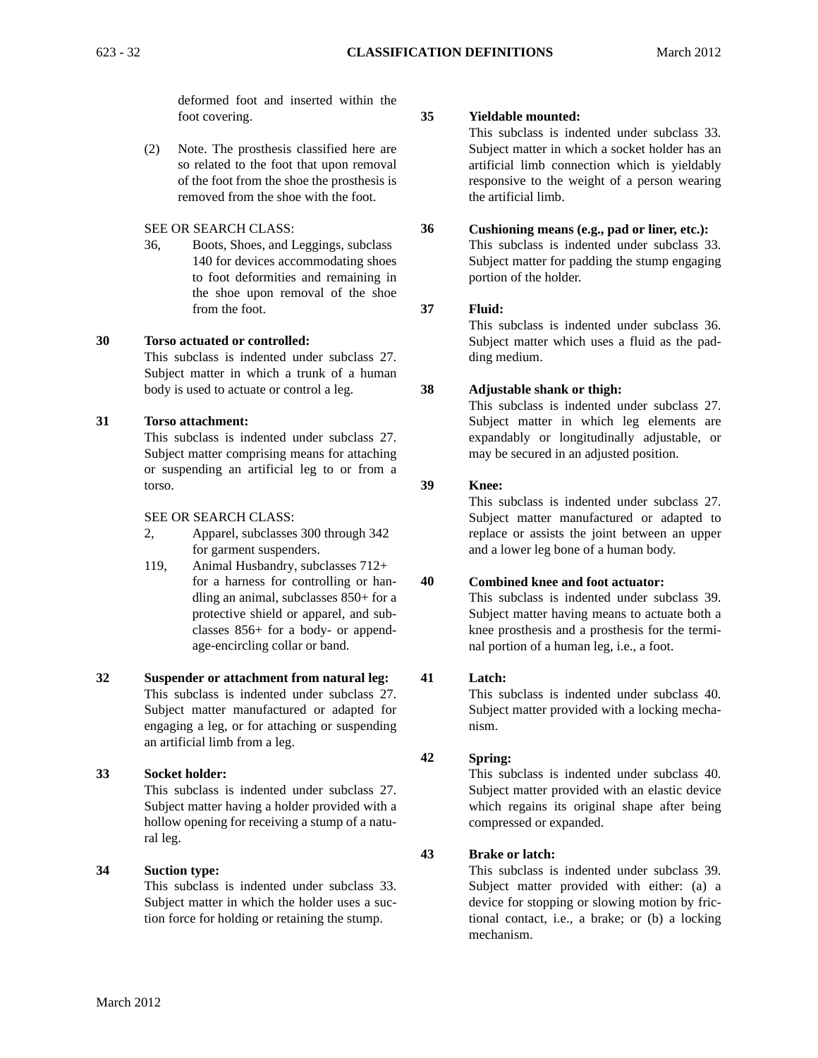deformed foot and inserted within the foot covering.

(2) Note. The prosthesis classified here are so related to the foot that upon removal of the foot from the shoe the prosthesis is removed from the shoe with the foot.

SEE OR SEARCH CLASS:

36, Boots, Shoes, and Leggings, subclass 140 for devices accommodating shoes to foot deformities and remaining in the shoe upon removal of the shoe from the foot.

**30 Torso actuated or controlled:**
This subclass is indented under subclass 27. Subject matter in which a trunk of a human body is used to actuate or control a leg.

**31 Torso attachment:**
This subclass is indented under subclass 27. Subject matter comprising means for attaching or suspending an artificial leg to or from a torso.

SEE OR SEARCH CLASS:

2, Apparel, subclasses 300 through 342 for garment suspenders.

119, Animal Husbandry, subclasses 712+ for a harness for controlling or handling an animal, subclasses 850+ for a protective shield or apparel, and subclasses 856+ for a body- or appendage-encircling collar or band.

**32 Suspender or attachment from natural leg:**
This subclass is indented under subclass 27. Subject matter manufactured or adapted for engaging a leg, or for attaching or suspending an artificial limb from a leg.

**33 Socket holder:**
This subclass is indented under subclass 27. Subject matter having a holder provided with a hollow opening for receiving a stump of a natural leg.

**34 Suction type:**
This subclass is indented under subclass 33. Subject matter in which the holder uses a suction force for holding or retaining the stump.

**35 Yieldable mounted:**
This subclass is indented under subclass 33. Subject matter in which a socket holder has an artificial limb connection which is yieldably responsive to the weight of a person wearing the artificial limb.

**36 Cushioning means (e.g., pad or liner, etc.):**
This subclass is indented under subclass 33. Subject matter for padding the stump engaging portion of the holder.

**37 Fluid:**
This subclass is indented under subclass 36. Subject matter which uses a fluid as the padding medium.

**38 Adjustable shank or thigh:**
This subclass is indented under subclass 27. Subject matter in which leg elements are expandably or longitudinally adjustable, or may be secured in an adjusted position.

**39 Knee:**
This subclass is indented under subclass 27. Subject matter manufactured or adapted to replace or assists the joint between an upper and a lower leg bone of a human body.

**40 Combined knee and foot actuator:**
This subclass is indented under subclass 39. Subject matter having means to actuate both a knee prosthesis and a prosthesis for the terminal portion of a human leg, i.e., a foot.

**41 Latch:**
This subclass is indented under subclass 40. Subject matter provided with a locking mechanism.

**42 Spring:**
This subclass is indented under subclass 40. Subject matter provided with an elastic device which regains its original shape after being compressed or expanded.

**43 Brake or latch:**
This subclass is indented under subclass 39. Subject matter provided with either: (a) a device for stopping or slowing motion by frictional contact, i.e., a brake; or (b) a locking mechanism.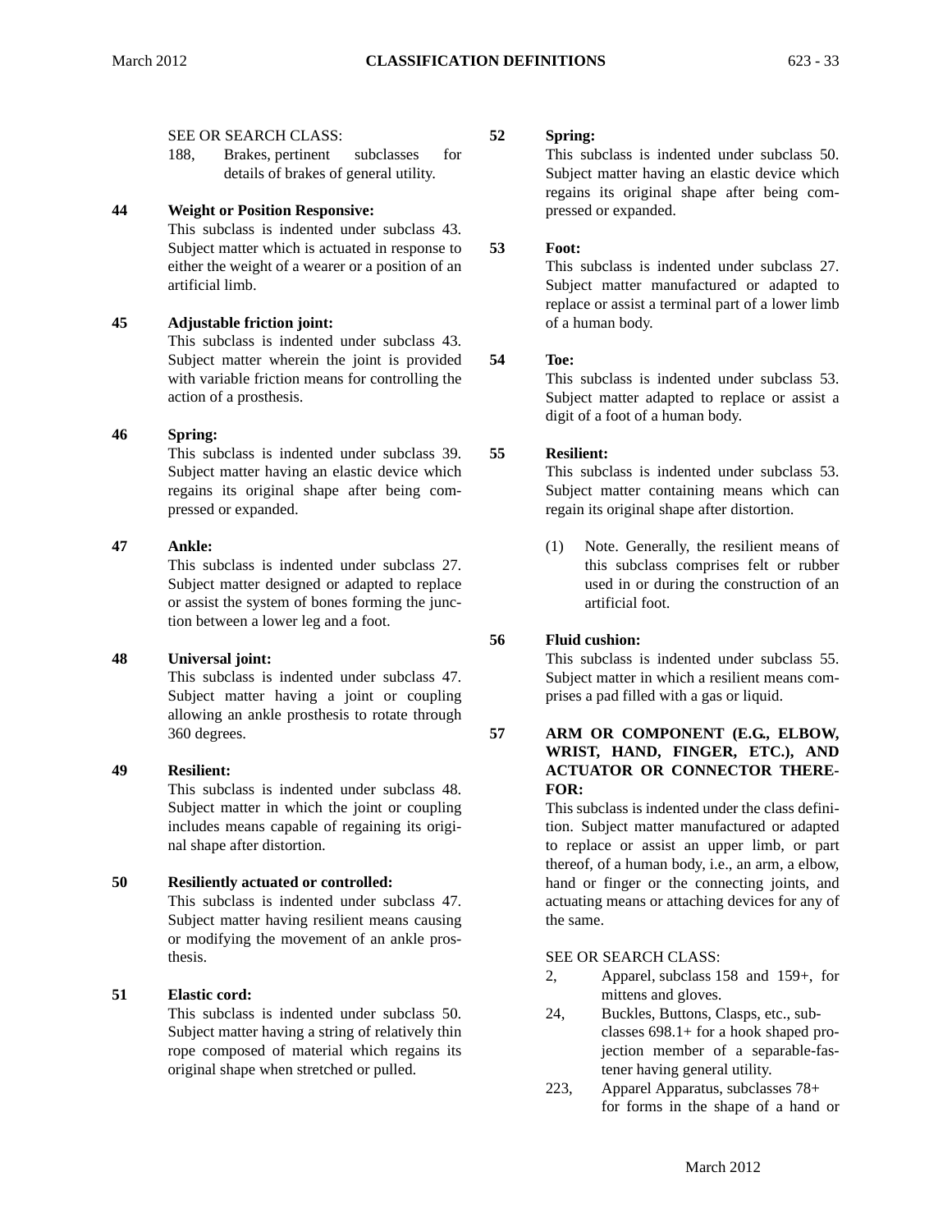SEE OR SEARCH CLASS:

188, Brakes, pertinent subclasses for details of brakes of general utility.

**44 Weight or Position Responsive:**
This subclass is indented under subclass 43. Subject matter which is actuated in response to either the weight of a wearer or a position of an artificial limb.

**45 Adjustable friction joint:**
This subclass is indented under subclass 43. Subject matter wherein the joint is provided with variable friction means for controlling the action of a prosthesis.

**46 Spring:**
This subclass is indented under subclass 39. Subject matter having an elastic device which regains its original shape after being compressed or expanded.

**47 Ankle:**
This subclass is indented under subclass 27. Subject matter designed or adapted to replace or assist the system of bones forming the junction between a lower leg and a foot.

**48 Universal joint:**
This subclass is indented under subclass 47. Subject matter having a joint or coupling allowing an ankle prosthesis to rotate through 360 degrees.

**49 Resilient:**
This subclass is indented under subclass 48. Subject matter in which the joint or coupling includes means capable of regaining its original shape after distortion.

**50 Resiliently actuated or controlled:**
This subclass is indented under subclass 47. Subject matter having resilient means causing or modifying the movement of an ankle prosthesis.

**51 Elastic cord:**
This subclass is indented under subclass 50. Subject matter having a string of relatively thin rope composed of material which regains its original shape when stretched or pulled.

**52 Spring:**
This subclass is indented under subclass 50. Subject matter having an elastic device which regains its original shape after being compressed or expanded.

**53 Foot:**
This subclass is indented under subclass 27. Subject matter manufactured or adapted to replace or assist a terminal part of a lower limb of a human body.

**54 Toe:**
This subclass is indented under subclass 53. Subject matter adapted to replace or assist a digit of a foot of a human body.

**55 Resilient:**
This subclass is indented under subclass 53. Subject matter containing means which can regain its original shape after distortion.

(1) Note. Generally, the resilient means of this subclass comprises felt or rubber used in or during the construction of an artificial foot.

**56 Fluid cushion:**
This subclass is indented under subclass 55. Subject matter in which a resilient means comprises a pad filled with a gas or liquid.

**57 ARM OR COMPONENT (E.G., ELBOW, WRIST, HAND, FINGER, ETC.), AND ACTUATOR OR CONNECTOR THEREFOR:**
This subclass is indented under the class definition. Subject matter manufactured or adapted to replace or assist an upper limb, or part thereof, of a human body, i.e., an arm, a elbow, hand or finger or the connecting joints, and actuating means or attaching devices for any of the same.

SEE OR SEARCH CLASS:

2, Apparel, subclass 158 and 159+, for mittens and gloves.

24, Buckles, Buttons, Clasps, etc., subclasses 698.1+ for a hook shaped projection member of a separable-fastener having general utility.

223, Apparel Apparatus, subclasses 78+ for forms in the shape of a hand or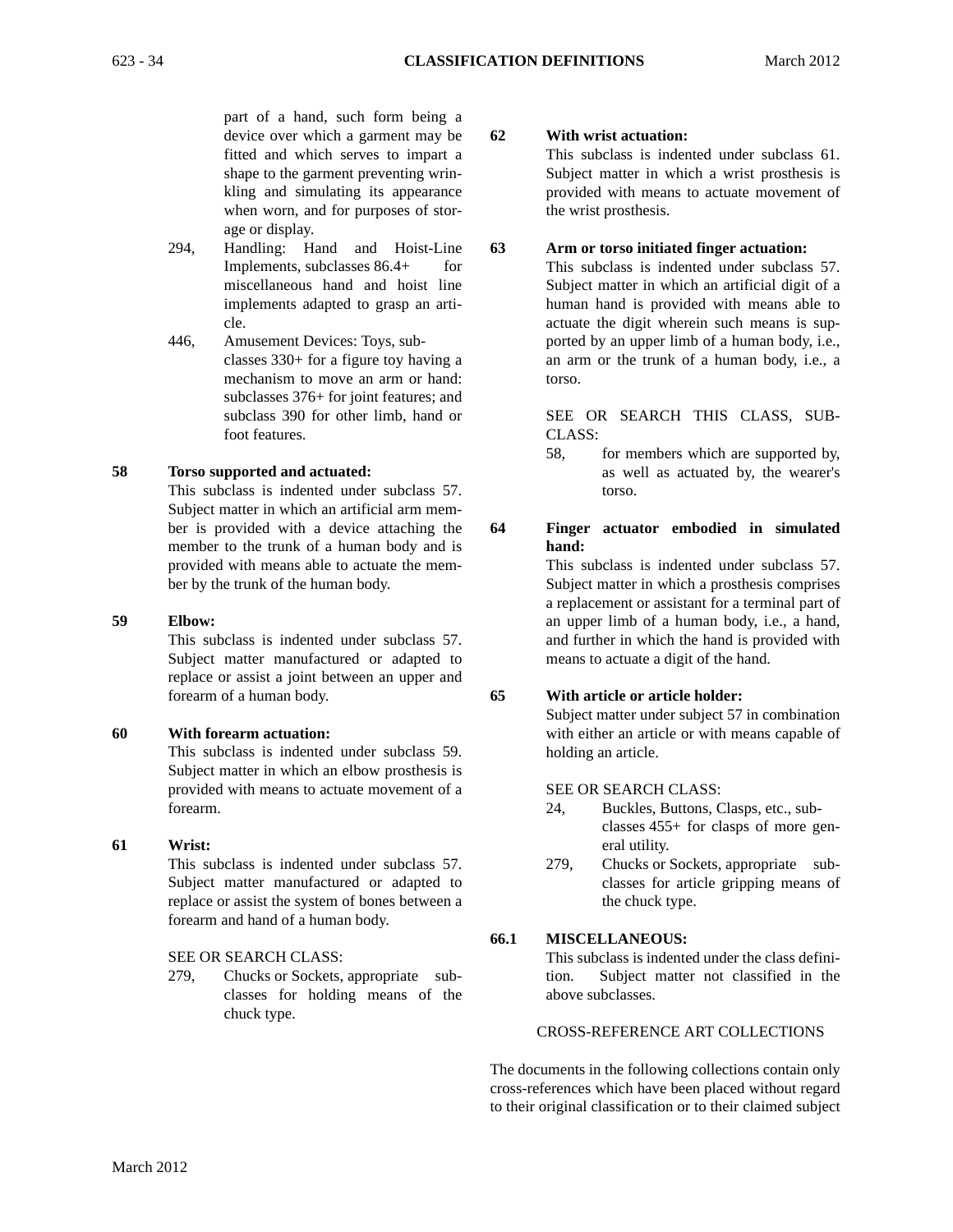part of a hand, such form being a device over which a garment may be fitted and which serves to impart a shape to the garment preventing wrinkling and simulating its appearance when worn, and for purposes of storage or display.

294, Handling: Hand and Hoist-Line Implements, subclasses 86.4+ for miscellaneous hand and hoist line implements adapted to grasp an article.

446, Amusement Devices: Toys, subclasses 330+ for a figure toy having a mechanism to move an arm or hand: subclasses 376+ for joint features; and subclass 390 for other limb, hand or foot features.

**58 Torso supported and actuated:**

This subclass is indented under subclass 57. Subject matter in which an artificial arm member is provided with a device attaching the member to the trunk of a human body and is provided with means able to actuate the member by the trunk of the human body.

**59 Elbow:**

This subclass is indented under subclass 57. Subject matter manufactured or adapted to replace or assist a joint between an upper and forearm of a human body.

**60 With forearm actuation:**

This subclass is indented under subclass 59. Subject matter in which an elbow prosthesis is provided with means to actuate movement of a forearm.

**61 Wrist:**

This subclass is indented under subclass 57. Subject matter manufactured or adapted to replace or assist the system of bones between a forearm and hand of a human body.

SEE OR SEARCH CLASS:

279, Chucks or Sockets, appropriate subclasses for holding means of the chuck type.

**62 With wrist actuation:**

This subclass is indented under subclass 61. Subject matter in which a wrist prosthesis is provided with means to actuate movement of the wrist prosthesis.

**63 Arm or torso initiated finger actuation:**

This subclass is indented under subclass 57. Subject matter in which an artificial digit of a human hand is provided with means able to actuate the digit wherein such means is supported by an upper limb of a human body, i.e., an arm or the trunk of a human body, i.e., a torso.

SEE OR SEARCH THIS CLASS, SUBCLASS:

58, for members which are supported by, as well as actuated by, the wearer's torso.

**64 Finger actuator embodied in simulated hand:**

This subclass is indented under subclass 57. Subject matter in which a prosthesis comprises a replacement or assistant for a terminal part of an upper limb of a human body, i.e., a hand, and further in which the hand is provided with means to actuate a digit of the hand.

**65 With article or article holder:**

Subject matter under subject 57 in combination with either an article or with means capable of holding an article.

SEE OR SEARCH CLASS:

24, Buckles, Buttons, Clasps, etc., subclasses 455+ for clasps of more general utility.

279, Chucks or Sockets, appropriate subclasses for article gripping means of the chuck type.

**66.1 MISCELLANEOUS:**

This subclass is indented under the class definition. Subject matter not classified in the above subclasses.

CROSS-REFERENCE ART COLLECTIONS

The documents in the following collections contain only cross-references which have been placed without regard to their original classification or to their claimed subject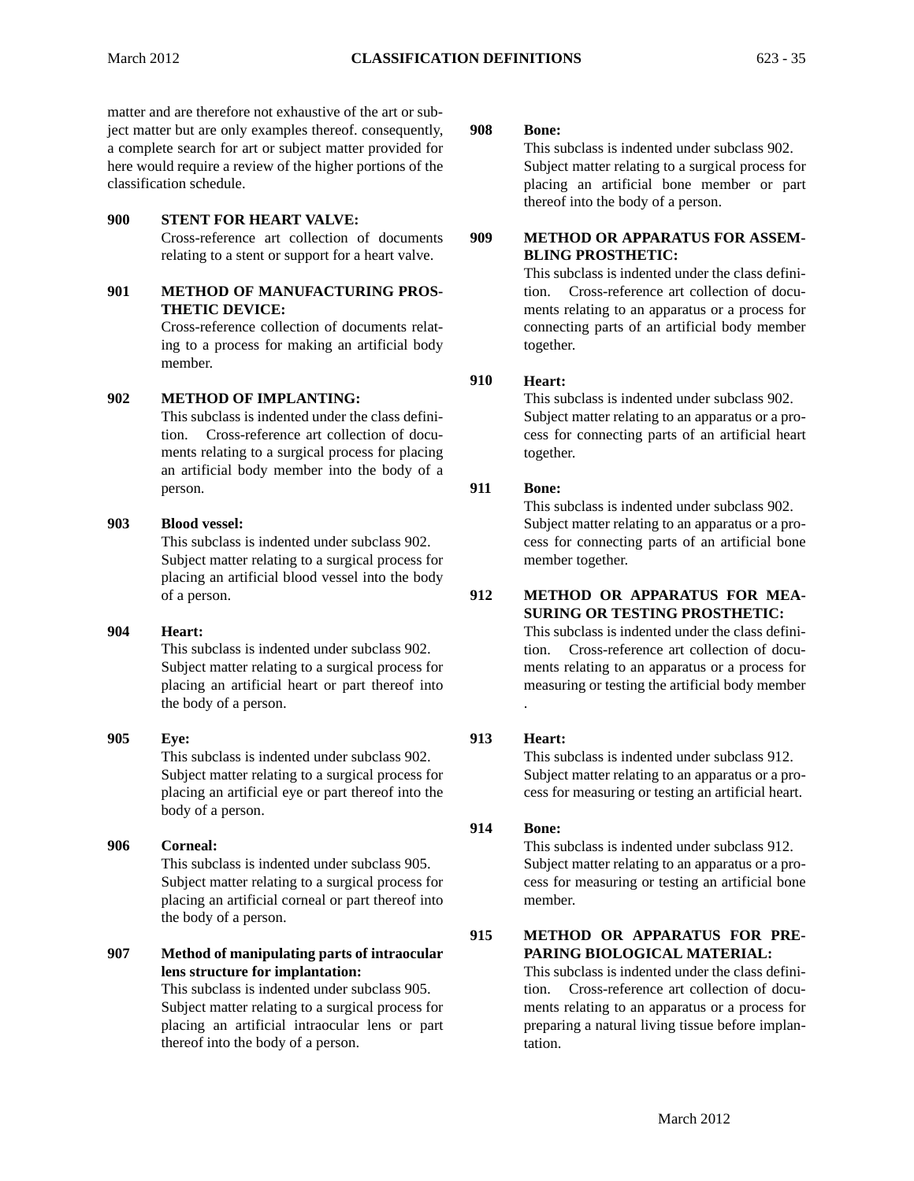matter and are therefore not exhaustive of the art or subject matter but are only examples thereof. consequently, a complete search for art or subject matter provided for here would require a review of the higher portions of the classification schedule.

**900 STENT FOR HEART VALVE:**
Cross-reference art collection of documents relating to a stent or support for a heart valve.

**901 METHOD OF MANUFACTURING PROSTHETIC DEVICE:**
Cross-reference collection of documents relating to a process for making an artificial body member.

**902 METHOD OF IMPLANTING:**
This subclass is indented under the class definition. Cross-reference art collection of documents relating to a surgical process for placing an artificial body member into the body of a person.

**903 Blood vessel:**
This subclass is indented under subclass 902. Subject matter relating to a surgical process for placing an artificial blood vessel into the body of a person.

**904 Heart:**
This subclass is indented under subclass 902. Subject matter relating to a surgical process for placing an artificial heart or part thereof into the body of a person.

**905 Eye:**
This subclass is indented under subclass 902. Subject matter relating to a surgical process for placing an artificial eye or part thereof into the body of a person.

**906 Corneal:**
This subclass is indented under subclass 905. Subject matter relating to a surgical process for placing an artificial corneal or part thereof into the body of a person.

**907 Method of manipulating parts of intraocular lens structure for implantation:**
This subclass is indented under subclass 905. Subject matter relating to a surgical process for placing an artificial intraocular lens or part thereof into the body of a person.

**908 Bone:**
This subclass is indented under subclass 902. Subject matter relating to a surgical process for placing an artificial bone member or part thereof into the body of a person.

**909 METHOD OR APPARATUS FOR ASSEMBLING PROSTHETIC:**
This subclass is indented under the class definition. Cross-reference art collection of documents relating to an apparatus or a process for connecting parts of an artificial body member together.

**910 Heart:**
This subclass is indented under subclass 902. Subject matter relating to an apparatus or a process for connecting parts of an artificial heart together.

**911 Bone:**
This subclass is indented under subclass 902. Subject matter relating to an apparatus or a process for connecting parts of an artificial bone member together.

**912 METHOD OR APPARATUS FOR MEASURING OR TESTING PROSTHETIC:**
This subclass is indented under the class definition. Cross-reference art collection of documents relating to an apparatus or a process for measuring or testing the artificial body member .

**913 Heart:**
This subclass is indented under subclass 912. Subject matter relating to an apparatus or a process for measuring or testing an artificial heart.

**914 Bone:**
This subclass is indented under subclass 912. Subject matter relating to an apparatus or a process for measuring or testing an artificial bone member.

**915 METHOD OR APPARATUS FOR PREPARING BIOLOGICAL MATERIAL:**
This subclass is indented under the class definition. Cross-reference art collection of documents relating to an apparatus or a process for preparing a natural living tissue before implantation.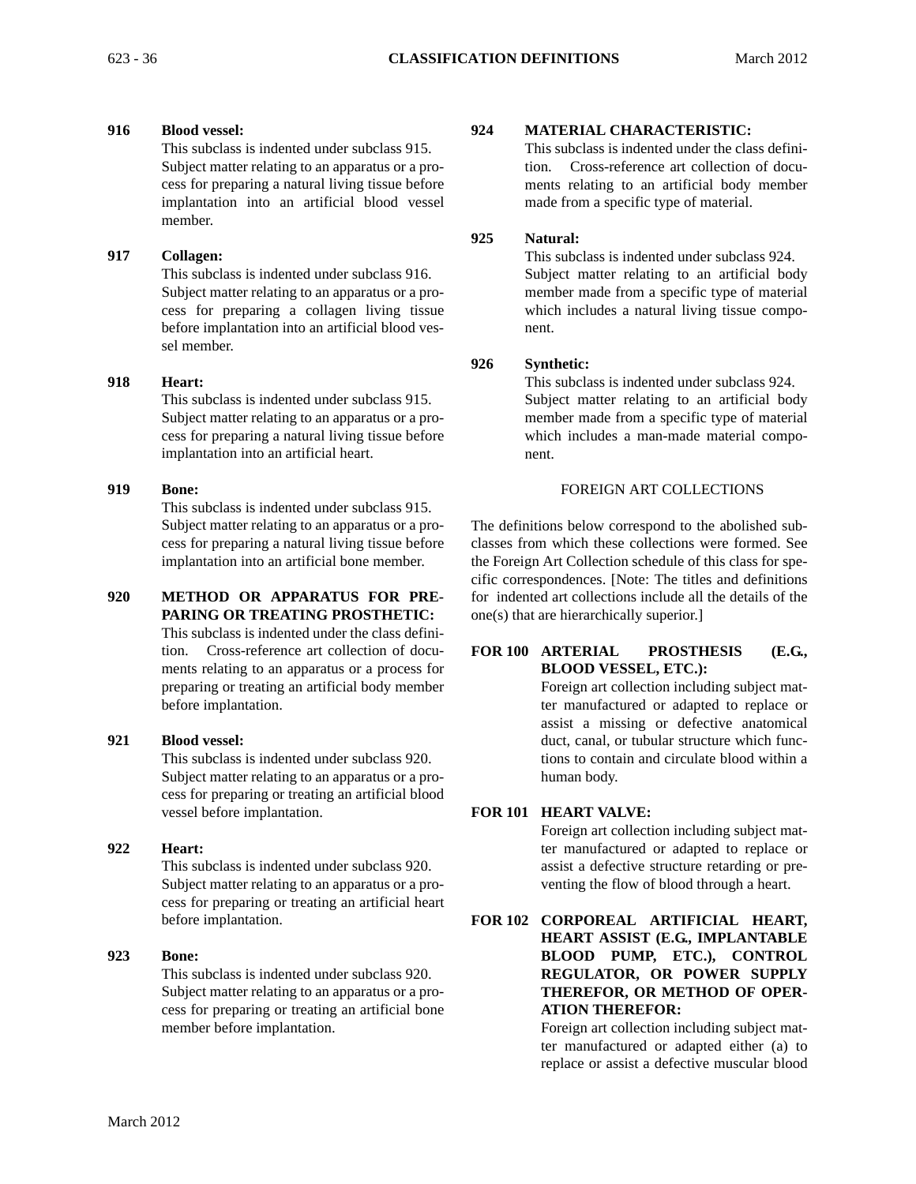**916 Blood vessel:**
This subclass is indented under subclass 915. Subject matter relating to an apparatus or a process for preparing a natural living tissue before implantation into an artificial blood vessel member.

**917 Collagen:**
This subclass is indented under subclass 916. Subject matter relating to an apparatus or a process for preparing a collagen living tissue before implantation into an artificial blood vessel member.

**918 Heart:**
This subclass is indented under subclass 915. Subject matter relating to an apparatus or a process for preparing a natural living tissue before implantation into an artificial heart.

**919 Bone:**
This subclass is indented under subclass 915. Subject matter relating to an apparatus or a process for preparing a natural living tissue before implantation into an artificial bone member.

**920 METHOD OR APPARATUS FOR PREPARING OR TREATING PROSTHETIC:**
This subclass is indented under the class definition. Cross-reference art collection of documents relating to an apparatus or a process for preparing or treating an artificial body member before implantation.

**921 Blood vessel:**
This subclass is indented under subclass 920. Subject matter relating to an apparatus or a process for preparing or treating an artificial blood vessel before implantation.

**922 Heart:**
This subclass is indented under subclass 920. Subject matter relating to an apparatus or a process for preparing or treating an artificial heart before implantation.

**923 Bone:**
This subclass is indented under subclass 920. Subject matter relating to an apparatus or a process for preparing or treating an artificial bone member before implantation.

**924 MATERIAL CHARACTERISTIC:**
This subclass is indented under the class definition. Cross-reference art collection of documents relating to an artificial body member made from a specific type of material.

**925 Natural:**
This subclass is indented under subclass 924. Subject matter relating to an artificial body member made from a specific type of material which includes a natural living tissue component.

**926 Synthetic:**
This subclass is indented under subclass 924. Subject matter relating to an artificial body member made from a specific type of material which includes a man-made material component.

## FOREIGN ART COLLECTIONS

The definitions below correspond to the abolished subclasses from which these collections were formed. See the Foreign Art Collection schedule of this class for specific correspondences. [Note: The titles and definitions for indented art collections include all the details of the one(s) that are hierarchically superior.]

**FOR 100 ARTERIAL PROSTHESIS (E.G., BLOOD VESSEL, ETC.):**
Foreign art collection including subject matter manufactured or adapted to replace or assist a missing or defective anatomical duct, canal, or tubular structure which functions to contain and circulate blood within a human body.

**FOR 101 HEART VALVE:**
Foreign art collection including subject matter manufactured or adapted to replace or assist a defective structure retarding or preventing the flow of blood through a heart.

**FOR 102 CORPOREAL ARTIFICIAL HEART, HEART ASSIST (E.G., IMPLANTABLE BLOOD PUMP, ETC.), CONTROL REGULATOR, OR POWER SUPPLY THEREFOR, OR METHOD OF OPERATION THEREFOR:**
Foreign art collection including subject matter manufactured or adapted either (a) to replace or assist a defective muscular blood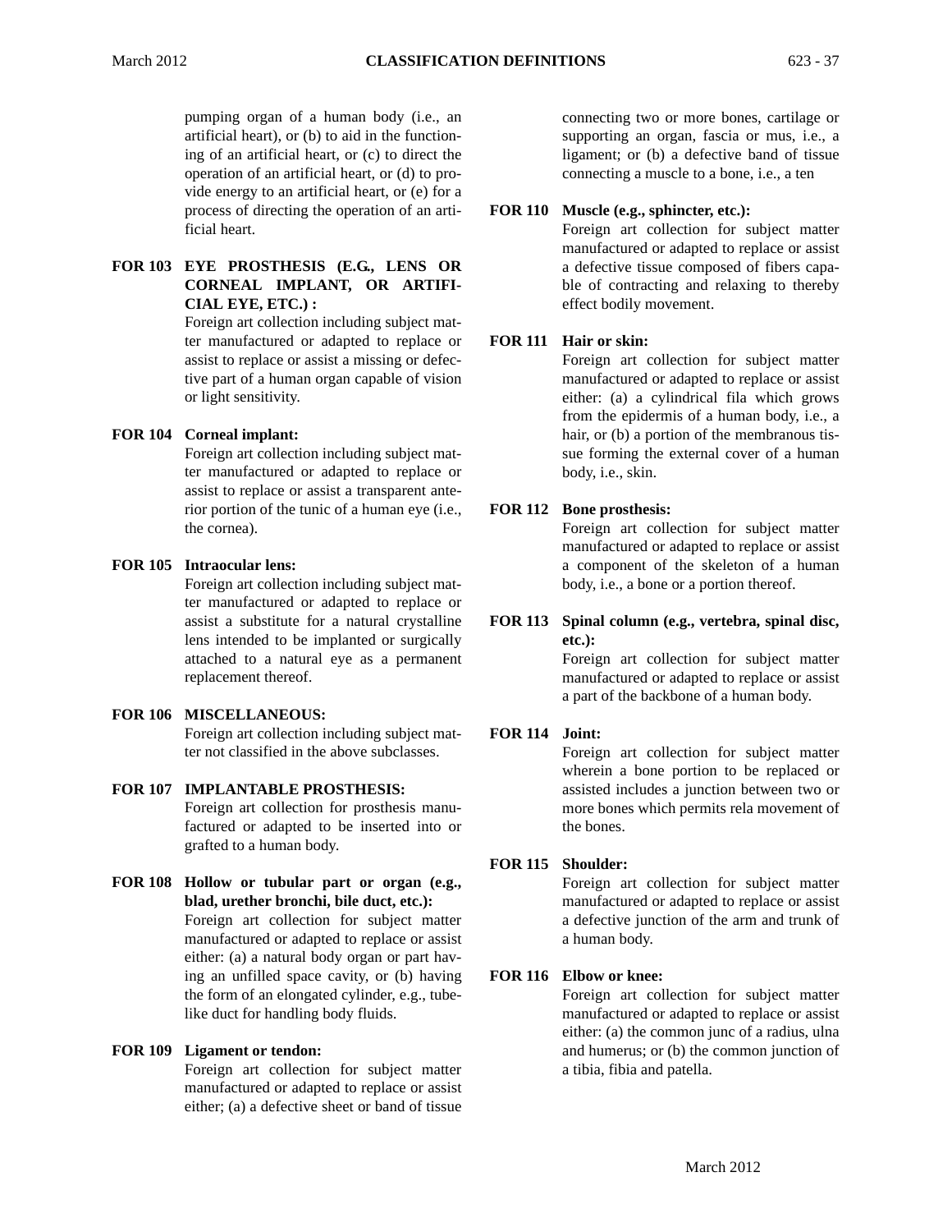pumping organ of a human body (i.e., an artificial heart), or (b) to aid in the functioning of an artificial heart, or (c) to direct the operation of an artificial heart, or (d) to provide energy to an artificial heart, or (e) for a process of directing the operation of an artificial heart.

**FOR 103 EYE PROSTHESIS (E.G., LENS OR CORNEAL IMPLANT, OR ARTIFICIAL EYE, ETC.) :**
Foreign art collection including subject matter manufactured or adapted to replace or assist to replace or assist a missing or defective part of a human organ capable of vision or light sensitivity.

**FOR 104 Corneal implant:**
Foreign art collection including subject matter manufactured or adapted to replace or assist to replace or assist a transparent anterior portion of the tunic of a human eye (i.e., the cornea).

**FOR 105 Intraocular lens:**
Foreign art collection including subject matter manufactured or adapted to replace or assist a substitute for a natural crystalline lens intended to be implanted or surgically attached to a natural eye as a permanent replacement thereof.

**FOR 106 MISCELLANEOUS:**
Foreign art collection including subject matter not classified in the above subclasses.

**FOR 107 IMPLANTABLE PROSTHESIS:**
Foreign art collection for prosthesis manufactured or adapted to be inserted into or grafted to a human body.

**FOR 108 Hollow or tubular part or organ (e.g., blad, urether bronchi, bile duct, etc.):**
Foreign art collection for subject matter manufactured or adapted to replace or assist either: (a) a natural body organ or part having an unfilled space cavity, or (b) having the form of an elongated cylinder, e.g., tube-like duct for handling body fluids.

**FOR 109 Ligament or tendon:**
Foreign art collection for subject matter manufactured or adapted to replace or assist either; (a) a defective sheet or band of tissue connecting two or more bones, cartilage or supporting an organ, fascia or mus, i.e., a ligament; or (b) a defective band of tissue connecting a muscle to a bone, i.e., a ten

**FOR 110 Muscle (e.g., sphincter, etc.):**
Foreign art collection for subject matter manufactured or adapted to replace or assist a defective tissue composed of fibers capable of contracting and relaxing to thereby effect bodily movement.

**FOR 111 Hair or skin:**
Foreign art collection for subject matter manufactured or adapted to replace or assist either: (a) a cylindrical fila which grows from the epidermis of a human body, i.e., a hair, or (b) a portion of the membranous tissue forming the external cover of a human body, i.e., skin.

**FOR 112 Bone prosthesis:**
Foreign art collection for subject matter manufactured or adapted to replace or assist a component of the skeleton of a human body, i.e., a bone or a portion thereof.

**FOR 113 Spinal column (e.g., vertebra, spinal disc, etc.):**
Foreign art collection for subject matter manufactured or adapted to replace or assist a part of the backbone of a human body.

**FOR 114 Joint:**
Foreign art collection for subject matter wherein a bone portion to be replaced or assisted includes a junction between two or more bones which permits rela movement of the bones.

**FOR 115 Shoulder:**
Foreign art collection for subject matter manufactured or adapted to replace or assist a defective junction of the arm and trunk of a human body.

**FOR 116 Elbow or knee:**
Foreign art collection for subject matter manufactured or adapted to replace or assist either: (a) the common junc of a radius, ulna and humerus; or (b) the common junction of a tibia, fibia and patella.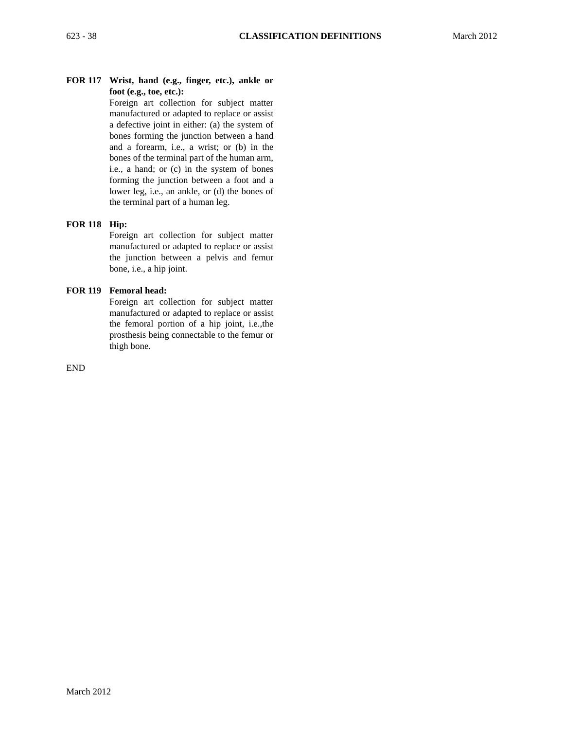**FOR 117 Wrist, hand (e.g., finger, etc.), ankle or foot (e.g., toe, etc.):**

Foreign art collection for subject matter manufactured or adapted to replace or assist a defective joint in either: (a) the system of bones forming the junction between a hand and a forearm, i.e., a wrist; or (b) in the bones of the terminal part of the human arm, i.e., a hand; or (c) in the system of bones forming the junction between a foot and a lower leg, i.e., an ankle, or (d) the bones of the terminal part of a human leg.

**FOR 118 Hip:**

Foreign art collection for subject matter manufactured or adapted to replace or assist the junction between a pelvis and femur bone, i.e., a hip joint.

**FOR 119 Femoral head:**

Foreign art collection for subject matter manufactured or adapted to replace or assist the femoral portion of a hip joint, i.e.,the prosthesis being connectable to the femur or thigh bone.

END